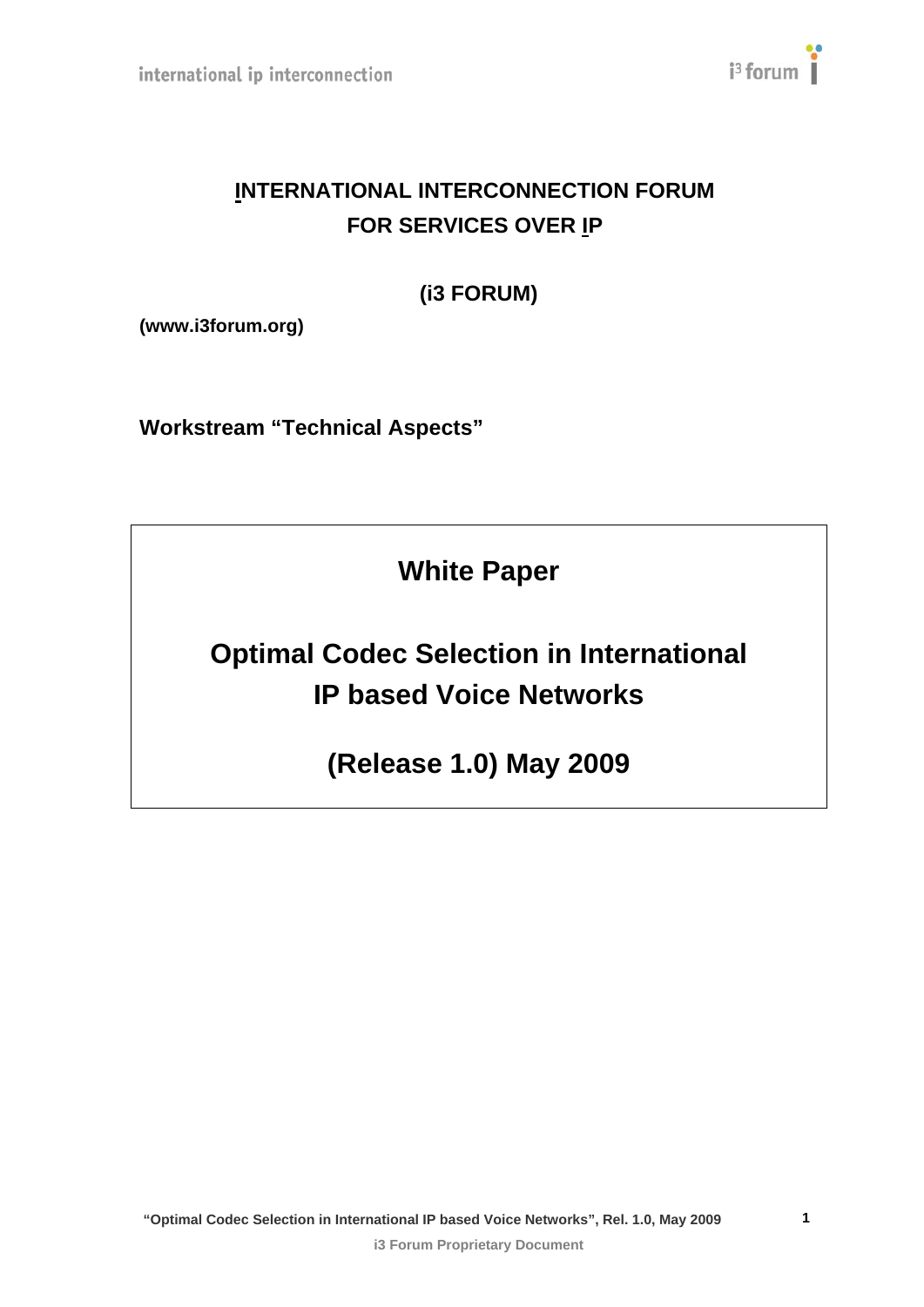# INTERNATIONAL INTERCONNECTION FORUM FOR SERVICES OVER IP

**(i3 FORUM)**

**(www.i3forum.org)**

**Workstream "Technical Aspects"**

## White Paper

## Optimal Codec Selection in International IP based Voice Networks

## (Release 1.0) May 2009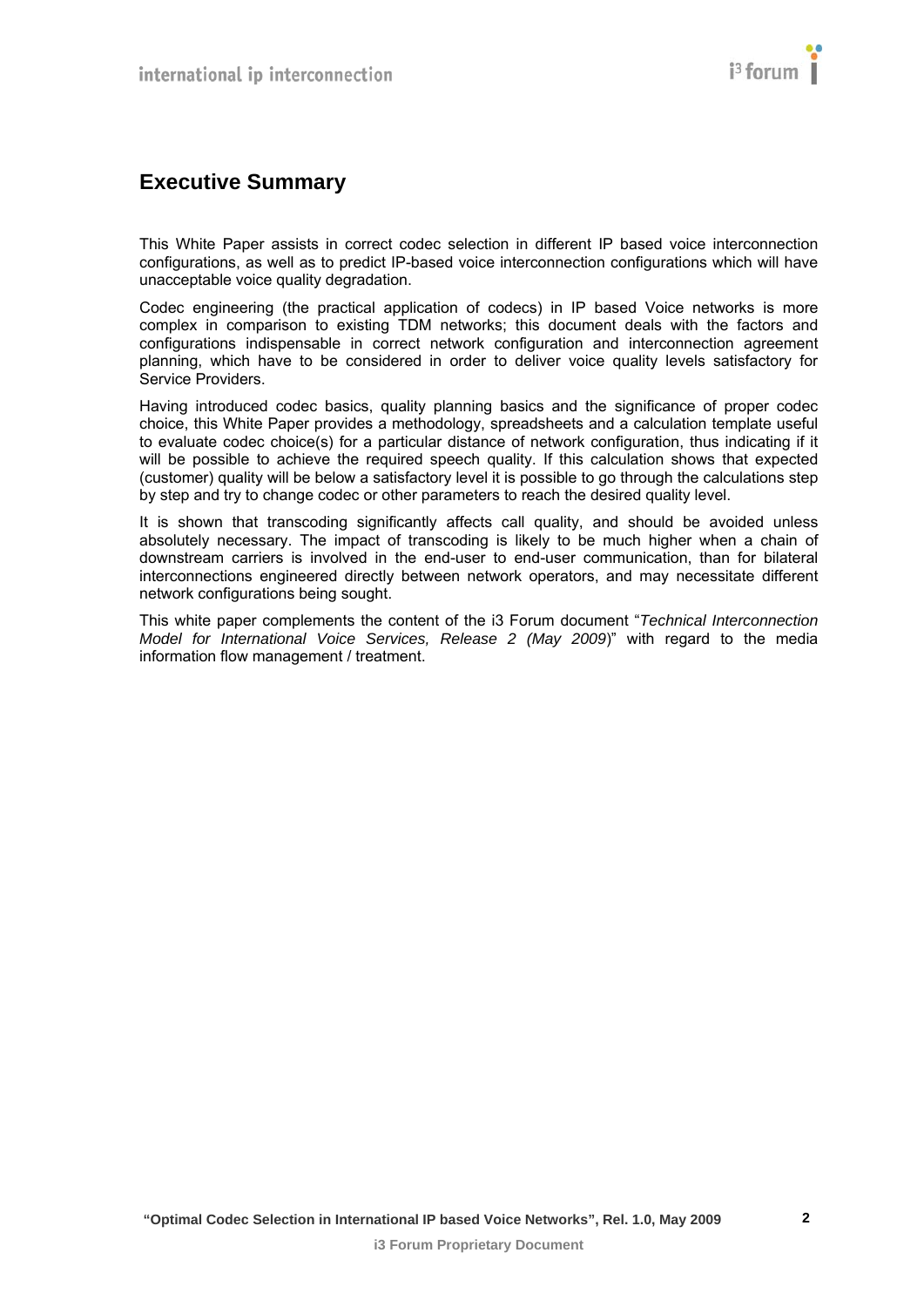# Executive Summary

This White Paper assists in correct codec selection in different IP based voice interconnection configurations, as well as to predict IP-based voice interconnection configurations which will have unacceptable voice quality degradation.

Codec engineering (the practical application of codecs) in IP based Voice networks is more complex in comparison to existing TDM networks; this document deals with the factors and configurations indispensable in correct network configuration and interconnection agreement planning, which have to be considered in order to deliver voice quality levels satisfactory for Service Providers.

Having introduced codec basics, quality planning basics and the significance of proper codec choice, this White Paper provides a methodology, spreadsheets and a calculation template useful to evaluate codec choice(s) for a particular distance of network configuration, thus indicating if it will be possible to achieve the required speech quality. If this calculation shows that expected (customer) quality will be below a satisfactory level it is possible to go through the calculations step by step and try to change codec or other parameters to reach the desired quality level.

It is shown that transcoding significantly affects call quality, and should be avoided unless absolutely necessary. The impact of transcoding is likely to be much higher when a chain of downstream carriers is involved in the end-user to end-user communication, than for bilateral interconnections engineered directly between network operators, and may necessitate different network configurations being sought.

This white paper complements the content of the i3 Forum document "*Technical Interconnection Model for International Voice Services, Release 2 (May 2009)*" with regard to the media information flow management / treatment.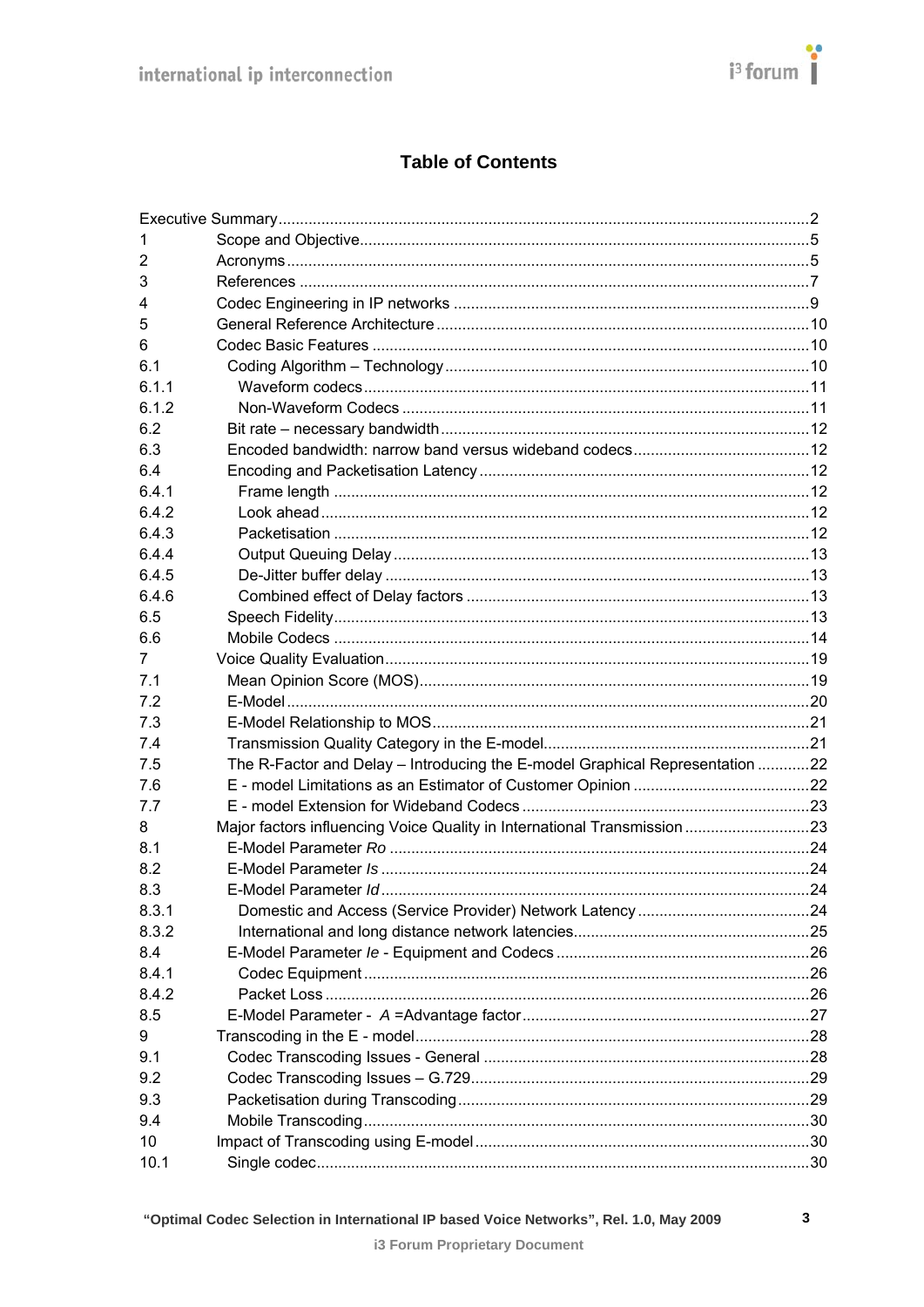# Table of Contents

| | | |
|---|---|---|
| Executive Summary | | 2 |
| 1 | Scope and Objective | 5 |
| 2 | Acronyms | 5 |
| 3 | References | 7 |
| 4 | Codec Engineering in IP networks | 9 |
| 5 | General Reference Architecture | 10 |
| 6 | Codec Basic Features | 10 |
| 6.1 | Coding Algorithm – Technology | 10 |
| 6.1.1 | Waveform codecs | 11 |
| 6.1.2 | Non-Waveform Codecs | 11 |
| 6.2 | Bit rate – necessary bandwidth | 12 |
| 6.3 | Encoded bandwidth: narrow band versus wideband codecs | 12 |
| 6.4 | Encoding and Packetisation Latency | 12 |
| 6.4.1 | Frame length | 12 |
| 6.4.2 | Look ahead | 12 |
| 6.4.3 | Packetisation | 12 |
| 6.4.4 | Output Queuing Delay | 13 |
| 6.4.5 | De-Jitter buffer delay | 13 |
| 6.4.6 | Combined effect of Delay factors | 13 |
| 6.5 | Speech Fidelity | 13 |
| 6.6 | Mobile Codecs | 14 |
| 7 | Voice Quality Evaluation | 19 |
| 7.1 | Mean Opinion Score (MOS) | 19 |
| 7.2 | E-Model | 20 |
| 7.3 | E-Model Relationship to MOS | 21 |
| 7.4 | Transmission Quality Category in the E-model | 21 |
| 7.5 | The R-Factor and Delay – Introducing the E-model Graphical Representation | 22 |
| 7.6 | E - model Limitations as an Estimator of Customer Opinion | 22 |
| 7.7 | E - model Extension for Wideband Codecs | 23 |
| 8 | Major factors influencing Voice Quality in International Transmission | 23 |
| 8.1 | E-Model Parameter *Ro* | 24 |
| 8.2 | E-Model Parameter *Is* | 24 |
| 8.3 | E-Model Parameter *Id* | 24 |
| 8.3.1 | Domestic and Access (Service Provider) Network Latency | 24 |
| 8.3.2 | International and long distance network latencies | 25 |
| 8.4 | E-Model Parameter *Ie* - Equipment and Codecs | 26 |
| 8.4.1 | Codec Equipment | 26 |
| 8.4.2 | Packet Loss | 26 |
| 8.5 | E-Model Parameter - *A* =Advantage factor | 27 |
| 9 | Transcoding in the E - model | 28 |
| 9.1 | Codec Transcoding Issues - General | 28 |
| 9.2 | Codec Transcoding Issues – G.729 | 29 |
| 9.3 | Packetisation during Transcoding | 29 |
| 9.4 | Mobile Transcoding | 30 |
| 10 | Impact of Transcoding using E-model | 30 |
| 10.1 | Single codec | 30 |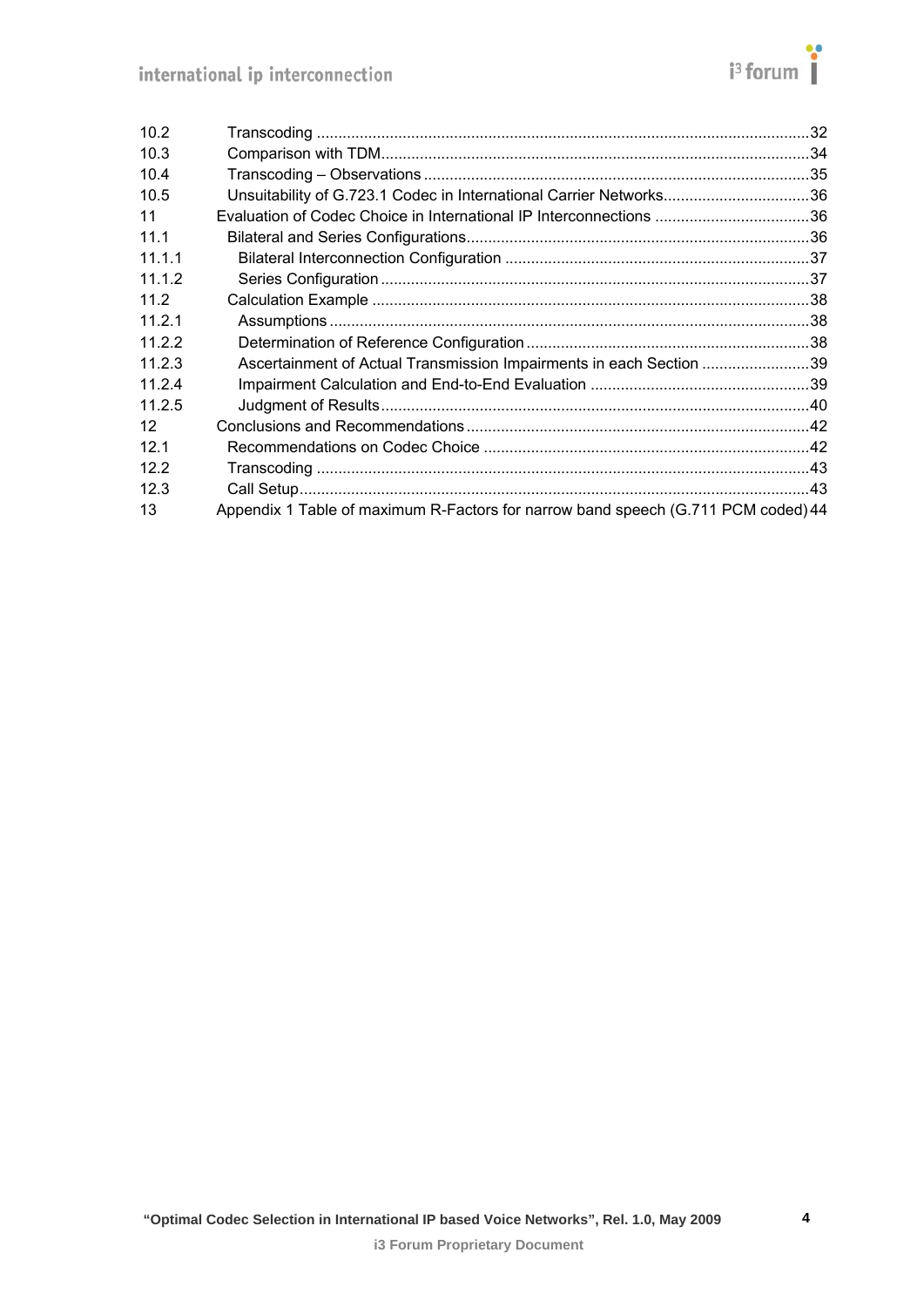| | | |
|---|---|---|
| 10.2 | Transcoding | 32 |
| 10.3 | Comparison with TDM | 34 |
| 10.4 | Transcoding – Observations | 35 |
| 10.5 | Unsuitability of G.723.1 Codec in International Carrier Networks | 36 |
| 11 | Evaluation of Codec Choice in International IP Interconnections | 36 |
| 11.1 | Bilateral and Series Configurations | 36 |
| 11.1.1 | Bilateral Interconnection Configuration | 37 |
| 11.1.2 | Series Configuration | 37 |
| 11.2 | Calculation Example | 38 |
| 11.2.1 | Assumptions | 38 |
| 11.2.2 | Determination of Reference Configuration | 38 |
| 11.2.3 | Ascertainment of Actual Transmission Impairments in each Section | 39 |
| 11.2.4 | Impairment Calculation and End-to-End Evaluation | 39 |
| 11.2.5 | Judgment of Results | 40 |
| 12 | Conclusions and Recommendations | 42 |
| 12.1 | Recommendations on Codec Choice | 42 |
| 12.2 | Transcoding | 43 |
| 12.3 | Call Setup | 43 |
| 13 | Appendix 1 Table of maximum R-Factors for narrow band speech (G.711 PCM coded) | 44 |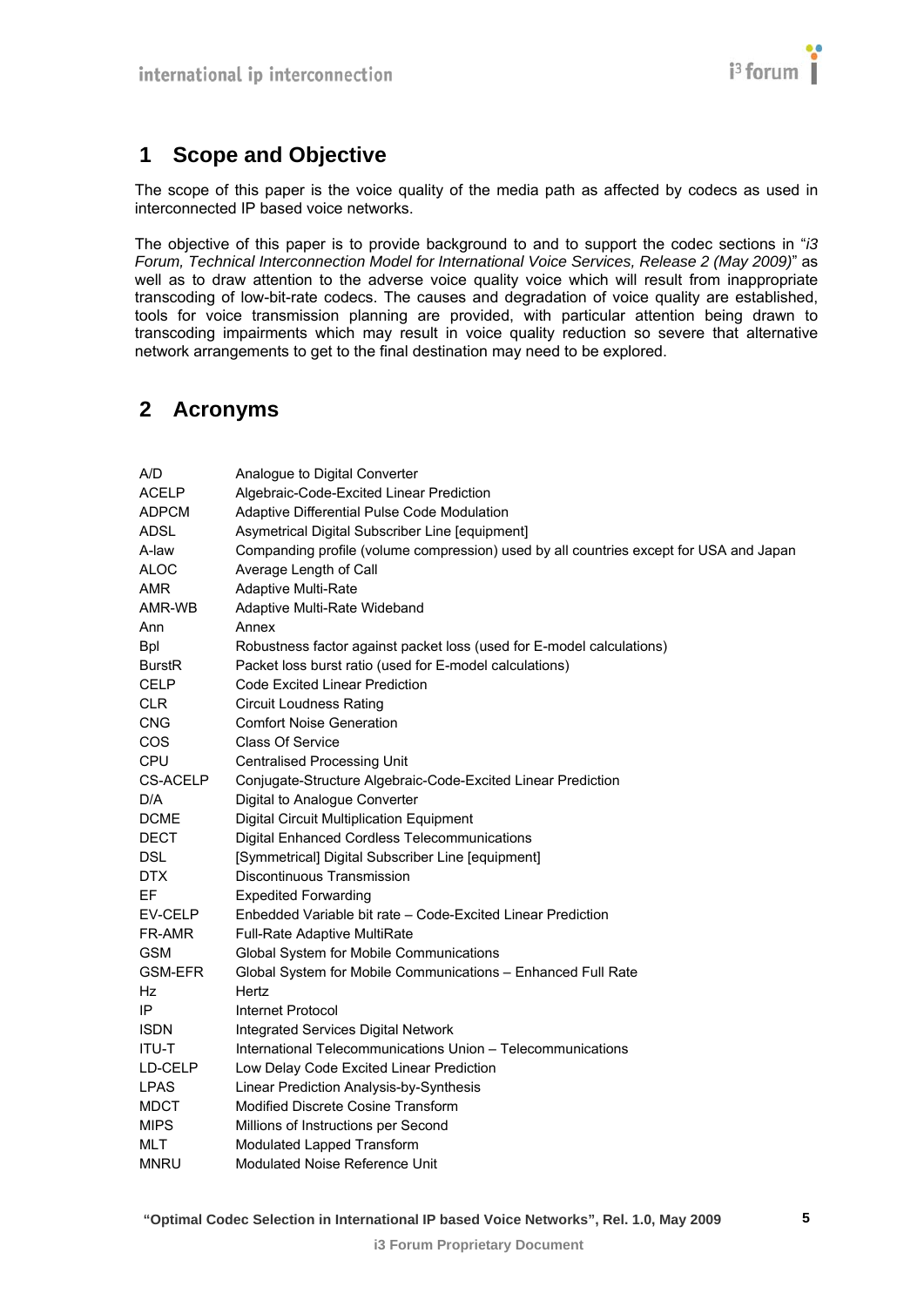# 1 Scope and Objective

The scope of this paper is the voice quality of the media path as affected by codecs as used in interconnected IP based voice networks.

The objective of this paper is to provide background to and to support the codec sections in "*i3 Forum, Technical Interconnection Model for International Voice Services, Release 2 (May 2009)*" as well as to draw attention to the adverse voice quality voice which will result from inappropriate transcoding of low-bit-rate codecs. The causes and degradation of voice quality are established, tools for voice transmission planning are provided, with particular attention being drawn to transcoding impairments which may result in voice quality reduction so severe that alternative network arrangements to get to the final destination may need to be explored.

# 2 Acronyms

| | |
|---|---|
| A/D | Analogue to Digital Converter |
| ACELP | Algebraic-Code-Excited Linear Prediction |
| ADPCM | Adaptive Differential Pulse Code Modulation |
| ADSL | Asymetrical Digital Subscriber Line [equipment] |
| A-law | Companding profile (volume compression) used by all countries except for USA and Japan |
| ALOC | Average Length of Call |
| AMR | Adaptive Multi-Rate |
| AMR-WB | Adaptive Multi-Rate Wideband |
| Ann | Annex |
| Bpl | Robustness factor against packet loss (used for E-model calculations) |
| BurstR | Packet loss burst ratio (used for E-model calculations) |
| CELP | Code Excited Linear Prediction |
| CLR | Circuit Loudness Rating |
| CNG | Comfort Noise Generation |
| COS | Class Of Service |
| CPU | Centralised Processing Unit |
| CS-ACELP | Conjugate-Structure Algebraic-Code-Excited Linear Prediction |
| D/A | Digital to Analogue Converter |
| DCME | Digital Circuit Multiplication Equipment |
| DECT | Digital Enhanced Cordless Telecommunications |
| DSL | [Symmetrical] Digital Subscriber Line [equipment] |
| DTX | Discontinuous Transmission |
| EF | Expedited Forwarding |
| EV-CELP | Enbedded Variable bit rate – Code-Excited Linear Prediction |
| FR-AMR | Full-Rate Adaptive MultiRate |
| GSM | Global System for Mobile Communications |
| GSM-EFR | Global System for Mobile Communications – Enhanced Full Rate |
| Hz | Hertz |
| IP | Internet Protocol |
| ISDN | Integrated Services Digital Network |
| ITU-T | International Telecommunications Union – Telecommunications |
| LD-CELP | Low Delay Code Excited Linear Prediction |
| LPAS | Linear Prediction Analysis-by-Synthesis |
| MDCT | Modified Discrete Cosine Transform |
| MIPS | Millions of Instructions per Second |
| MLT | Modulated Lapped Transform |
| MNRU | Modulated Noise Reference Unit |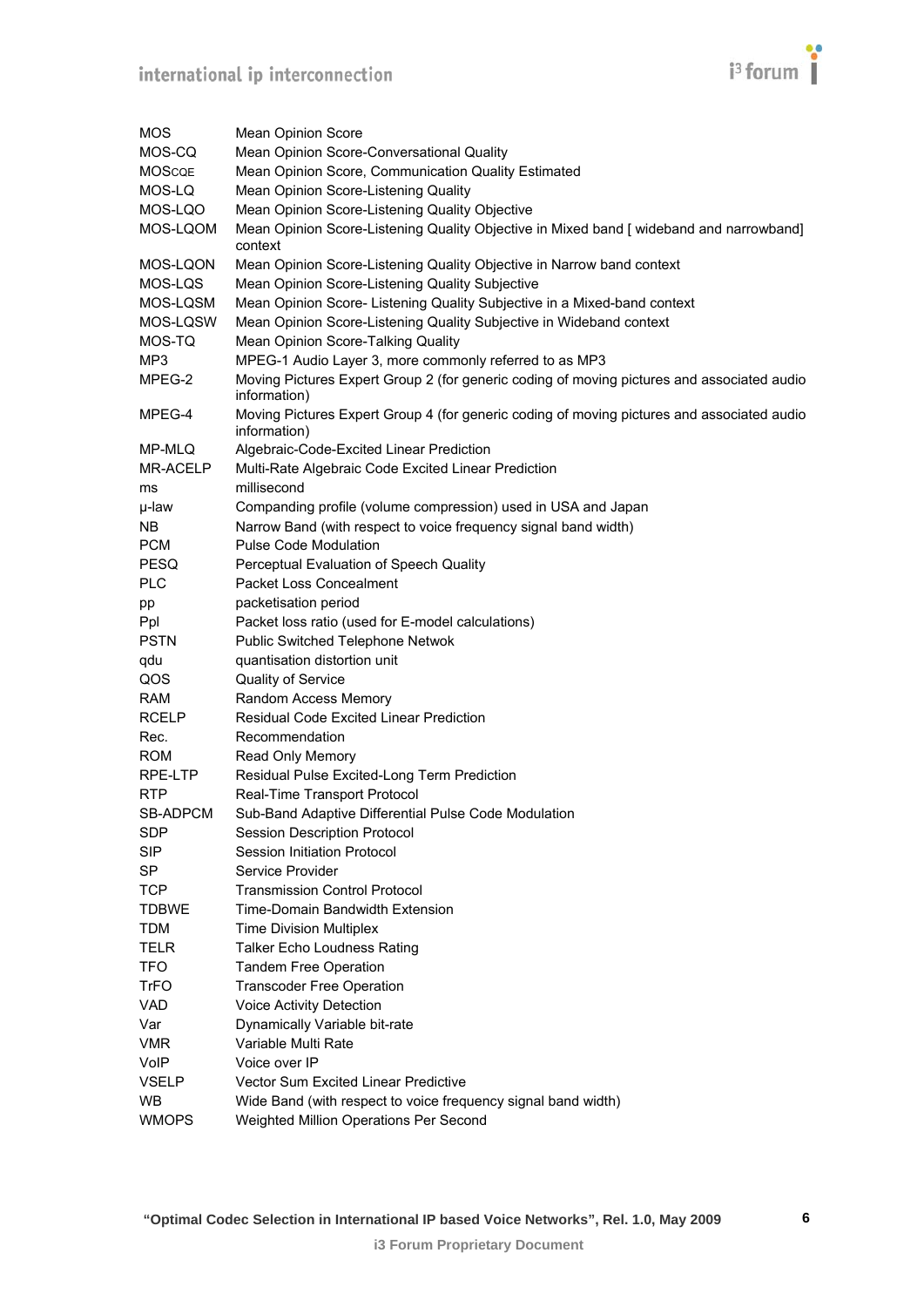| | |
|---|---|
| MOS | Mean Opinion Score |
| MOS-CQ | Mean Opinion Score-Conversational Quality |
| MOSCQE | Mean Opinion Score, Communication Quality Estimated |
| MOS-LQ | Mean Opinion Score-Listening Quality |
| MOS-LQO | Mean Opinion Score-Listening Quality Objective |
| MOS-LQOM | Mean Opinion Score-Listening Quality Objective in Mixed band [ wideband and narrowband] context |
| MOS-LQON | Mean Opinion Score-Listening Quality Objective in Narrow band context |
| MOS-LQS | Mean Opinion Score-Listening Quality Subjective |
| MOS-LQSM | Mean Opinion Score- Listening Quality Subjective in a Mixed-band context |
| MOS-LQSW | Mean Opinion Score-Listening Quality Subjective in Wideband context |
| MOS-TQ | Mean Opinion Score-Talking Quality |
| MP3 | MPEG-1 Audio Layer 3, more commonly referred to as MP3 |
| MPEG-2 | Moving Pictures Expert Group 2 (for generic coding of moving pictures and associated audio information) |
| MPEG-4 | Moving Pictures Expert Group 4 (for generic coding of moving pictures and associated audio information) |
| MP-MLQ | Algebraic-Code-Excited Linear Prediction |
| MR-ACELP | Multi-Rate Algebraic Code Excited Linear Prediction |
| ms | millisecond |
| µ-law | Companding profile (volume compression) used in USA and Japan |
| NB | Narrow Band (with respect to voice frequency signal band width) |
| PCM | Pulse Code Modulation |
| PESQ | Perceptual Evaluation of Speech Quality |
| PLC | Packet Loss Concealment |
| pp | packetisation period |
| Ppl | Packet loss ratio (used for E-model calculations) |
| PSTN | Public Switched Telephone Netwok |
| qdu | quantisation distortion unit |
| QOS | Quality of Service |
| RAM | Random Access Memory |
| RCELP | Residual Code Excited Linear Prediction |
| Rec. | Recommendation |
| ROM | Read Only Memory |
| RPE-LTP | Residual Pulse Excited-Long Term Prediction |
| RTP | Real-Time Transport Protocol |
| SB-ADPCM | Sub-Band Adaptive Differential Pulse Code Modulation |
| SDP | Session Description Protocol |
| SIP | Session Initiation Protocol |
| SP | Service Provider |
| TCP | Transmission Control Protocol |
| TDBWE | Time-Domain Bandwidth Extension |
| TDM | Time Division Multiplex |
| TELR | Talker Echo Loudness Rating |
| TFO | Tandem Free Operation |
| TrFO | Transcoder Free Operation |
| VAD | Voice Activity Detection |
| Var | Dynamically Variable bit-rate |
| VMR | Variable Multi Rate |
| VoIP | Voice over IP |
| VSELP | Vector Sum Excited Linear Predictive |
| WB | Wide Band (with respect to voice frequency signal band width) |
| WMOPS | Weighted Million Operations Per Second |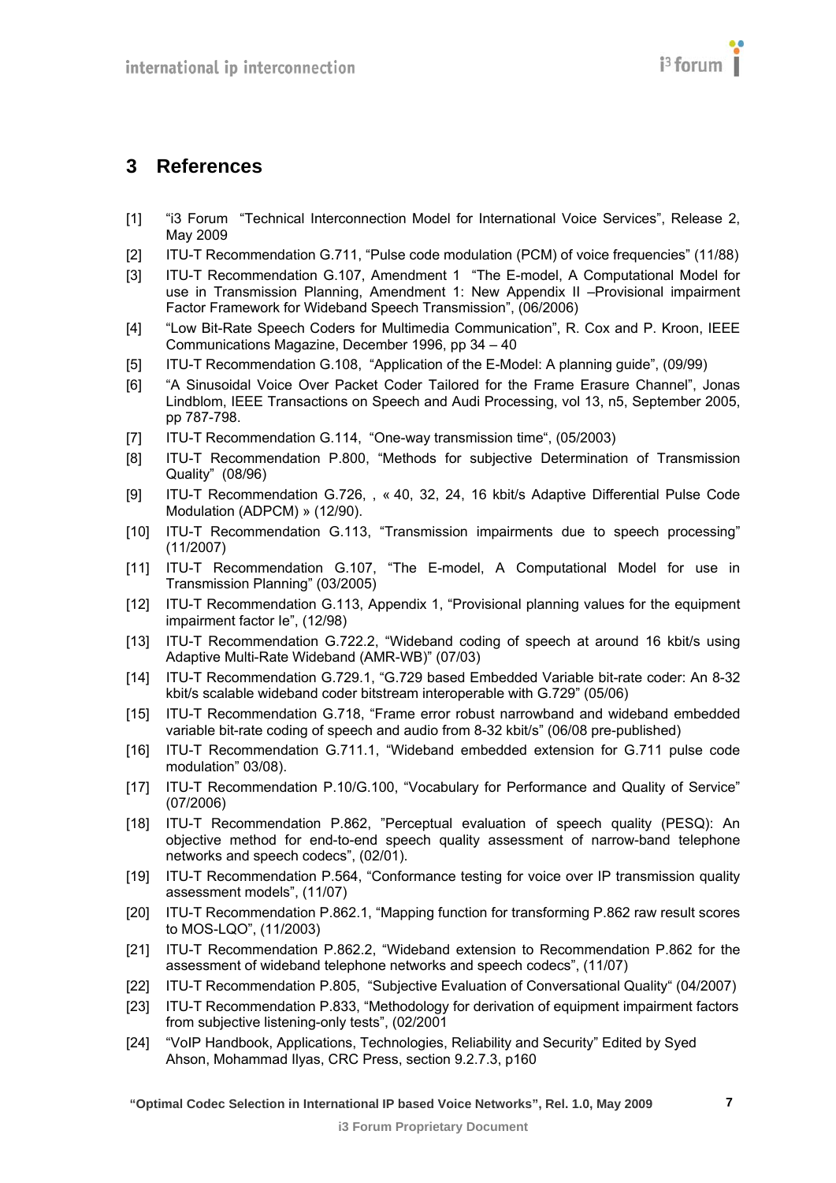# 3 References

[1] "i3 Forum "Technical Interconnection Model for International Voice Services", Release 2, May 2009

[2] ITU-T Recommendation G.711, "Pulse code modulation (PCM) of voice frequencies" (11/88)

[3] ITU-T Recommendation G.107, Amendment 1 "The E-model, A Computational Model for use in Transmission Planning, Amendment 1: New Appendix II –Provisional impairment Factor Framework for Wideband Speech Transmission", (06/2006)

[4] "Low Bit-Rate Speech Coders for Multimedia Communication", R. Cox and P. Kroon, IEEE Communications Magazine, December 1996, pp 34 – 40

[5] ITU-T Recommendation G.108, "Application of the E-Model: A planning guide", (09/99)

[6] "A Sinusoidal Voice Over Packet Coder Tailored for the Frame Erasure Channel", Jonas Lindblom, IEEE Transactions on Speech and Audi Processing, vol 13, n5, September 2005, pp 787-798.

[7] ITU-T Recommendation G.114, "One-way transmission time", (05/2003)

[8] ITU-T Recommendation P.800, "Methods for subjective Determination of Transmission Quality" (08/96)

[9] ITU-T Recommendation G.726, , « 40, 32, 24, 16 kbit/s Adaptive Differential Pulse Code Modulation (ADPCM) » (12/90).

[10] ITU-T Recommendation G.113, "Transmission impairments due to speech processing" (11/2007)

[11] ITU-T Recommendation G.107, "The E-model, A Computational Model for use in Transmission Planning" (03/2005)

[12] ITU-T Recommendation G.113, Appendix 1, "Provisional planning values for the equipment impairment factor Ie", (12/98)

[13] ITU-T Recommendation G.722.2, "Wideband coding of speech at around 16 kbit/s using Adaptive Multi-Rate Wideband (AMR-WB)" (07/03)

[14] ITU-T Recommendation G.729.1, "G.729 based Embedded Variable bit-rate coder: An 8-32 kbit/s scalable wideband coder bitstream interoperable with G.729" (05/06)

[15] ITU-T Recommendation G.718, "Frame error robust narrowband and wideband embedded variable bit-rate coding of speech and audio from 8-32 kbit/s" (06/08 pre-published)

[16] ITU-T Recommendation G.711.1, "Wideband embedded extension for G.711 pulse code modulation" 03/08).

[17] ITU-T Recommendation P.10/G.100, "Vocabulary for Performance and Quality of Service" (07/2006)

[18] ITU-T Recommendation P.862, "Perceptual evaluation of speech quality (PESQ): An objective method for end-to-end speech quality assessment of narrow-band telephone networks and speech codecs", (02/01).

[19] ITU-T Recommendation P.564, "Conformance testing for voice over IP transmission quality assessment models", (11/07)

[20] ITU-T Recommendation P.862.1, "Mapping function for transforming P.862 raw result scores to MOS-LQO", (11/2003)

[21] ITU-T Recommendation P.862.2, "Wideband extension to Recommendation P.862 for the assessment of wideband telephone networks and speech codecs", (11/07)

[22] ITU-T Recommendation P.805, "Subjective Evaluation of Conversational Quality" (04/2007)

[23] ITU-T Recommendation P.833, "Methodology for derivation of equipment impairment factors from subjective listening-only tests", (02/2001

[24] "VoIP Handbook, Applications, Technologies, Reliability and Security" Edited by Syed Ahson, Mohammad Ilyas, CRC Press, section 9.2.7.3, p160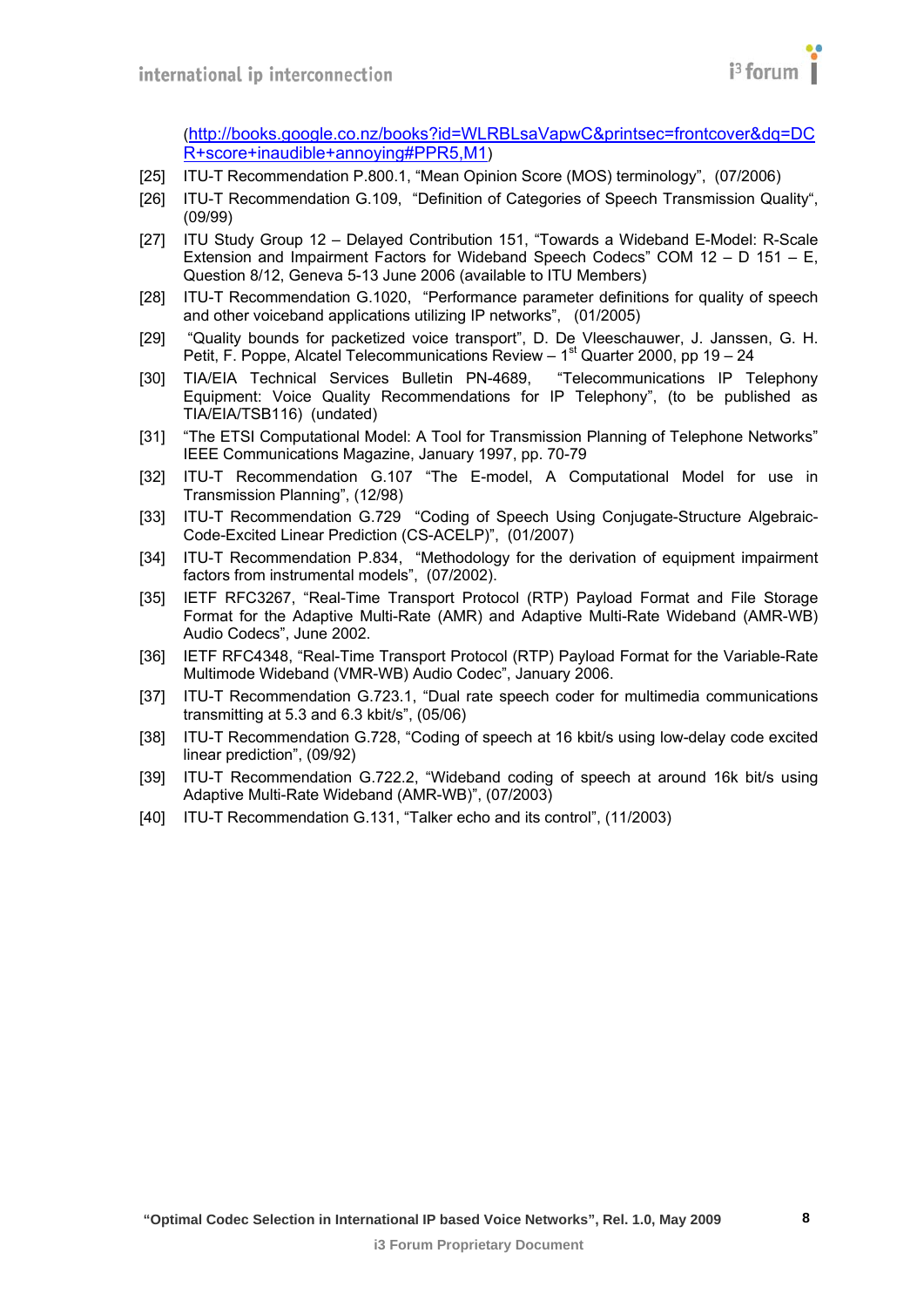(http://books.google.co.nz/books?id=WLRBLsaVapwC&printsec=frontcover&dq=DCR+score+inaudible+annoying#PPR5,M1)

[25] ITU-T Recommendation P.800.1, "Mean Opinion Score (MOS) terminology", (07/2006)

[26] ITU-T Recommendation G.109, "Definition of Categories of Speech Transmission Quality", (09/99)

[27] ITU Study Group 12 – Delayed Contribution 151, "Towards a Wideband E-Model: R-Scale Extension and Impairment Factors for Wideband Speech Codecs" COM 12 – D 151 – E, Question 8/12, Geneva 5-13 June 2006 (available to ITU Members)

[28] ITU-T Recommendation G.1020, "Performance parameter definitions for quality of speech and other voiceband applications utilizing IP networks", (01/2005)

[29] "Quality bounds for packetized voice transport", D. De Vleeschauwer, J. Janssen, G. H. Petit, F. Poppe, Alcatel Telecommunications Review – 1st Quarter 2000, pp 19 – 24

[30] TIA/EIA Technical Services Bulletin PN-4689, "Telecommunications IP Telephony Equipment: Voice Quality Recommendations for IP Telephony", (to be published as TIA/EIA/TSB116) (undated)

[31] "The ETSI Computational Model: A Tool for Transmission Planning of Telephone Networks" IEEE Communications Magazine, January 1997, pp. 70-79

[32] ITU-T Recommendation G.107 "The E-model, A Computational Model for use in Transmission Planning", (12/98)

[33] ITU-T Recommendation G.729 "Coding of Speech Using Conjugate-Structure Algebraic-Code-Excited Linear Prediction (CS-ACELP)", (01/2007)

[34] ITU-T Recommendation P.834, "Methodology for the derivation of equipment impairment factors from instrumental models", (07/2002).

[35] IETF RFC3267, "Real-Time Transport Protocol (RTP) Payload Format and File Storage Format for the Adaptive Multi-Rate (AMR) and Adaptive Multi-Rate Wideband (AMR-WB) Audio Codecs", June 2002.

[36] IETF RFC4348, "Real-Time Transport Protocol (RTP) Payload Format for the Variable-Rate Multimode Wideband (VMR-WB) Audio Codec", January 2006.

[37] ITU-T Recommendation G.723.1, "Dual rate speech coder for multimedia communications transmitting at 5.3 and 6.3 kbit/s", (05/06)

[38] ITU-T Recommendation G.728, "Coding of speech at 16 kbit/s using low-delay code excited linear prediction", (09/92)

[39] ITU-T Recommendation G.722.2, "Wideband coding of speech at around 16k bit/s using Adaptive Multi-Rate Wideband (AMR-WB)", (07/2003)

[40] ITU-T Recommendation G.131, "Talker echo and its control", (11/2003)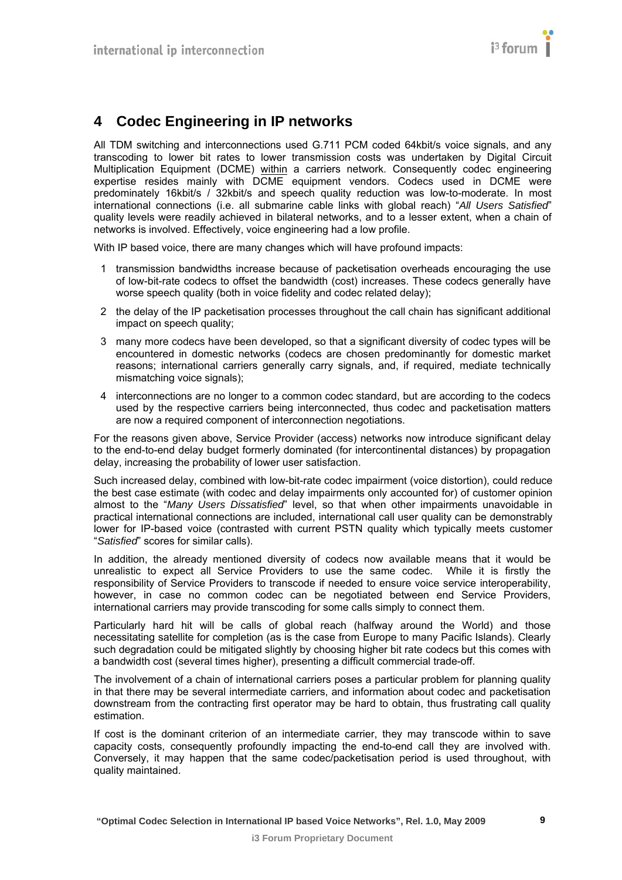# 4 Codec Engineering in IP networks

All TDM switching and interconnections used G.711 PCM coded 64kbit/s voice signals, and any transcoding to lower bit rates to lower transmission costs was undertaken by Digital Circuit Multiplication Equipment (DCME) within a carriers network. Consequently codec engineering expertise resides mainly with DCME equipment vendors. Codecs used in DCME were predominately 16kbit/s / 32kbit/s and speech quality reduction was low-to-moderate. In most international connections (i.e. all submarine cable links with global reach) "*All Users Satisfied*" quality levels were readily achieved in bilateral networks, and to a lesser extent, when a chain of networks is involved. Effectively, voice engineering had a low profile.

With IP based voice, there are many changes which will have profound impacts:

1. transmission bandwidths increase because of packetisation overheads encouraging the use of low-bit-rate codecs to offset the bandwidth (cost) increases. These codecs generally have worse speech quality (both in voice fidelity and codec related delay);
2. the delay of the IP packetisation processes throughout the call chain has significant additional impact on speech quality;
3. many more codecs have been developed, so that a significant diversity of codec types will be encountered in domestic networks (codecs are chosen predominantly for domestic market reasons; international carriers generally carry signals, and, if required, mediate technically mismatching voice signals);
4. interconnections are no longer to a common codec standard, but are according to the codecs used by the respective carriers being interconnected, thus codec and packetisation matters are now a required component of interconnection negotiations.

For the reasons given above, Service Provider (access) networks now introduce significant delay to the end-to-end delay budget formerly dominated (for intercontinental distances) by propagation delay, increasing the probability of lower user satisfaction.

Such increased delay, combined with low-bit-rate codec impairment (voice distortion), could reduce the best case estimate (with codec and delay impairments only accounted for) of customer opinion almost to the "*Many Users Dissatisfied*" level, so that when other impairments unavoidable in practical international connections are included, international call user quality can be demonstrably lower for IP-based voice (contrasted with current PSTN quality which typically meets customer "*Satisfied*" scores for similar calls).

In addition, the already mentioned diversity of codecs now available means that it would be unrealistic to expect all Service Providers to use the same codec. While it is firstly the responsibility of Service Providers to transcode if needed to ensure voice service interoperability, however, in case no common codec can be negotiated between end Service Providers, international carriers may provide transcoding for some calls simply to connect them.

Particularly hard hit will be calls of global reach (halfway around the World) and those necessitating satellite for completion (as is the case from Europe to many Pacific Islands). Clearly such degradation could be mitigated slightly by choosing higher bit rate codecs but this comes with a bandwidth cost (several times higher), presenting a difficult commercial trade-off.

The involvement of a chain of international carriers poses a particular problem for planning quality in that there may be several intermediate carriers, and information about codec and packetisation downstream from the contracting first operator may be hard to obtain, thus frustrating call quality estimation.

If cost is the dominant criterion of an intermediate carrier, they may transcode within to save capacity costs, consequently profoundly impacting the end-to-end call they are involved with. Conversely, it may happen that the same codec/packetisation period is used throughout, with quality maintained.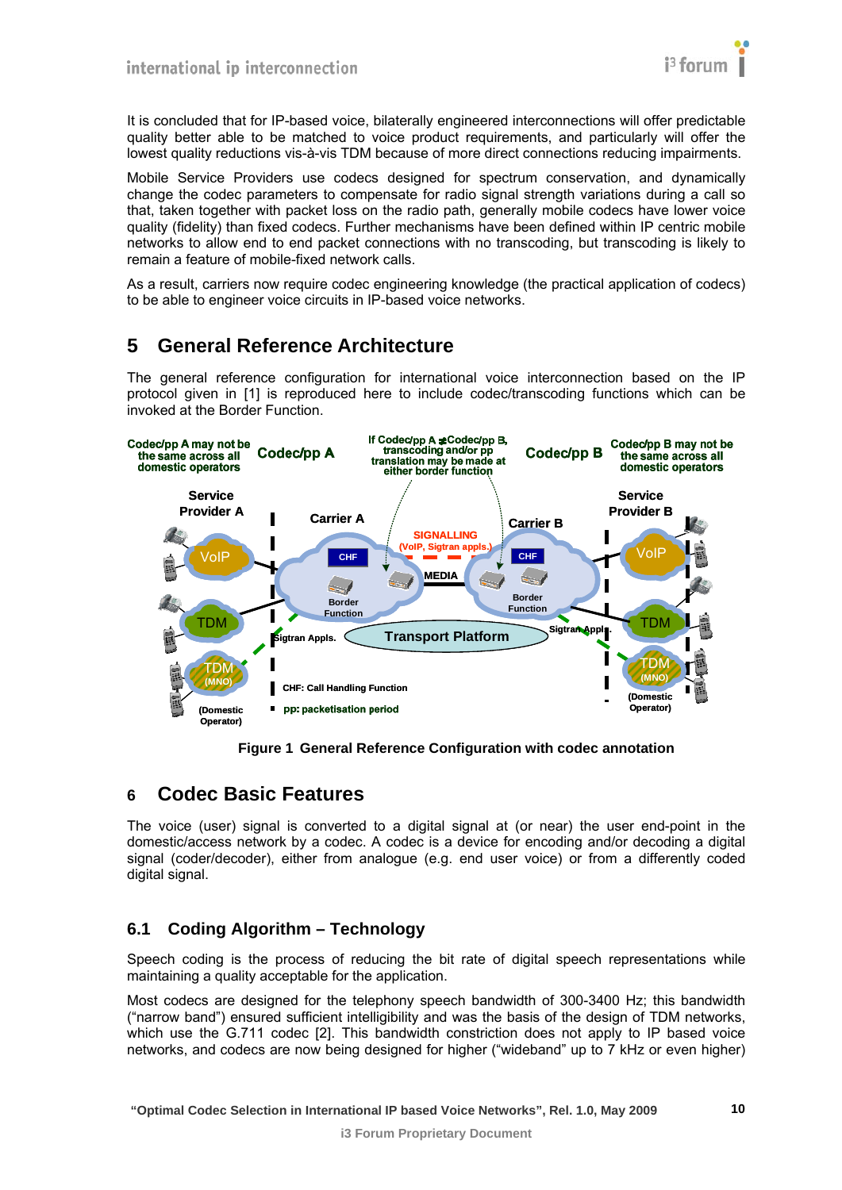It is concluded that for IP-based voice, bilaterally engineered interconnections will offer predictable quality better able to be matched to voice product requirements, and particularly will offer the lowest quality reductions vis-à-vis TDM because of more direct connections reducing impairments.

Mobile Service Providers use codecs designed for spectrum conservation, and dynamically change the codec parameters to compensate for radio signal strength variations during a call so that, taken together with packet loss on the radio path, generally mobile codecs have lower voice quality (fidelity) than fixed codecs. Further mechanisms have been defined within IP centric mobile networks to allow end to end packet connections with no transcoding, but transcoding is likely to remain a feature of mobile-fixed network calls.

As a result, carriers now require codec engineering knowledge (the practical application of codecs) to be able to engineer voice circuits in IP-based voice networks.

# 5 General Reference Architecture

The general reference configuration for international voice interconnection based on the IP protocol given in [1] is reproduced here to include codec/transcoding functions which can be invoked at the Border Function.

**Figure 1 General Reference Configuration with codec annotation**

# 6 Codec Basic Features

The voice (user) signal is converted to a digital signal at (or near) the user end-point in the domestic/access network by a codec. A codec is a device for encoding and/or decoding a digital signal (coder/decoder), either from analogue (e.g. end user voice) or from a differently coded digital signal.

## 6.1 Coding Algorithm – Technology

Speech coding is the process of reducing the bit rate of digital speech representations while maintaining a quality acceptable for the application.

Most codecs are designed for the telephony speech bandwidth of 300-3400 Hz; this bandwidth ("narrow band") ensured sufficient intelligibility and was the basis of the design of TDM networks, which use the G.711 codec [2]. This bandwidth constriction does not apply to IP based voice networks, and codecs are now being designed for higher ("wideband" up to 7 kHz or even higher)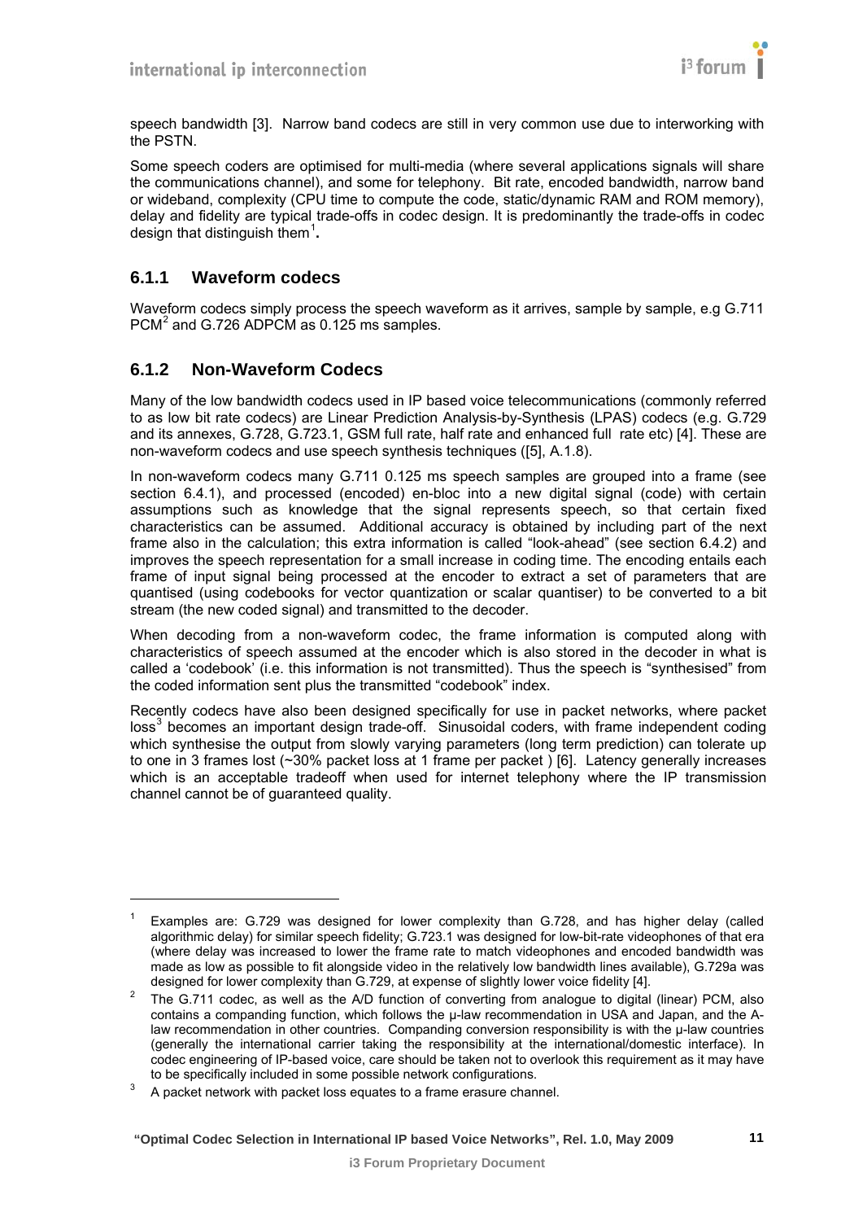speech bandwidth [3]. Narrow band codecs are still in very common use due to interworking with the PSTN.

Some speech coders are optimised for multi-media (where several applications signals will share the communications channel), and some for telephony. Bit rate, encoded bandwidth, narrow band or wideband, complexity (CPU time to compute the code, static/dynamic RAM and ROM memory), delay and fidelity are typical trade-offs in codec design. It is predominantly the trade-offs in codec design that distinguish them[1].

### 6.1.1 Waveform codecs

Waveform codecs simply process the speech waveform as it arrives, sample by sample, e.g G.711 PCM[2] and G.726 ADPCM as 0.125 ms samples.

### 6.1.2 Non-Waveform Codecs

Many of the low bandwidth codecs used in IP based voice telecommunications (commonly referred to as low bit rate codecs) are Linear Prediction Analysis-by-Synthesis (LPAS) codecs (e.g. G.729 and its annexes, G.728, G.723.1, GSM full rate, half rate and enhanced full rate etc) [4]. These are non-waveform codecs and use speech synthesis techniques ([5], A.1.8).

In non-waveform codecs many G.711 0.125 ms speech samples are grouped into a frame (see section 6.4.1), and processed (encoded) en-bloc into a new digital signal (code) with certain assumptions such as knowledge that the signal represents speech, so that certain fixed characteristics can be assumed. Additional accuracy is obtained by including part of the next frame also in the calculation; this extra information is called "look-ahead" (see section 6.4.2) and improves the speech representation for a small increase in coding time. The encoding entails each frame of input signal being processed at the encoder to extract a set of parameters that are quantised (using codebooks for vector quantization or scalar quantiser) to be converted to a bit stream (the new coded signal) and transmitted to the decoder.

When decoding from a non-waveform codec, the frame information is computed along with characteristics of speech assumed at the encoder which is also stored in the decoder in what is called a 'codebook' (i.e. this information is not transmitted). Thus the speech is "synthesised" from the coded information sent plus the transmitted "codebook" index.

Recently codecs have also been designed specifically for use in packet networks, where packet loss[3] becomes an important design trade-off. Sinusoidal coders, with frame independent coding which synthesise the output from slowly varying parameters (long term prediction) can tolerate up to one in 3 frames lost (~30% packet loss at 1 frame per packet ) [6]. Latency generally increases which is an acceptable tradeoff when used for internet telephony where the IP transmission channel cannot be of guaranteed quality.

---

[1] Examples are: G.729 was designed for lower complexity than G.728, and has higher delay (called algorithmic delay) for similar speech fidelity; G.723.1 was designed for low-bit-rate videophones of that era (where delay was increased to lower the frame rate to match videophones and encoded bandwidth was made as low as possible to fit alongside video in the relatively low bandwidth lines available), G.729a was designed for lower complexity than G.729, at expense of slightly lower voice fidelity [4].

[2] The G.711 codec, as well as the A/D function of converting from analogue to digital (linear) PCM, also contains a companding function, which follows the μ-law recommendation in USA and Japan, and the A-law recommendation in other countries. Companding conversion responsibility is with the μ-law countries (generally the international carrier taking the responsibility at the international/domestic interface). In codec engineering of IP-based voice, care should be taken not to overlook this requirement as it may have to be specifically included in some possible network configurations.

[3] A packet network with packet loss equates to a frame erasure channel.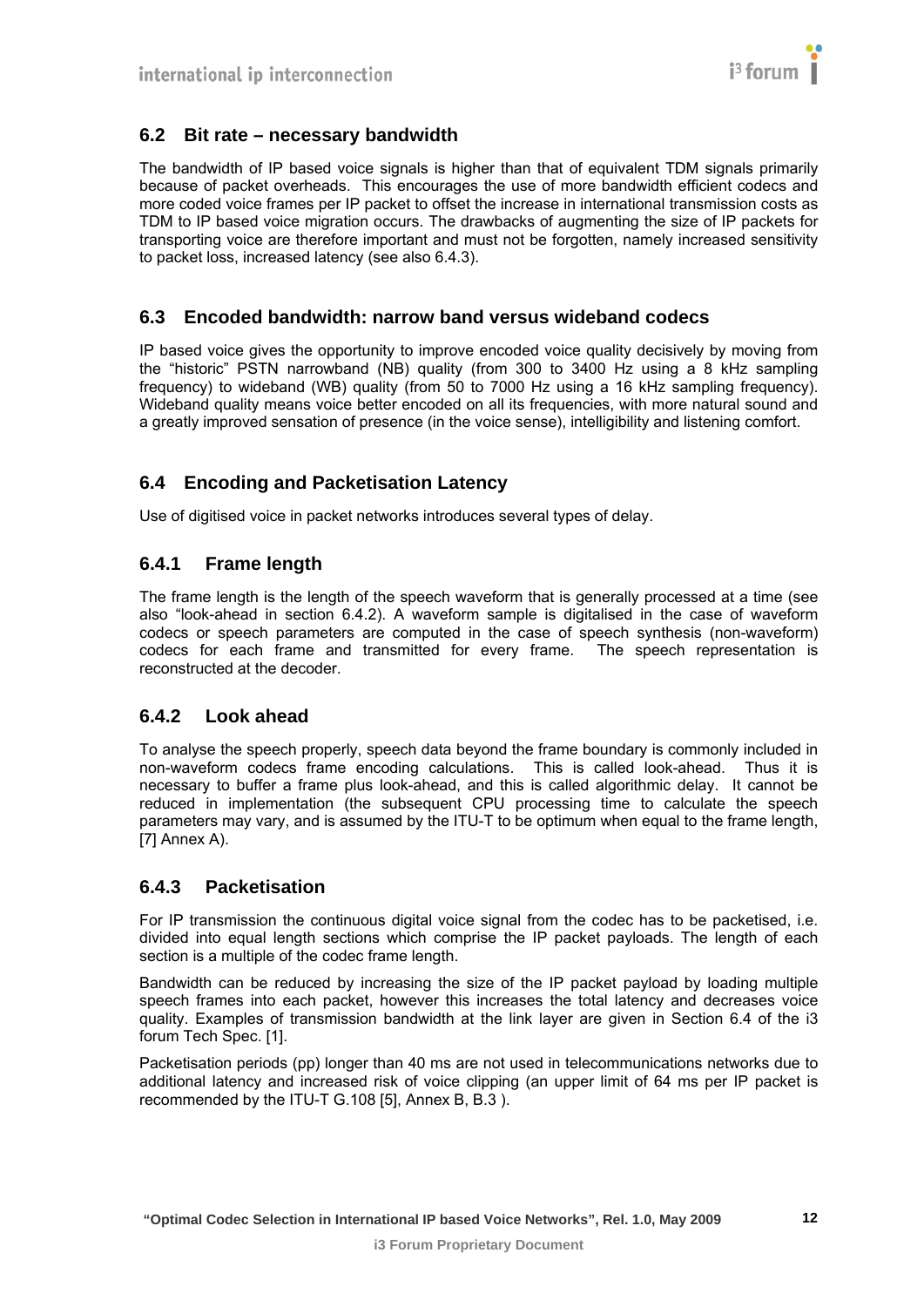## 6.2 Bit rate – necessary bandwidth

The bandwidth of IP based voice signals is higher than that of equivalent TDM signals primarily because of packet overheads. This encourages the use of more bandwidth efficient codecs and more coded voice frames per IP packet to offset the increase in international transmission costs as TDM to IP based voice migration occurs. The drawbacks of augmenting the size of IP packets for transporting voice are therefore important and must not be forgotten, namely increased sensitivity to packet loss, increased latency (see also 6.4.3).

## 6.3 Encoded bandwidth: narrow band versus wideband codecs

IP based voice gives the opportunity to improve encoded voice quality decisively by moving from the "historic" PSTN narrowband (NB) quality (from 300 to 3400 Hz using a 8 kHz sampling frequency) to wideband (WB) quality (from 50 to 7000 Hz using a 16 kHz sampling frequency). Wideband quality means voice better encoded on all its frequencies, with more natural sound and a greatly improved sensation of presence (in the voice sense), intelligibility and listening comfort.

## 6.4 Encoding and Packetisation Latency

Use of digitised voice in packet networks introduces several types of delay.

### 6.4.1 Frame length

The frame length is the length of the speech waveform that is generally processed at a time (see also "look-ahead in section 6.4.2). A waveform sample is digitalised in the case of waveform codecs or speech parameters are computed in the case of speech synthesis (non-waveform) codecs for each frame and transmitted for every frame. The speech representation is reconstructed at the decoder.

### 6.4.2 Look ahead

To analyse the speech properly, speech data beyond the frame boundary is commonly included in non-waveform codecs frame encoding calculations. This is called look-ahead. Thus it is necessary to buffer a frame plus look-ahead, and this is called algorithmic delay. It cannot be reduced in implementation (the subsequent CPU processing time to calculate the speech parameters may vary, and is assumed by the ITU-T to be optimum when equal to the frame length, [7] Annex A).

### 6.4.3 Packetisation

For IP transmission the continuous digital voice signal from the codec has to be packetised, i.e. divided into equal length sections which comprise the IP packet payloads. The length of each section is a multiple of the codec frame length.

Bandwidth can be reduced by increasing the size of the IP packet payload by loading multiple speech frames into each packet, however this increases the total latency and decreases voice quality. Examples of transmission bandwidth at the link layer are given in Section 6.4 of the i3 forum Tech Spec. [1].

Packetisation periods (pp) longer than 40 ms are not used in telecommunications networks due to additional latency and increased risk of voice clipping (an upper limit of 64 ms per IP packet is recommended by the ITU-T G.108 [5], Annex B, B.3 ).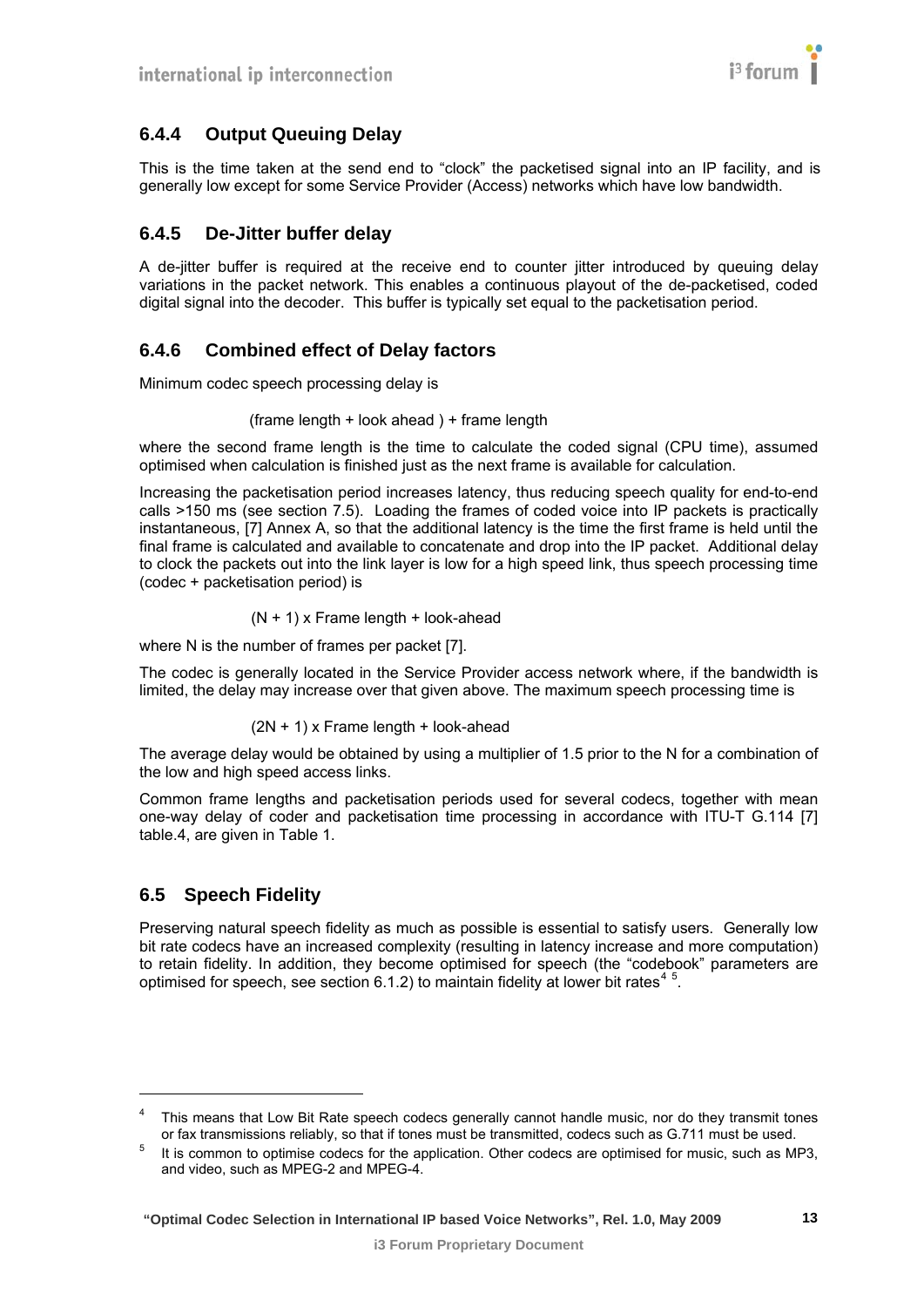### 6.4.4 Output Queuing Delay

This is the time taken at the send end to "clock" the packetised signal into an IP facility, and is generally low except for some Service Provider (Access) networks which have low bandwidth.

### 6.4.5 De-Jitter buffer delay

A de-jitter buffer is required at the receive end to counter jitter introduced by queuing delay variations in the packet network. This enables a continuous playout of the de-packetised, coded digital signal into the decoder. This buffer is typically set equal to the packetisation period.

### 6.4.6 Combined effect of Delay factors

Minimum codec speech processing delay is

(frame length + look ahead ) + frame length

where the second frame length is the time to calculate the coded signal (CPU time), assumed optimised when calculation is finished just as the next frame is available for calculation.

Increasing the packetisation period increases latency, thus reducing speech quality for end-to-end calls >150 ms (see section 7.5). Loading the frames of coded voice into IP packets is practically instantaneous, [7] Annex A, so that the additional latency is the time the first frame is held until the final frame is calculated and available to concatenate and drop into the IP packet. Additional delay to clock the packets out into the link layer is low for a high speed link, thus speech processing time (codec + packetisation period) is

$$(N + 1) \times \text{Frame length} + \text{look-ahead}$$

where N is the number of frames per packet [7].

The codec is generally located in the Service Provider access network where, if the bandwidth is limited, the delay may increase over that given above. The maximum speech processing time is

$$(2N + 1) \times \text{Frame length} + \text{look-ahead}$$

The average delay would be obtained by using a multiplier of 1.5 prior to the N for a combination of the low and high speed access links.

Common frame lengths and packetisation periods used for several codecs, together with mean one-way delay of coder and packetisation time processing in accordance with ITU-T G.114 [7] table.4, are given in Table 1.

## 6.5 Speech Fidelity

Preserving natural speech fidelity as much as possible is essential to satisfy users. Generally low bit rate codecs have an increased complexity (resulting in latency increase and more computation) to retain fidelity. In addition, they become optimised for speech (the "codebook" parameters are optimised for speech, see section 6.1.2) to maintain fidelity at lower bit rates[4] [5].

---

[4] This means that Low Bit Rate speech codecs generally cannot handle music, nor do they transmit tones or fax transmissions reliably, so that if tones must be transmitted, codecs such as G.711 must be used.

[5] It is common to optimise codecs for the application. Other codecs are optimised for music, such as MP3, and video, such as MPEG-2 and MPEG-4.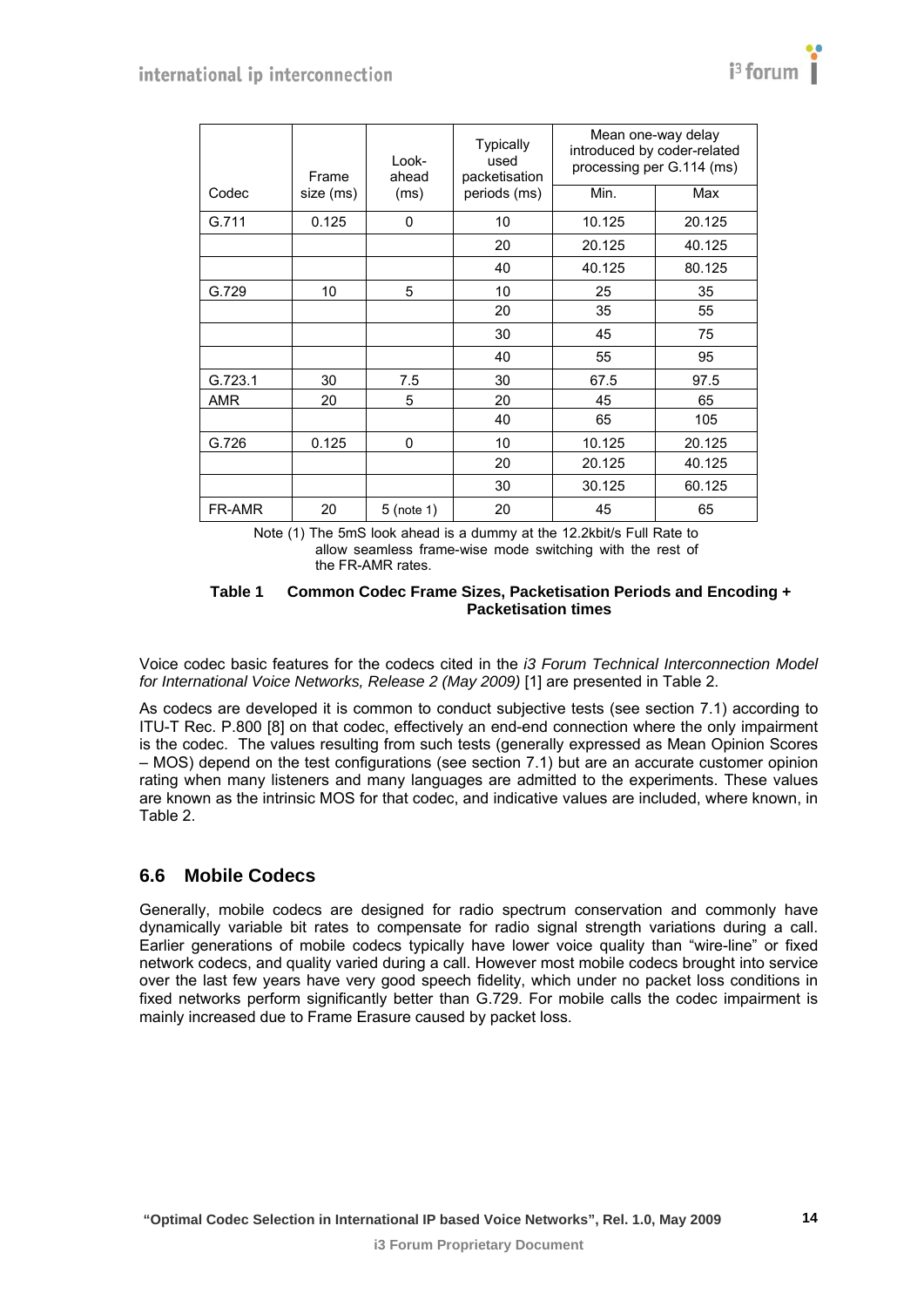| Codec | Frame size (ms) | Look-ahead (ms) | Typically used packetisation periods (ms) | Mean one-way delay introduced by coder-related processing per G.114 (ms) | |
|---|---|---|---|---|---|
| | | | | Min. | Max |
| G.711 | 0.125 | 0 | 10 | 10.125 | 20.125 |
| | | | 20 | 20.125 | 40.125 |
| | | | 40 | 40.125 | 80.125 |
| G.729 | 10 | 5 | 10 | 25 | 35 |
| | | | 20 | 35 | 55 |
| | | | 30 | 45 | 75 |
| | | | 40 | 55 | 95 |
| G.723.1 | 30 | 7.5 | 30 | 67.5 | 97.5 |
| AMR | 20 | 5 | 20 | 45 | 65 |
| | | | 40 | 65 | 105 |
| G.726 | 0.125 | 0 | 10 | 10.125 | 20.125 |
| | | | 20 | 20.125 | 40.125 |
| | | | 30 | 30.125 | 60.125 |
| FR-AMR | 20 | 5 (note 1) | 20 | 45 | 65 |

Note (1) The 5mS look ahead is a dummy at the 12.2kbit/s Full Rate to allow seamless frame-wise mode switching with the rest of the FR-AMR rates.

**Table 1 Common Codec Frame Sizes, Packetisation Periods and Encoding + Packetisation times**

Voice codec basic features for the codecs cited in the *i3 Forum Technical Interconnection Model for International Voice Networks, Release 2 (May 2009)* [1] are presented in Table 2.

As codecs are developed it is common to conduct subjective tests (see section 7.1) according to ITU-T Rec. P.800 [8] on that codec, effectively an end-end connection where the only impairment is the codec. The values resulting from such tests (generally expressed as Mean Opinion Scores – MOS) depend on the test configurations (see section 7.1) but are an accurate customer opinion rating when many listeners and many languages are admitted to the experiments. These values are known as the intrinsic MOS for that codec, and indicative values are included, where known, in Table 2.

## 6.6 Mobile Codecs

Generally, mobile codecs are designed for radio spectrum conservation and commonly have dynamically variable bit rates to compensate for radio signal strength variations during a call. Earlier generations of mobile codecs typically have lower voice quality than "wire-line" or fixed network codecs, and quality varied during a call. However most mobile codecs brought into service over the last few years have very good speech fidelity, which under no packet loss conditions in fixed networks perform significantly better than G.729. For mobile calls the codec impairment is mainly increased due to Frame Erasure caused by packet loss.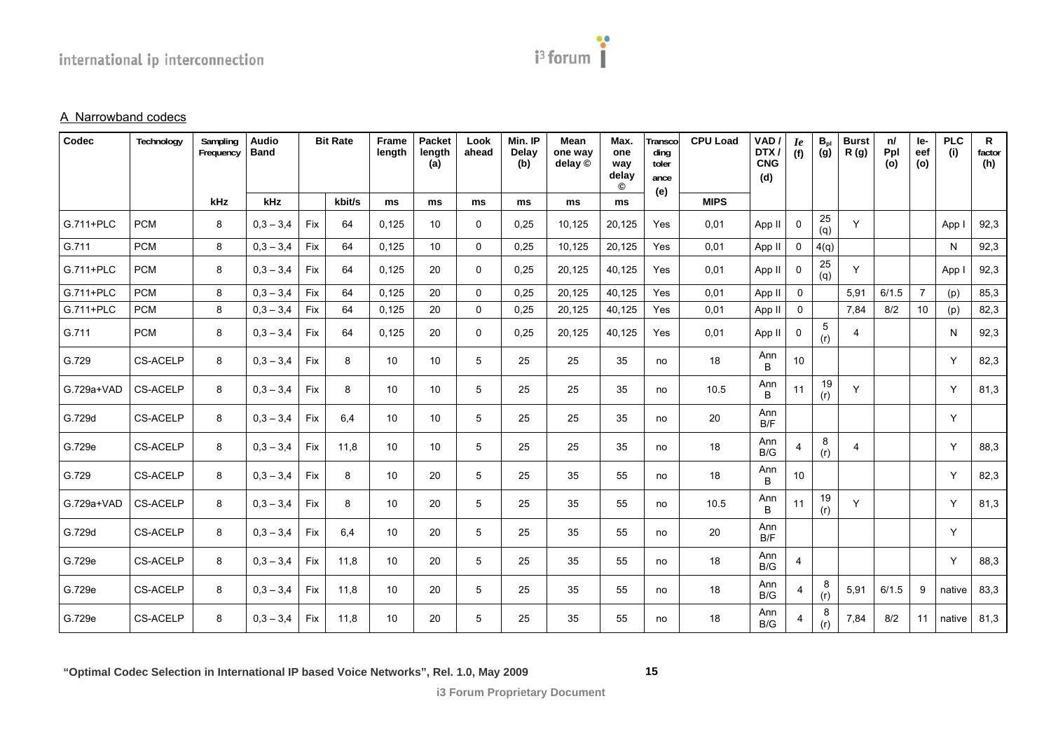A Narrowband codecs

| Codec | Technology | Sampling Frequency | Audio Band | Bit Rate | | Frame length | Packet length (a) | Look ahead | Min. IP Delay (b) | Mean one way delay © | Max. one way delay © | Transcoding tolerance (e) | CPU Load | VAD / DTX / CNG (d) | *Ie* (f) | $B_{pl}$ (g) | Burst R (g) | n/ Ppl (o) | Ie-eef (o) | PLC (i) | R factor (h) |
|---|---|---|---|---|---|---|---|---|---|---|---|---|---|---|---|---|---|---|---|---|---|
| | | kHz | kHz | | kbit/s | ms | ms | ms | ms | ms | ms | | MIPS | | | | | | | | |
| G.711+PLC | PCM | 8 | 0,3 – 3,4 | Fix | 64 | 0,125 | 10 | 0 | 0,25 | 10,125 | 20,125 | Yes | 0,01 | App II | 0 | 25 (q) | Y | | | App I | 92,3 |
| G.711 | PCM | 8 | 0,3 – 3,4 | Fix | 64 | 0,125 | 10 | 0 | 0,25 | 10,125 | 20,125 | Yes | 0,01 | App II | 0 | 4(q) | | | | N | 92,3 |
| G.711+PLC | PCM | 8 | 0,3 – 3,4 | Fix | 64 | 0,125 | 20 | 0 | 0,25 | 20,125 | 40,125 | Yes | 0,01 | App II | 0 | 25 (q) | Y | | | App I | 92,3 |
| G.711+PLC | PCM | 8 | 0,3 – 3,4 | Fix | 64 | 0,125 | 20 | 0 | 0,25 | 20,125 | 40,125 | Yes | 0,01 | App II | 0 | | 5,91 | 6/1.5 | 7 | (p) | 85,3 |
| G.711+PLC | PCM | 8 | 0,3 – 3,4 | Fix | 64 | 0,125 | 20 | 0 | 0,25 | 20,125 | 40,125 | Yes | 0,01 | App II | 0 | | 7,84 | 8/2 | 10 | (p) | 82,3 |
| G.711 | PCM | 8 | 0,3 – 3,4 | Fix | 64 | 0,125 | 20 | 0 | 0,25 | 20,125 | 40,125 | Yes | 0,01 | App II | 0 | 5 (r) | 4 | | | N | 92,3 |
| G.729 | CS-ACELP | 8 | 0,3 – 3,4 | Fix | 8 | 10 | 10 | 5 | 25 | 25 | 35 | no | 18 | Ann B | 10 | | | | | Y | 82,3 |
| G.729a+VAD | CS-ACELP | 8 | 0,3 – 3,4 | Fix | 8 | 10 | 10 | 5 | 25 | 25 | 35 | no | 10.5 | Ann B | 11 | 19 (r) | Y | | | Y | 81,3 |
| G.729d | CS-ACELP | 8 | 0,3 – 3,4 | Fix | 6,4 | 10 | 10 | 5 | 25 | 25 | 35 | no | 20 | Ann B/F | | | | | | Y | |
| G.729e | CS-ACELP | 8 | 0,3 – 3,4 | Fix | 11,8 | 10 | 10 | 5 | 25 | 25 | 35 | no | 18 | Ann B/G | 4 | 8 (r) | 4 | | | Y | 88,3 |
| G.729 | CS-ACELP | 8 | 0,3 – 3,4 | Fix | 8 | 10 | 20 | 5 | 25 | 35 | 55 | no | 18 | Ann B | 10 | | | | | Y | 82,3 |
| G.729a+VAD | CS-ACELP | 8 | 0,3 – 3,4 | Fix | 8 | 10 | 20 | 5 | 25 | 35 | 55 | no | 10.5 | Ann B | 11 | 19 (r) | Y | | | Y | 81,3 |
| G.729d | CS-ACELP | 8 | 0,3 – 3,4 | Fix | 6,4 | 10 | 20 | 5 | 25 | 35 | 55 | no | 20 | Ann B/F | | | | | | Y | |
| G.729e | CS-ACELP | 8 | 0,3 – 3,4 | Fix | 11,8 | 10 | 20 | 5 | 25 | 35 | 55 | no | 18 | Ann B/G | 4 | | | | | Y | 88,3 |
| G.729e | CS-ACELP | 8 | 0,3 – 3,4 | Fix | 11,8 | 10 | 20 | 5 | 25 | 35 | 55 | no | 18 | Ann B/G | 4 | 8 (r) | 5,91 | 6/1.5 | 9 | native | 83,3 |
| G.729e | CS-ACELP | 8 | 0,3 – 3,4 | Fix | 11,8 | 10 | 20 | 5 | 25 | 35 | 55 | no | 18 | Ann B/G | 4 | 8 (r) | 7,84 | 8/2 | 11 | native | 81,3 |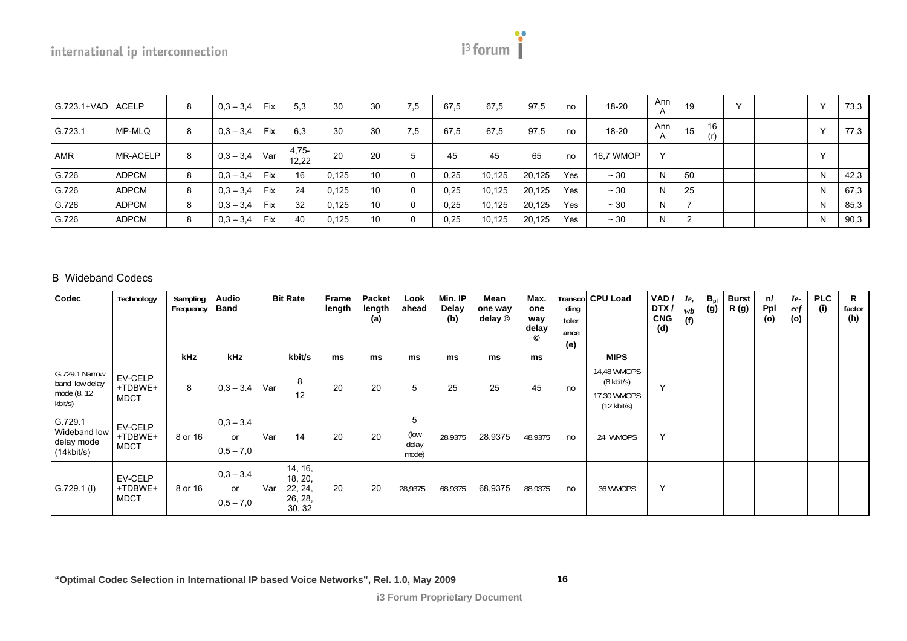| G.723.1+VAD | ACELP | 8 | 0,3 – 3,4 | Fix | 5,3 | 30 | 30 | 7,5 | 67,5 | 67,5 | 97,5 | no | 18-20 | Ann A | 19 | | Y | | | | Y | 73,3 |
|---|---|---|---|---|---|---|---|---|---|---|---|---|---|---|---|---|---|---|---|---|---|---|
| G.723.1 | MP-MLQ | 8 | 0,3 – 3,4 | Fix | 6,3 | 30 | 30 | 7,5 | 67,5 | 67,5 | 97,5 | no | 18-20 | Ann A | 15 | 16 (r) | | | | | Y | 77,3 |
| AMR | MR-ACELP | 8 | 0,3 – 3,4 | Var | 4,75-12,22 | 20 | 20 | 5 | 45 | 45 | 65 | no | 16,7 WMOP | Y | | | | | | | Y | |
| G.726 | ADPCM | 8 | 0,3 – 3,4 | Fix | 16 | 0,125 | 10 | 0 | 0,25 | 10,125 | 20,125 | Yes | ~ 30 | N | 50 | | | | | | N | 42,3 |
| G.726 | ADPCM | 8 | 0,3 – 3,4 | Fix | 24 | 0,125 | 10 | 0 | 0,25 | 10,125 | 20,125 | Yes | ~ 30 | N | 25 | | | | | | N | 67,3 |
| G.726 | ADPCM | 8 | 0,3 – 3,4 | Fix | 32 | 0,125 | 10 | 0 | 0,25 | 10,125 | 20,125 | Yes | ~ 30 | N | 7 | | | | | | N | 85,3 |
| G.726 | ADPCM | 8 | 0,3 – 3,4 | Fix | 40 | 0,125 | 10 | 0 | 0,25 | 10,125 | 20,125 | Yes | ~ 30 | N | 2 | | | | | | N | 90,3 |

## B Wideband Codecs

| Codec | Technology | Sampling Frequency | Audio Band | Bit Rate | | Frame length | Packet length (a) | Look ahead | Min. IP Delay (b) | Mean one way delay © | Max. one way delay © | Transcoding tolerance (e) | CPU Load | VAD / DTX / CNG (d) | *Ie, wb* (f) | $B_{pl}$ (g) | Burst R (g) | n/ Ppl (o) | *Ie-eef* (o) | PLC (i) | R factor (h) |
|---|---|---|---|---|---|---|---|---|---|---|---|---|---|---|---|---|---|---|---|---|---|
| | | kHz | kHz | | kbit/s | ms | ms | ms | ms | ms | ms | | MIPS | | | | | | | | |
| G.729.1 Narrow band low delay mode (8, 12 kbit/s) | EV-CELP +TDBWE+ MDCT | 8 | 0,3 – 3.4 | Var | 8<br>12 | 20 | 20 | 5 | 25 | 25 | 45 | no | 14,48 WMOPS (8 kbit/s)<br>17.30 WMOPS (12 kbit/s) | Y | | | | | | | |
| G.729.1 Wideband low delay mode (14kbit/s) | EV-CELP +TDBWE+ MDCT | 8 or 16 | 0,3 – 3.4 or 0,5 – 7,0 | Var | 14 | 20 | 20 | 5 (low delay mode) | 28.9375 | 28.9375 | 48.9375 | no | 24 WMOPS | Y | | | | | | | |
| G.729.1 (l) | EV-CELP +TDBWE+ MDCT | 8 or 16 | 0,3 – 3.4 or 0,5 – 7,0 | Var | 14, 16, 18, 20, 22, 24, 26, 28, 30, 32 | 20 | 20 | 28,9375 | 68,9375 | 68,9375 | 88,9375 | no | 36 WMOPS | Y | | | | | | | |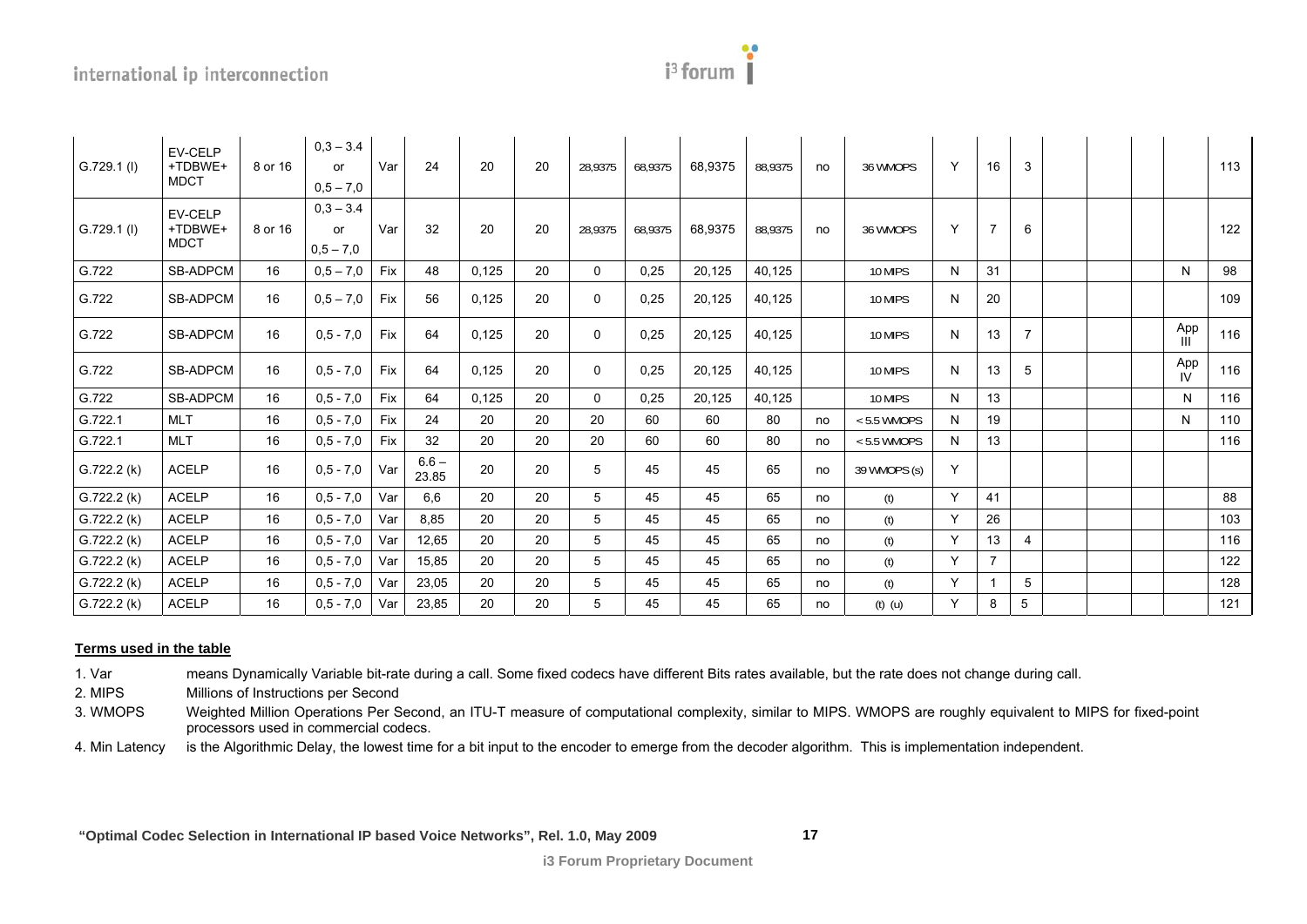| | | | | | | | | | | | | | | | | | | | | | |
|---|---|---|---|---|---|---|---|---|---|---|---|---|---|---|---|---|---|---|---|---|---|
| G.729.1 (l) | EV-CELP +TDBWE+ MDCT | 8 or 16 | 0,3 – 3.4 or 0,5 – 7,0 | Var | 24 | 20 | 20 | 28,9375 | 68,9375 | 68,9375 | 88,9375 | no | 36 WMOPS | Y | 16 | 3 | | | | | 113 |
| G.729.1 (l) | EV-CELP +TDBWE+ MDCT | 8 or 16 | 0,3 – 3.4 or 0,5 – 7,0 | Var | 32 | 20 | 20 | 28,9375 | 68,9375 | 68,9375 | 88,9375 | no | 36 WMOPS | Y | 7 | 6 | | | | | 122 |
| G.722 | SB-ADPCM | 16 | 0,5 – 7,0 | Fix | 48 | 0,125 | 20 | 0 | 0,25 | 20,125 | 40,125 | | 10 MIPS | N | 31 | | | | | N | 98 |
| G.722 | SB-ADPCM | 16 | 0,5 – 7,0 | Fix | 56 | 0,125 | 20 | 0 | 0,25 | 20,125 | 40,125 | | 10 MIPS | N | 20 | | | | | | 109 |
| G.722 | SB-ADPCM | 16 | 0,5 - 7,0 | Fix | 64 | 0,125 | 20 | 0 | 0,25 | 20,125 | 40,125 | | 10 MIPS | N | 13 | 7 | | | | App III | 116 |
| G.722 | SB-ADPCM | 16 | 0,5 - 7,0 | Fix | 64 | 0,125 | 20 | 0 | 0,25 | 20,125 | 40,125 | | 10 MIPS | N | 13 | 5 | | | | App IV | 116 |
| G.722 | SB-ADPCM | 16 | 0,5 - 7,0 | Fix | 64 | 0,125 | 20 | 0 | 0,25 | 20,125 | 40,125 | | 10 MIPS | N | 13 | | | | | N | 116 |
| G.722.1 | MLT | 16 | 0,5 - 7,0 | Fix | 24 | 20 | 20 | 20 | 60 | 60 | 80 | no | < 5.5 WMOPS | N | 19 | | | | | N | 110 |
| G.722.1 | MLT | 16 | 0,5 - 7,0 | Fix | 32 | 20 | 20 | 20 | 60 | 60 | 80 | no | < 5.5 WMOPS | N | 13 | | | | | | 116 |
| G.722.2 (k) | ACELP | 16 | 0,5 - 7,0 | Var | 6.6 – 23.85 | 20 | 20 | 5 | 45 | 45 | 65 | no | 39 WMOPS (s) | Y | | | | | | | |
| G.722.2 (k) | ACELP | 16 | 0,5 - 7,0 | Var | 6,6 | 20 | 20 | 5 | 45 | 45 | 65 | no | (t) | Y | 41 | | | | | | 88 |
| G.722.2 (k) | ACELP | 16 | 0,5 - 7,0 | Var | 8,85 | 20 | 20 | 5 | 45 | 45 | 65 | no | (t) | Y | 26 | | | | | | 103 |
| G.722.2 (k) | ACELP | 16 | 0,5 - 7,0 | Var | 12,65 | 20 | 20 | 5 | 45 | 45 | 65 | no | (t) | Y | 13 | 4 | | | | | 116 |
| G.722.2 (k) | ACELP | 16 | 0,5 - 7,0 | Var | 15,85 | 20 | 20 | 5 | 45 | 45 | 65 | no | (t) | Y | 7 | | | | | | 122 |
| G.722.2 (k) | ACELP | 16 | 0,5 - 7,0 | Var | 23,05 | 20 | 20 | 5 | 45 | 45 | 65 | no | (t) | Y | 1 | 5 | | | | | 128 |
| G.722.2 (k) | ACELP | 16 | 0,5 - 7,0 | Var | 23,85 | 20 | 20 | 5 | 45 | 45 | 65 | no | (t) (u) | Y | 8 | 5 | | | | | 121 |

**Terms used in the table**

1. Var — means Dynamically Variable bit-rate during a call. Some fixed codecs have different Bits rates available, but the rate does not change during call.
2. MIPS — Millions of Instructions per Second
3. WMOPS — Weighted Million Operations Per Second, an ITU-T measure of computational complexity, similar to MIPS. WMOPS are roughly equivalent to MIPS for fixed-point processors used in commercial codecs.
4. Min Latency — is the Algorithmic Delay, the lowest time for a bit input to the encoder to emerge from the decoder algorithm. This is implementation independent.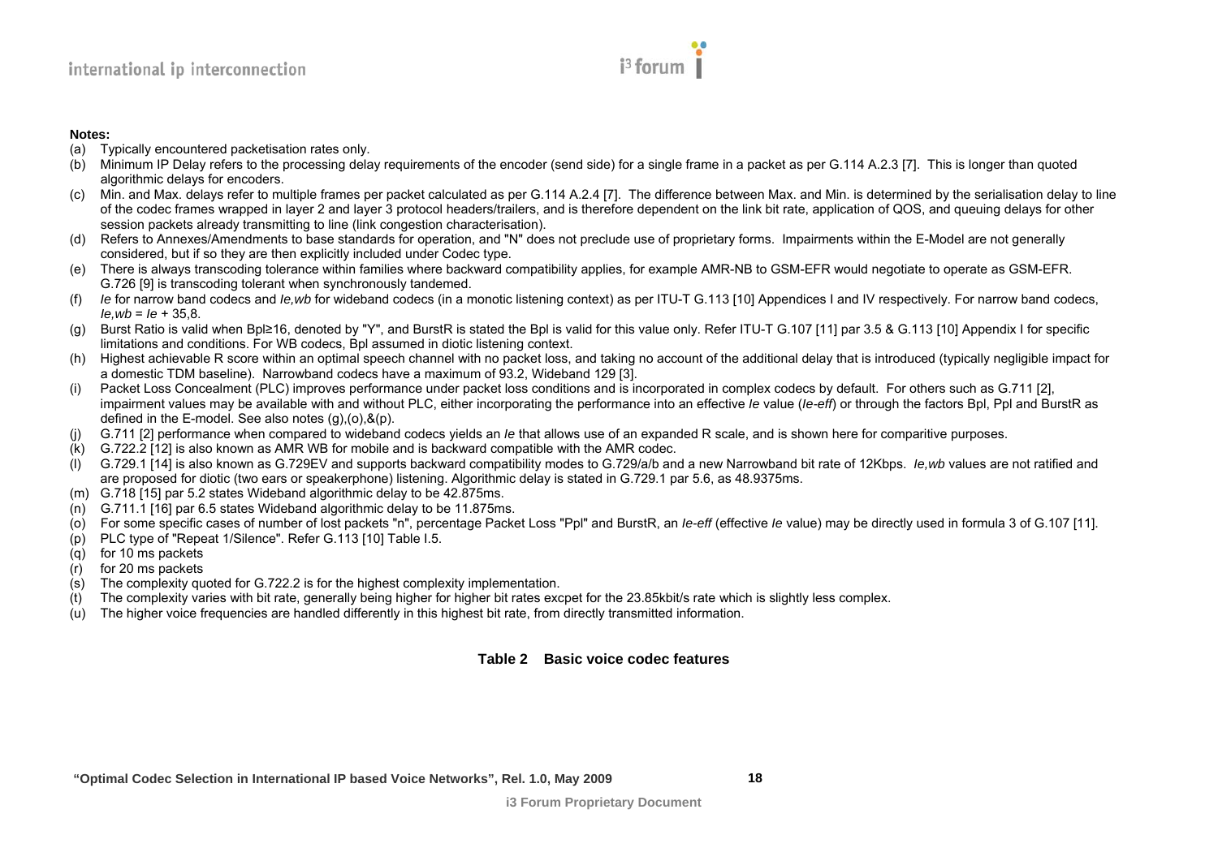**Notes:**

(a) Typically encountered packetisation rates only.

(b) Minimum IP Delay refers to the processing delay requirements of the encoder (send side) for a single frame in a packet as per G.114 A.2.3 [7]. This is longer than quoted algorithmic delays for encoders.

(c) Min. and Max. delays refer to multiple frames per packet calculated as per G.114 A.2.4 [7]. The difference between Max. and Min. is determined by the serialisation delay to line of the codec frames wrapped in layer 2 and layer 3 protocol headers/trailers, and is therefore dependent on the link bit rate, application of QOS, and queuing delays for other session packets already transmitting to line (link congestion characterisation).

(d) Refers to Annexes/Amendments to base standards for operation, and "N" does not preclude use of proprietary forms. Impairments within the E-Model are not generally considered, but if so they are then explicitly included under Codec type.

(e) There is always transcoding tolerance within families where backward compatibility applies, for example AMR-NB to GSM-EFR would negotiate to operate as GSM-EFR. G.726 [9] is transcoding tolerant when synchronously tandemed.

(f) *Ie* for narrow band codecs and *Ie,wb* for wideband codecs (in a monotic listening context) as per ITU-T G.113 [10] Appendices I and IV respectively. For narrow band codecs, $Ie,wb = Ie + 35,8$.

(g) Burst Ratio is valid when Bpl≥16, denoted by "Y", and BurstR is stated the Bpl is valid for this value only. Refer ITU-T G.107 [11] par 3.5 & G.113 [10] Appendix I for specific limitations and conditions. For WB codecs, Bpl assumed in diotic listening context.

(h) Highest achievable R score within an optimal speech channel with no packet loss, and taking no account of the additional delay that is introduced (typically negligible impact for a domestic TDM baseline). Narrowband codecs have a maximum of 93.2, Wideband 129 [3].

(i) Packet Loss Concealment (PLC) improves performance under packet loss conditions and is incorporated in complex codecs by default. For others such as G.711 [2], impairment values may be available with and without PLC, either incorporating the performance into an effective *Ie* value (*Ie-eff*) or through the factors Bpl, Ppl and BurstR as defined in the E-model. See also notes (g),(o),&(p).

(j) G.711 [2] performance when compared to wideband codecs yields an *Ie* that allows use of an expanded R scale, and is shown here for comparitive purposes.

(k) G.722.2 [12] is also known as AMR WB for mobile and is backward compatible with the AMR codec.

(l) G.729.1 [14] is also known as G.729EV and supports backward compatibility modes to G.729/a/b and a new Narrowband bit rate of 12Kbps. *Ie,wb* values are not ratified and are proposed for diotic (two ears or speakerphone) listening. Algorithmic delay is stated in G.729.1 par 5.6, as 48.9375ms.

(m) G.718 [15] par 5.2 states Wideband algorithmic delay to be 42.875ms.

(n) G.711.1 [16] par 6.5 states Wideband algorithmic delay to be 11.875ms.

(o) For some specific cases of number of lost packets "n", percentage Packet Loss "Ppl" and BurstR, an *Ie-eff* (effective *Ie* value) may be directly used in formula 3 of G.107 [11].

(p) PLC type of "Repeat 1/Silence". Refer G.113 [10] Table I.5.

(q) for 10 ms packets

(r) for 20 ms packets

(s) The complexity quoted for G.722.2 is for the highest complexity implementation.

(t) The complexity varies with bit rate, generally being higher for higher bit rates excpet for the 23.85kbit/s rate which is slightly less complex.

(u) The higher voice frequencies are handled differently in this highest bit rate, from directly transmitted information.

**Table 2 Basic voice codec features**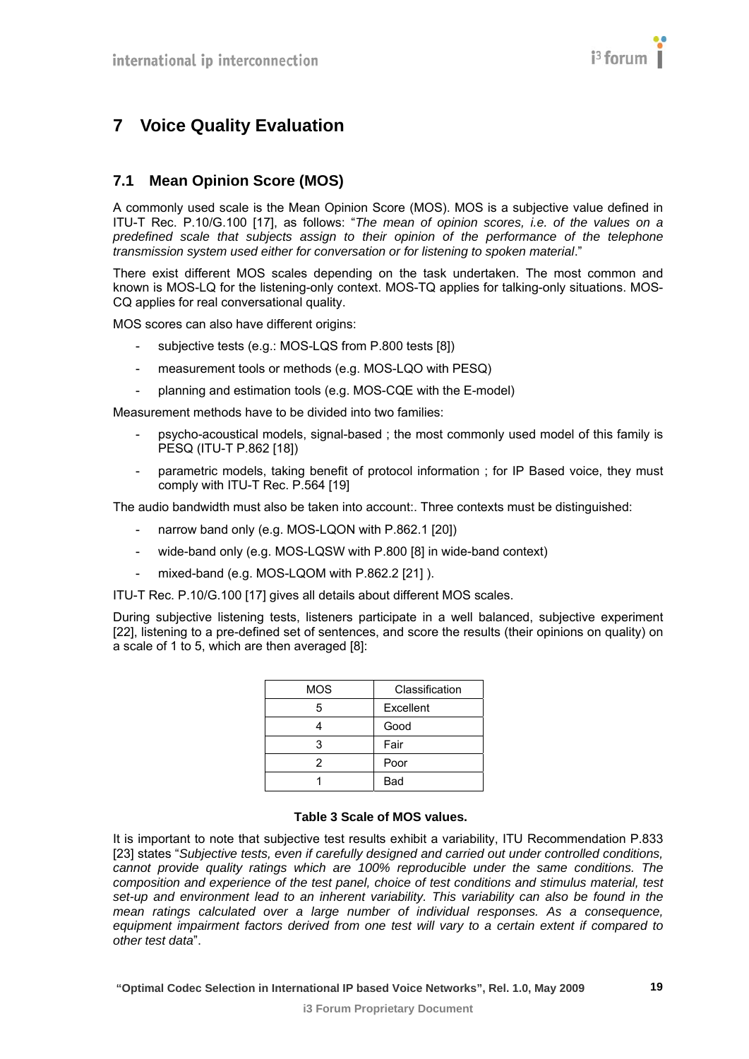# 7 Voice Quality Evaluation

## 7.1 Mean Opinion Score (MOS)

A commonly used scale is the Mean Opinion Score (MOS). MOS is a subjective value defined in ITU-T Rec. P.10/G.100 [17], as follows: "*The mean of opinion scores, i.e. of the values on a predefined scale that subjects assign to their opinion of the performance of the telephone transmission system used either for conversation or for listening to spoken material*."

There exist different MOS scales depending on the task undertaken. The most common and known is MOS-LQ for the listening-only context. MOS-TQ applies for talking-only situations. MOS-CQ applies for real conversational quality.

MOS scores can also have different origins:

- subjective tests (e.g.: MOS-LQS from P.800 tests [8])
- measurement tools or methods (e.g. MOS-LQO with PESQ)
- planning and estimation tools (e.g. MOS-CQE with the E-model)

Measurement methods have to be divided into two families:

- psycho-acoustical models, signal-based ; the most commonly used model of this family is PESQ (ITU-T P.862 [18])
- parametric models, taking benefit of protocol information ; for IP Based voice, they must comply with ITU-T Rec. P.564 [19]

The audio bandwidth must also be taken into account:. Three contexts must be distinguished:

- narrow band only (e.g. MOS-LQON with P.862.1 [20])
- wide-band only (e.g. MOS-LQSW with P.800 [8] in wide-band context)
- mixed-band (e.g. MOS-LQOM with P.862.2 [21] ).

ITU-T Rec. P.10/G.100 [17] gives all details about different MOS scales.

During subjective listening tests, listeners participate in a well balanced, subjective experiment [22], listening to a pre-defined set of sentences, and score the results (their opinions on quality) on a scale of 1 to 5, which are then averaged [8]:

| MOS | Classification |
|---|---|
| 5 | Excellent |
| 4 | Good |
| 3 | Fair |
| 2 | Poor |
| 1 | Bad |

**Table 3 Scale of MOS values.**

It is important to note that subjective test results exhibit a variability, ITU Recommendation P.833 [23] states "*Subjective tests, even if carefully designed and carried out under controlled conditions, cannot provide quality ratings which are 100% reproducible under the same conditions. The composition and experience of the test panel, choice of test conditions and stimulus material, test set-up and environment lead to an inherent variability. This variability can also be found in the mean ratings calculated over a large number of individual responses. As a consequence, equipment impairment factors derived from one test will vary to a certain extent if compared to other test data*".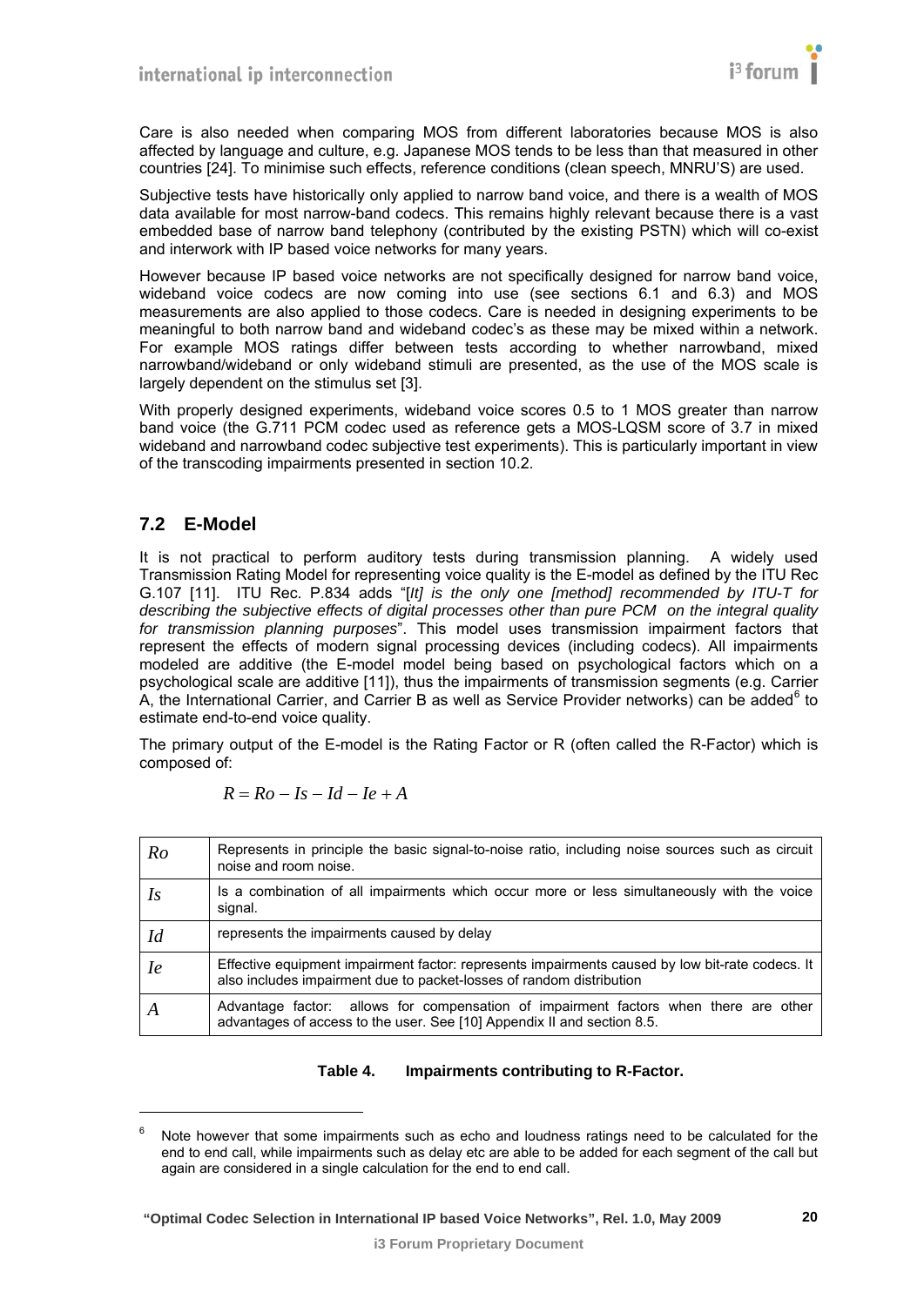Care is also needed when comparing MOS from different laboratories because MOS is also affected by language and culture, e.g. Japanese MOS tends to be less than that measured in other countries [24]. To minimise such effects, reference conditions (clean speech, MNRU'S) are used.

Subjective tests have historically only applied to narrow band voice, and there is a wealth of MOS data available for most narrow-band codecs. This remains highly relevant because there is a vast embedded base of narrow band telephony (contributed by the existing PSTN) which will co-exist and interwork with IP based voice networks for many years.

However because IP based voice networks are not specifically designed for narrow band voice, wideband voice codecs are now coming into use (see sections 6.1 and 6.3) and MOS measurements are also applied to those codecs. Care is needed in designing experiments to be meaningful to both narrow band and wideband codec's as these may be mixed within a network. For example MOS ratings differ between tests according to whether narrowband, mixed narrowband/wideband or only wideband stimuli are presented, as the use of the MOS scale is largely dependent on the stimulus set [3].

With properly designed experiments, wideband voice scores 0.5 to 1 MOS greater than narrow band voice (the G.711 PCM codec used as reference gets a MOS-LQSM score of 3.7 in mixed wideband and narrowband codec subjective test experiments). This is particularly important in view of the transcoding impairments presented in section 10.2.

## 7.2 E-Model

It is not practical to perform auditory tests during transmission planning. A widely used Transmission Rating Model for representing voice quality is the E-model as defined by the ITU Rec G.107 [11]. ITU Rec. P.834 adds "[*It] is the only one [method] recommended by ITU-T for describing the subjective effects of digital processes other than pure PCM on the integral quality for transmission planning purposes*". This model uses transmission impairment factors that represent the effects of modern signal processing devices (including codecs). All impairments modeled are additive (the E-model model being based on psychological factors which on a psychological scale are additive [11]), thus the impairments of transmission segments (e.g. Carrier A, the International Carrier, and Carrier B as well as Service Provider networks) can be added[6] to estimate end-to-end voice quality.

The primary output of the E-model is the Rating Factor or R (often called the R-Factor) which is composed of:

$$R = Ro - Is - Id - Ie + A$$

| | |
|---|---|
| $Ro$ | Represents in principle the basic signal-to-noise ratio, including noise sources such as circuit noise and room noise. |
| $Is$ | Is a combination of all impairments which occur more or less simultaneously with the voice signal. |
| $Id$ | represents the impairments caused by delay |
| $Ie$ | Effective equipment impairment factor: represents impairments caused by low bit-rate codecs. It also includes impairment due to packet-losses of random distribution |
| $A$ | Advantage factor: allows for compensation of impairment factors when there are other advantages of access to the user. See [10] Appendix II and section 8.5. |

**Table 4. Impairments contributing to R-Factor.**

[6] Note however that some impairments such as echo and loudness ratings need to be calculated for the end to end call, while impairments such as delay etc are able to be added for each segment of the call but again are considered in a single calculation for the end to end call.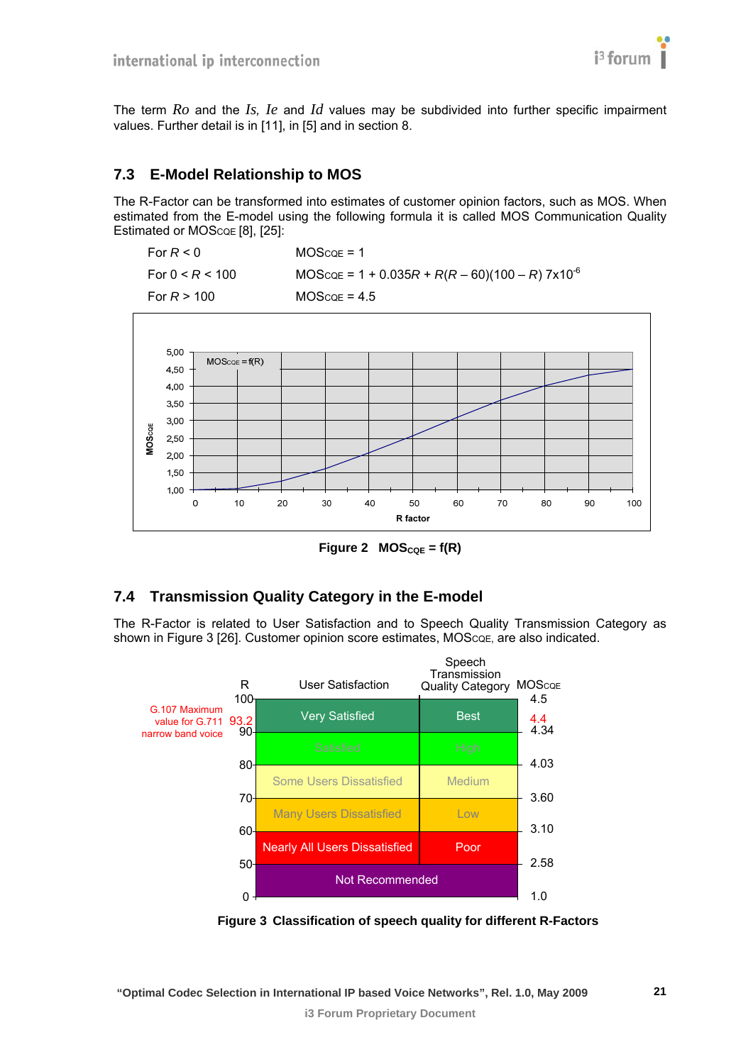The term $Ro$ and the $Is$, $Ie$ and $Id$ values may be subdivided into further specific impairment values. Further detail is in [11], in [5] and in section 8.

## 7.3 E-Model Relationship to MOS

The R-Factor can be transformed into estimates of customer opinion factors, such as MOS. When estimated from the E-model using the following formula it is called MOS Communication Quality Estimated or $MOS_{CQE}$ [8], [25]:

| | |
|---|---|
| For $R < 0$ | $MOS_{CQE} = 1$ |
| For $0 < R < 100$ | $MOS_{CQE} = 1 + 0.035R + R(R - 60)(100 - R)\ 7 \times 10^{-6}$ |
| For $R > 100$ | $MOS_{CQE} = 4.5$ |

**Figure 2 $MOS_{CQE}$ = f(R)**

## 7.4 Transmission Quality Category in the E-model

The R-Factor is related to User Satisfaction and to Speech Quality Transmission Category as shown in Figure 3 [26]. Customer opinion score estimates, $MOS_{CQE}$, are also indicated.

| R | User Satisfaction | Speech Transmission Quality Category | $MOS_{CQE}$ |
|---|---|---|---|
| 100 – 90 | Very Satisfied | Best | 4.5 – 4.34 |
| 90 – 80 | Satisfied | High | 4.34 – 4.03 |
| 80 – 70 | Some Users Dissatisfied | Medium | 4.03 – 3.60 |
| 70 – 60 | Many Users Dissatisfied | Low | 3.60 – 3.10 |
| 60 – 50 | Nearly All Users Dissatisfied | Poor | 3.10 – 2.58 |
| 50 – 0 | Not Recommended | | 2.58 – 1.0 |

G.107 Maximum value for G.711 narrow band voice: R = 93.2, $MOS_{CQE}$ = 4.4

**Figure 3 Classification of speech quality for different R-Factors**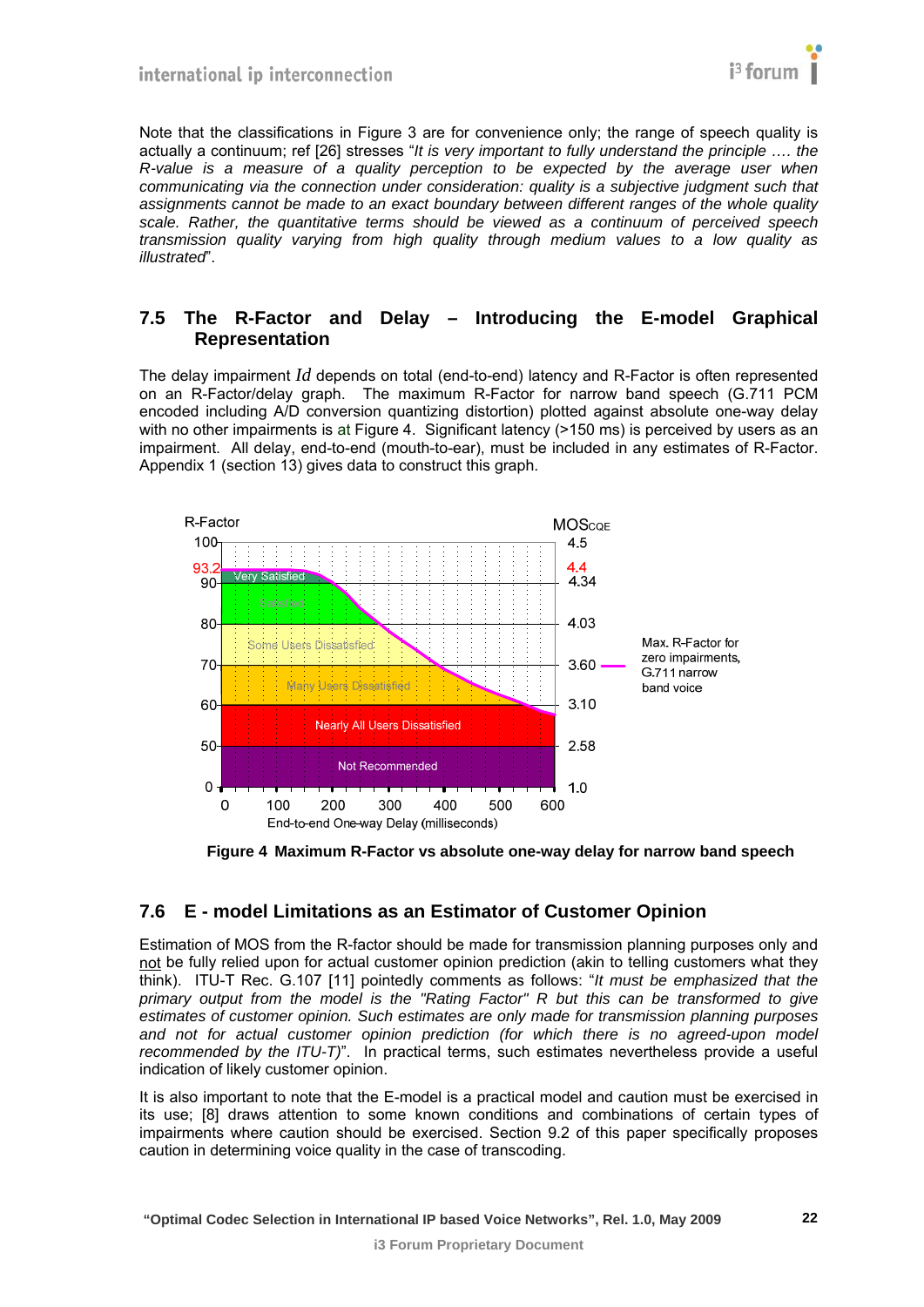Note that the classifications in Figure 3 are for convenience only; the range of speech quality is actually a continuum; ref [26] stresses "*It is very important to fully understand the principle …. the R-value is a measure of a quality perception to be expected by the average user when communicating via the connection under consideration: quality is a subjective judgment such that assignments cannot be made to an exact boundary between different ranges of the whole quality scale. Rather, the quantitative terms should be viewed as a continuum of perceived speech transmission quality varying from high quality through medium values to a low quality as illustrated*".

## 7.5 The R-Factor and Delay – Introducing the E-model Graphical Representation

The delay impairment $Id$ depends on total (end-to-end) latency and R-Factor is often represented on an R-Factor/delay graph. The maximum R-Factor for narrow band speech (G.711 PCM encoded including A/D conversion quantizing distortion) plotted against absolute one-way delay with no other impairments is at Figure 4. Significant latency (>150 ms) is perceived by users as an impairment. All delay, end-to-end (mouth-to-ear), must be included in any estimates of R-Factor. Appendix 1 (section 13) gives data to construct this graph.

**Figure 4 Maximum R-Factor vs absolute one-way delay for narrow band speech**

## 7.6 E - model Limitations as an Estimator of Customer Opinion

Estimation of MOS from the R-factor should be made for transmission planning purposes only and not be fully relied upon for actual customer opinion prediction (akin to telling customers what they think). ITU-T Rec. G.107 [11] pointedly comments as follows: "*It must be emphasized that the primary output from the model is the "Rating Factor" R but this can be transformed to give estimates of customer opinion. Such estimates are only made for transmission planning purposes and not for actual customer opinion prediction (for which there is no agreed-upon model recommended by the ITU-T)*". In practical terms, such estimates nevertheless provide a useful indication of likely customer opinion.

It is also important to note that the E-model is a practical model and caution must be exercised in its use; [8] draws attention to some known conditions and combinations of certain types of impairments where caution should be exercised. Section 9.2 of this paper specifically proposes caution in determining voice quality in the case of transcoding.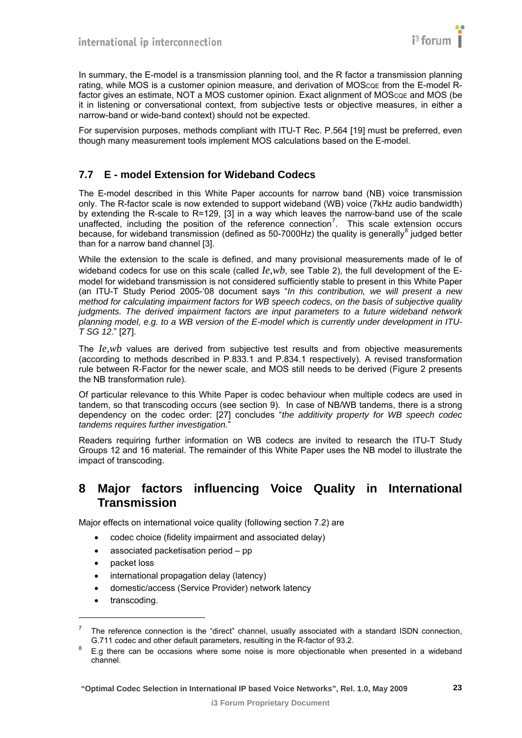In summary, the E-model is a transmission planning tool, and the R factor a transmission planning rating, while MOS is a customer opinion measure, and derivation of $MOS_{CQE}$ from the E-model R-factor gives an estimate, NOT a MOS customer opinion. Exact alignment of $MOS_{CQE}$ and MOS (be it in listening or conversational context, from subjective tests or objective measures, in either a narrow-band or wide-band context) should not be expected.

For supervision purposes, methods compliant with ITU-T Rec. P.564 [19] must be preferred, even though many measurement tools implement MOS calculations based on the E-model.

### 7.7 E - model Extension for Wideband Codecs

The E-model described in this White Paper accounts for narrow band (NB) voice transmission only. The R-factor scale is now extended to support wideband (WB) voice (7kHz audio bandwidth) by extending the R-scale to R=129, [3] in a way which leaves the narrow-band use of the scale unaffected, including the position of the reference connection[7]. This scale extension occurs because, for wideband transmission (defined as 50-7000Hz) the quality is generally[8] judged better than for a narrow band channel [3].

While the extension to the scale is defined, and many provisional measurements made of Ie of wideband codecs for use on this scale (called $Ie,wb$, see Table 2), the full development of the E-model for wideband transmission is not considered sufficiently stable to present in this White Paper (an ITU-T Study Period 2005-'08 document says "*In this contribution, we will present a new method for calculating impairment factors for WB speech codecs, on the basis of subjective quality judgments. The derived impairment factors are input parameters to a future wideband network planning model, e.g. to a WB version of the E-model which is currently under development in ITU-T SG 12*." [27].

The $Ie,wb$ values are derived from subjective test results and from objective measurements (according to methods described in P.833.1 and P.834.1 respectively). A revised transformation rule between R-Factor for the newer scale, and MOS still needs to be derived (Figure 2 presents the NB transformation rule).

Of particular relevance to this White Paper is codec behaviour when multiple codecs are used in tandem, so that transcoding occurs (see section 9). In case of NB/WB tandems, there is a strong dependency on the codec order: [27] concludes "*the additivity property for WB speech codec tandems requires further investigation.*"

Readers requiring further information on WB codecs are invited to research the ITU-T Study Groups 12 and 16 material. The remainder of this White Paper uses the NB model to illustrate the impact of transcoding.

## 8 Major factors influencing Voice Quality in International Transmission

Major effects on international voice quality (following section 7.2) are

- codec choice (fidelity impairment and associated delay)
- associated packetisation period – pp
- packet loss
- international propagation delay (latency)
- domestic/access (Service Provider) network latency
- transcoding.

---

[7] The reference connection is the "direct" channel, usually associated with a standard ISDN connection, G.711 codec and other default parameters, resulting in the R-factor of 93.2.

[8] E.g there can be occasions where some noise is more objectionable when presented in a wideband channel.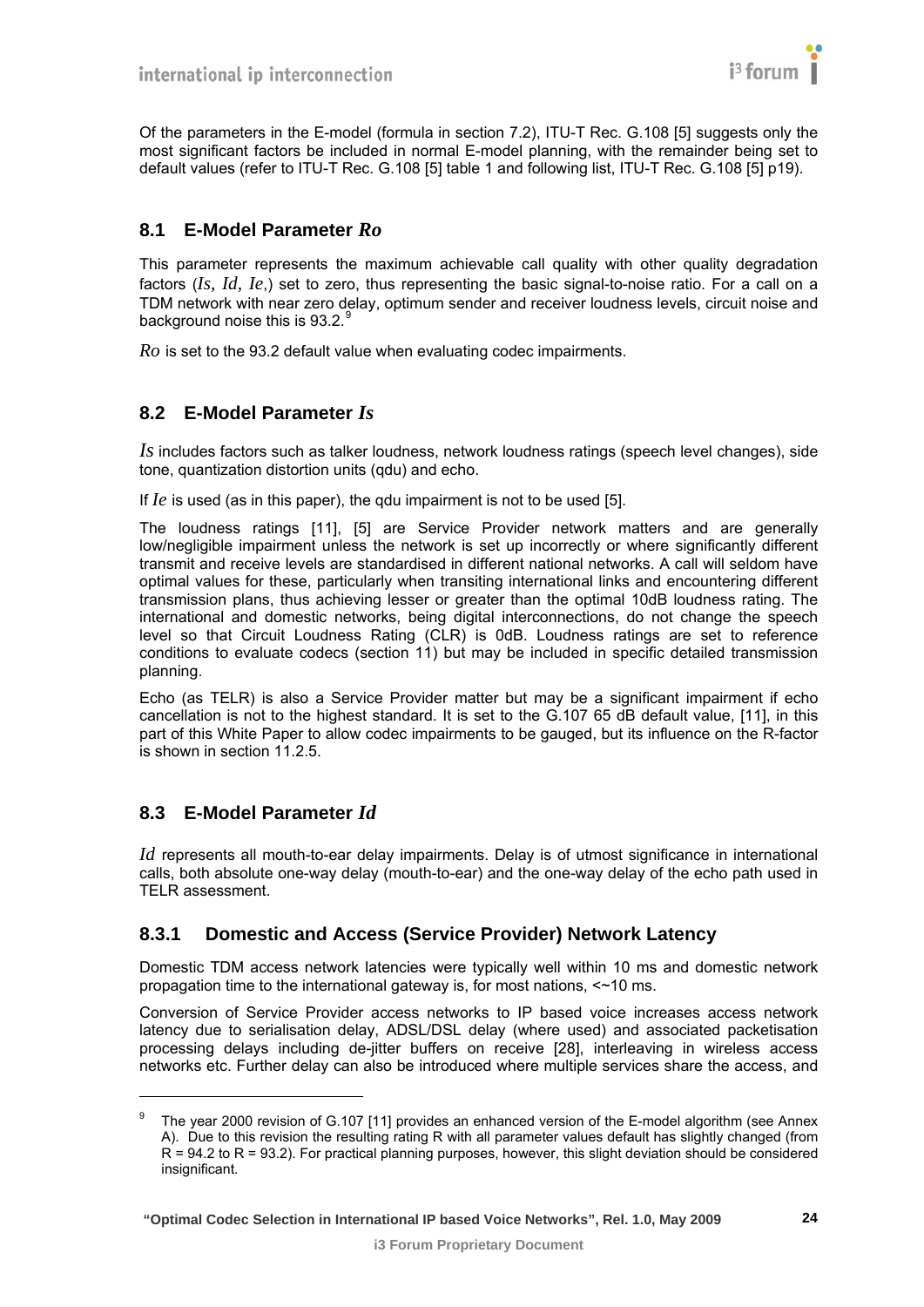Of the parameters in the E-model (formula in section 7.2), ITU-T Rec. G.108 [5] suggests only the most significant factors be included in normal E-model planning, with the remainder being set to default values (refer to ITU-T Rec. G.108 [5] table 1 and following list, ITU-T Rec. G.108 [5] p19).

## 8.1 E-Model Parameter *Ro*

This parameter represents the maximum achievable call quality with other quality degradation factors ($Is$, $Id$, $Ie$,) set to zero, thus representing the basic signal-to-noise ratio. For a call on a TDM network with near zero delay, optimum sender and receiver loudness levels, circuit noise and background noise this is 93.2.[9]

$Ro$ is set to the 93.2 default value when evaluating codec impairments.

## 8.2 E-Model Parameter *Is*

$Is$ includes factors such as talker loudness, network loudness ratings (speech level changes), side tone, quantization distortion units (qdu) and echo.

If $Ie$ is used (as in this paper), the qdu impairment is not to be used [5].

The loudness ratings [11], [5] are Service Provider network matters and are generally low/negligible impairment unless the network is set up incorrectly or where significantly different transmit and receive levels are standardised in different national networks. A call will seldom have optimal values for these, particularly when transiting international links and encountering different transmission plans, thus achieving lesser or greater than the optimal 10dB loudness rating. The international and domestic networks, being digital interconnections, do not change the speech level so that Circuit Loudness Rating (CLR) is 0dB. Loudness ratings are set to reference conditions to evaluate codecs (section 11) but may be included in specific detailed transmission planning.

Echo (as TELR) is also a Service Provider matter but may be a significant impairment if echo cancellation is not to the highest standard. It is set to the G.107 65 dB default value, [11], in this part of this White Paper to allow codec impairments to be gauged, but its influence on the R-factor is shown in section 11.2.5.

## 8.3 E-Model Parameter *Id*

$Id$ represents all mouth-to-ear delay impairments. Delay is of utmost significance in international calls, both absolute one-way delay (mouth-to-ear) and the one-way delay of the echo path used in TELR assessment.

### 8.3.1 Domestic and Access (Service Provider) Network Latency

Domestic TDM access network latencies were typically well within 10 ms and domestic network propagation time to the international gateway is, for most nations, <~10 ms.

Conversion of Service Provider access networks to IP based voice increases access network latency due to serialisation delay, ADSL/DSL delay (where used) and associated packetisation processing delays including de-jitter buffers on receive [28], interleaving in wireless access networks etc. Further delay can also be introduced where multiple services share the access, and

---

[9] The year 2000 revision of G.107 [11] provides an enhanced version of the E-model algorithm (see Annex A). Due to this revision the resulting rating R with all parameter values default has slightly changed (from R = 94.2 to R = 93.2). For practical planning purposes, however, this slight deviation should be considered insignificant.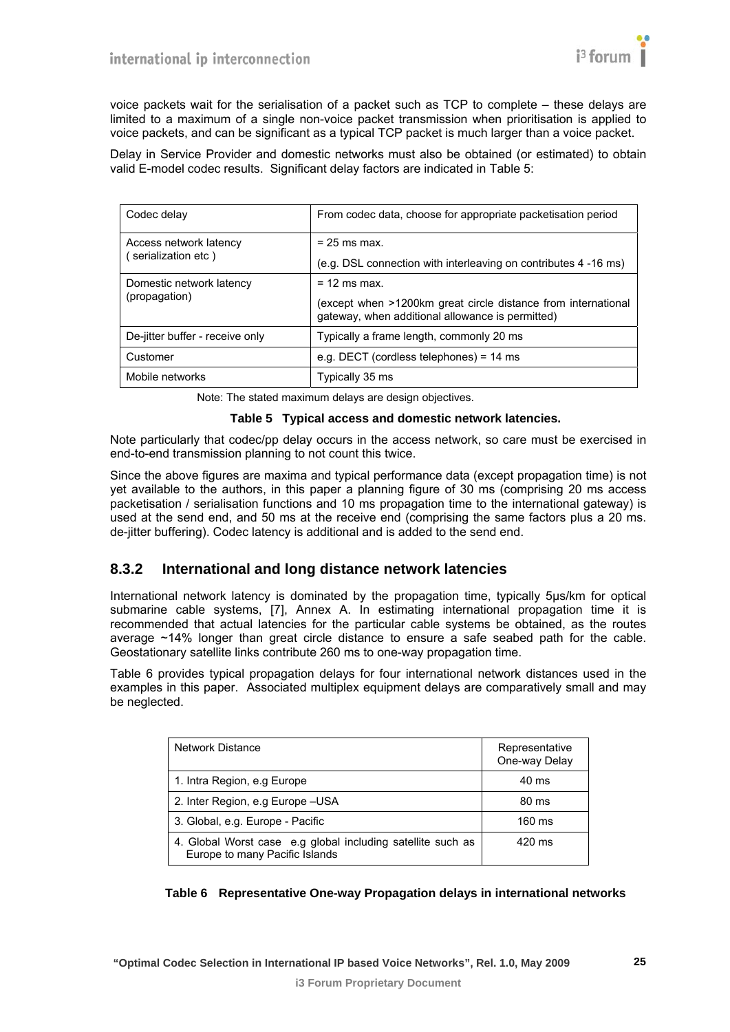voice packets wait for the serialisation of a packet such as TCP to complete – these delays are limited to a maximum of a single non-voice packet transmission when prioritisation is applied to voice packets, and can be significant as a typical TCP packet is much larger than a voice packet.

Delay in Service Provider and domestic networks must also be obtained (or estimated) to obtain valid E-model codec results. Significant delay factors are indicated in Table 5:

| Codec delay | From codec data, choose for appropriate packetisation period |
|---|---|
| Access network latency ( serialization etc ) | = 25 ms max. (e.g. DSL connection with interleaving on contributes 4 -16 ms) |
| Domestic network latency (propagation) | = 12 ms max. (except when >1200km great circle distance from international gateway, when additional allowance is permitted) |
| De-jitter buffer - receive only | Typically a frame length, commonly 20 ms |
| Customer | e.g. DECT (cordless telephones) = 14 ms |
| Mobile networks | Typically 35 ms |

Note: The stated maximum delays are design objectives.

**Table 5 Typical access and domestic network latencies.**

Note particularly that codec/pp delay occurs in the access network, so care must be exercised in end-to-end transmission planning to not count this twice.

Since the above figures are maxima and typical performance data (except propagation time) is not yet available to the authors, in this paper a planning figure of 30 ms (comprising 20 ms access packetisation / serialisation functions and 10 ms propagation time to the international gateway) is used at the send end, and 50 ms at the receive end (comprising the same factors plus a 20 ms. de-jitter buffering). Codec latency is additional and is added to the send end.

### 8.3.2 International and long distance network latencies

International network latency is dominated by the propagation time, typically 5μs/km for optical submarine cable systems, [7], Annex A. In estimating international propagation time it is recommended that actual latencies for the particular cable systems be obtained, as the routes average ~14% longer than great circle distance to ensure a safe seabed path for the cable. Geostationary satellite links contribute 260 ms to one-way propagation time.

Table 6 provides typical propagation delays for four international network distances used in the examples in this paper. Associated multiplex equipment delays are comparatively small and may be neglected.

| Network Distance | Representative One-way Delay |
|---|---|
| 1. Intra Region, e.g Europe | 40 ms |
| 2. Inter Region, e.g Europe –USA | 80 ms |
| 3. Global, e.g. Europe - Pacific | 160 ms |
| 4. Global Worst case e.g global including satellite such as Europe to many Pacific Islands | 420 ms |

**Table 6 Representative One-way Propagation delays in international networks**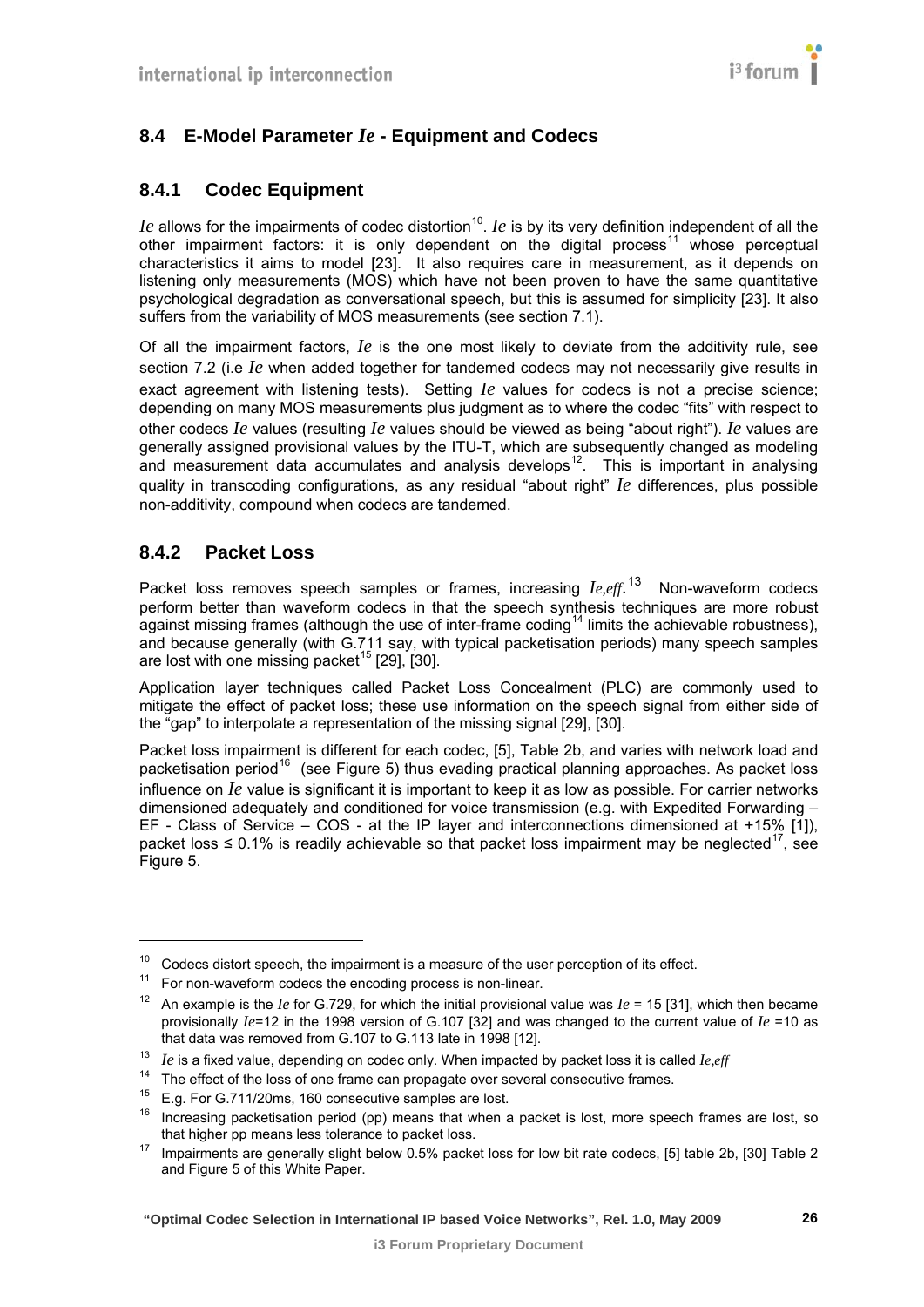## 8.4 E-Model Parameter $Ie$ - Equipment and Codecs

### 8.4.1 Codec Equipment

$Ie$ allows for the impairments of codec distortion[10]. $Ie$ is by its very definition independent of all the other impairment factors: it is only dependent on the digital process[11] whose perceptual characteristics it aims to model [23]. It also requires care in measurement, as it depends on listening only measurements (MOS) which have not been proven to have the same quantitative psychological degradation as conversational speech, but this is assumed for simplicity [23]. It also suffers from the variability of MOS measurements (see section 7.1).

Of all the impairment factors, $Ie$ is the one most likely to deviate from the additivity rule, see section 7.2 (i.e $Ie$ when added together for tandemed codecs may not necessarily give results in exact agreement with listening tests). Setting $Ie$ values for codecs is not a precise science; depending on many MOS measurements plus judgment as to where the codec "fits" with respect to other codecs $Ie$ values (resulting $Ie$ values should be viewed as being "about right"). $Ie$ values are generally assigned provisional values by the ITU-T, which are subsequently changed as modeling and measurement data accumulates and analysis develops[12]. This is important in analysing quality in transcoding configurations, as any residual "about right" $Ie$ differences, plus possible non-additivity, compound when codecs are tandemed.

### 8.4.2 Packet Loss

Packet loss removes speech samples or frames, increasing $Ie,eff$.[13] Non-waveform codecs perform better than waveform codecs in that the speech synthesis techniques are more robust against missing frames (although the use of inter-frame coding[14] limits the achievable robustness), and because generally (with G.711 say, with typical packetisation periods) many speech samples are lost with one missing packet[15] [29], [30].

Application layer techniques called Packet Loss Concealment (PLC) are commonly used to mitigate the effect of packet loss; these use information on the speech signal from either side of the "gap" to interpolate a representation of the missing signal [29], [30].

Packet loss impairment is different for each codec, [5], Table 2b, and varies with network load and packetisation period[16] (see Figure 5) thus evading practical planning approaches. As packet loss influence on $Ie$ value is significant it is important to keep it as low as possible. For carrier networks dimensioned adequately and conditioned for voice transmission (e.g. with Expedited Forwarding – EF - Class of Service – COS - at the IP layer and interconnections dimensioned at +15% [1]), packet loss ≤ 0.1% is readily achievable so that packet loss impairment may be neglected[17], see Figure 5.

---

[10] Codecs distort speech, the impairment is a measure of the user perception of its effect.

[11] For non-waveform codecs the encoding process is non-linear.

[12] An example is the $Ie$ for G.729, for which the initial provisional value was $Ie$ = 15 [31], which then became provisionally $Ie$=12 in the 1998 version of G.107 [32] and was changed to the current value of $Ie$ =10 as that data was removed from G.107 to G.113 late in 1998 [12].

[13] $Ie$ is a fixed value, depending on codec only. When impacted by packet loss it is called $Ie,eff$

[14] The effect of the loss of one frame can propagate over several consecutive frames.

[15] E.g. For G.711/20ms, 160 consecutive samples are lost.

[16] Increasing packetisation period (pp) means that when a packet is lost, more speech frames are lost, so that higher pp means less tolerance to packet loss.

[17] Impairments are generally slight below 0.5% packet loss for low bit rate codecs, [5] table 2b, [30] Table 2 and Figure 5 of this White Paper.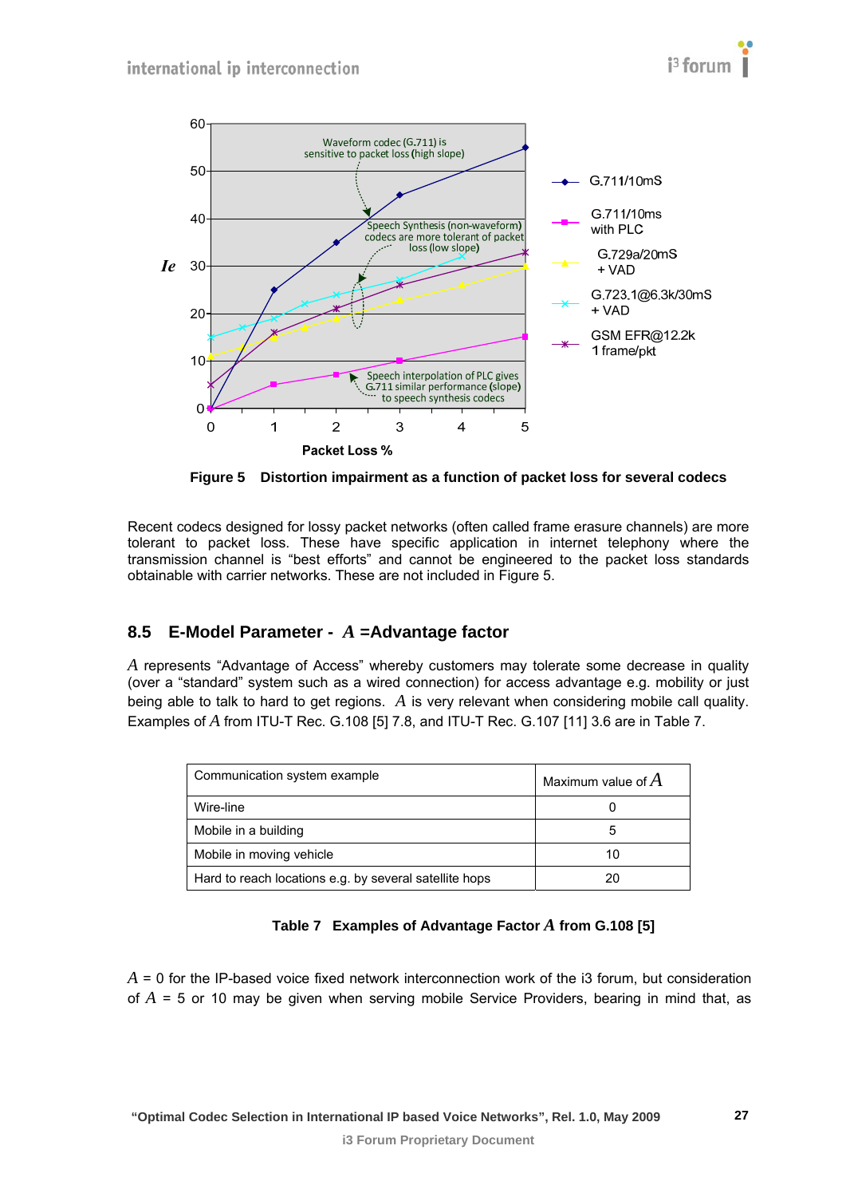Figure 5 Distortion impairment as a function of packet loss for several codecs

Recent codecs designed for lossy packet networks (often called frame erasure channels) are more tolerant to packet loss. These have specific application in internet telephony where the transmission channel is "best efforts" and cannot be engineered to the packet loss standards obtainable with carrier networks. These are not included in Figure 5.

## 8.5 E-Model Parameter - $A$ =Advantage factor

$A$ represents "Advantage of Access" whereby customers may tolerate some decrease in quality (over a "standard" system such as a wired connection) for access advantage e.g. mobility or just being able to talk to hard to get regions. $A$ is very relevant when considering mobile call quality. Examples of $A$ from ITU-T Rec. G.108 [5] 7.8, and ITU-T Rec. G.107 [11] 3.6 are in Table 7.

| Communication system example | Maximum value of $A$ |
|---|---|
| Wire-line | 0 |
| Mobile in a building | 5 |
| Mobile in moving vehicle | 10 |
| Hard to reach locations e.g. by several satellite hops | 20 |

**Table 7 Examples of Advantage Factor $A$ from G.108 [5]**

$A$ = 0 for the IP-based voice fixed network interconnection work of the i3 forum, but consideration of $A$ = 5 or 10 may be given when serving mobile Service Providers, bearing in mind that, as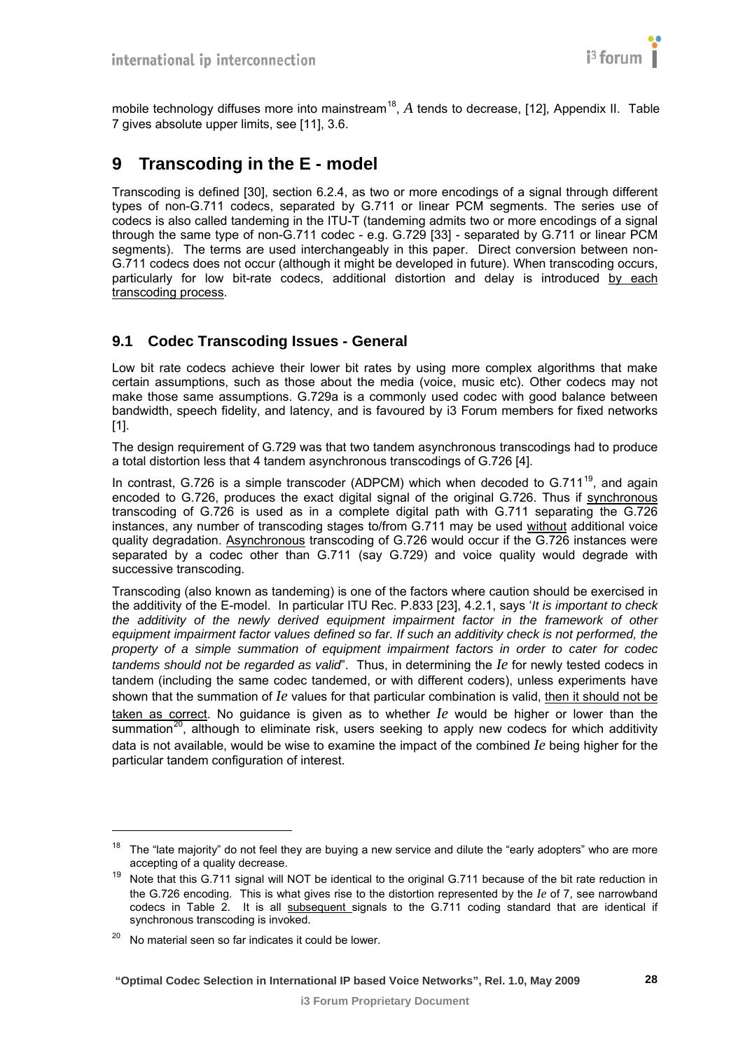mobile technology diffuses more into mainstream[18], $A$ tends to decrease, [12], Appendix II. Table 7 gives absolute upper limits, see [11], 3.6.

# 9 Transcoding in the E - model

Transcoding is defined [30], section 6.2.4, as two or more encodings of a signal through different types of non-G.711 codecs, separated by G.711 or linear PCM segments. The series use of codecs is also called tandeming in the ITU-T (tandeming admits two or more encodings of a signal through the same type of non-G.711 codec - e.g. G.729 [33] - separated by G.711 or linear PCM segments). The terms are used interchangeably in this paper. Direct conversion between non-G.711 codecs does not occur (although it might be developed in future). When transcoding occurs, particularly for low bit-rate codecs, additional distortion and delay is introduced by each transcoding process.

## 9.1 Codec Transcoding Issues - General

Low bit rate codecs achieve their lower bit rates by using more complex algorithms that make certain assumptions, such as those about the media (voice, music etc). Other codecs may not make those same assumptions. G.729a is a commonly used codec with good balance between bandwidth, speech fidelity, and latency, and is favoured by i3 Forum members for fixed networks [1].

The design requirement of G.729 was that two tandem asynchronous transcodings had to produce a total distortion less that 4 tandem asynchronous transcodings of G.726 [4].

In contrast, G.726 is a simple transcoder (ADPCM) which when decoded to G.711[19], and again encoded to G.726, produces the exact digital signal of the original G.726. Thus if synchronous transcoding of G.726 is used as in a complete digital path with G.711 separating the G.726 instances, any number of transcoding stages to/from G.711 may be used without additional voice quality degradation. Asynchronous transcoding of G.726 would occur if the G.726 instances were separated by a codec other than G.711 (say G.729) and voice quality would degrade with successive transcoding.

Transcoding (also known as tandeming) is one of the factors where caution should be exercised in the additivity of the E-model. In particular ITU Rec. P.833 [23], 4.2.1, says '*It is important to check the additivity of the newly derived equipment impairment factor in the framework of other equipment impairment factor values defined so far. If such an additivity check is not performed, the property of a simple summation of equipment impairment factors in order to cater for codec tandems should not be regarded as valid*". Thus, in determining the $Ie$ for newly tested codecs in tandem (including the same codec tandemed, or with different coders), unless experiments have shown that the summation of $Ie$ values for that particular combination is valid, then it should not be taken as correct. No guidance is given as to whether $Ie$ would be higher or lower than the summation[20], although to eliminate risk, users seeking to apply new codecs for which additivity data is not available, would be wise to examine the impact of the combined $Ie$ being higher for the particular tandem configuration of interest.

---

[18] The "late majority" do not feel they are buying a new service and dilute the "early adopters" who are more accepting of a quality decrease.

[19] Note that this G.711 signal will NOT be identical to the original G.711 because of the bit rate reduction in the G.726 encoding. This is what gives rise to the distortion represented by the $Ie$ of 7, see narrowband codecs in Table 2. It is all subsequent signals to the G.711 coding standard that are identical if synchronous transcoding is invoked.

[20] No material seen so far indicates it could be lower.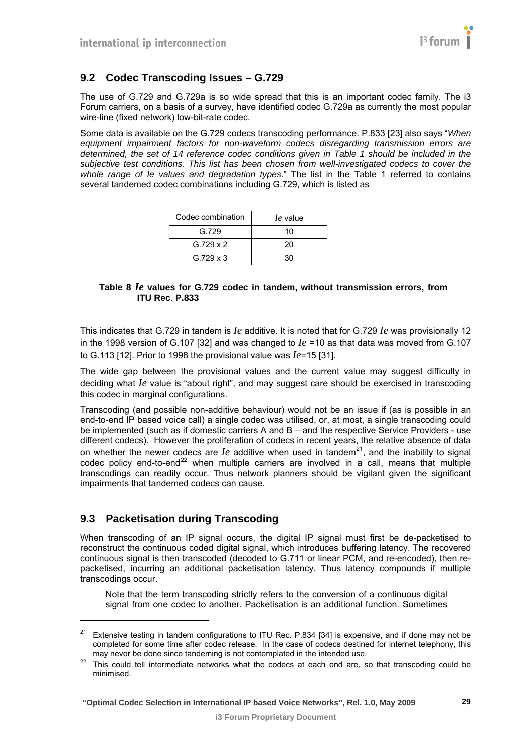## 9.2 Codec Transcoding Issues – G.729

The use of G.729 and G.729a is so wide spread that this is an important codec family. The i3 Forum carriers, on a basis of a survey, have identified codec G.729a as currently the most popular wire-line (fixed network) low-bit-rate codec.

Some data is available on the G.729 codecs transcoding performance. P.833 [23] also says "*When equipment impairment factors for non-waveform codecs disregarding transmission errors are determined, the set of 14 reference codec conditions given in Table 1 should be included in the subjective test conditions. This list has been chosen from well-investigated codecs to cover the whole range of Ie values and degradation types*." The list in the Table 1 referred to contains several tandemed codec combinations including G.729, which is listed as

| Codec combination | *Ie* value |
|---|---|
| G.729 | 10 |
| G.729 x 2 | 20 |
| G.729 x 3 | 30 |

**Table 8 *Ie* values for G.729 codec in tandem, without transmission errors, from ITU Rec. P.833**

This indicates that G.729 in tandem is *Ie* additive. It is noted that for G.729 *Ie* was provisionally 12 in the 1998 version of G.107 [32] and was changed to *Ie* =10 as that data was moved from G.107 to G.113 [12]. Prior to 1998 the provisional value was *Ie*=15 [31].

The wide gap between the provisional values and the current value may suggest difficulty in deciding what *Ie* value is "about right", and may suggest care should be exercised in transcoding this codec in marginal configurations.

Transcoding (and possible non-additive behaviour) would not be an issue if (as is possible in an end-to-end IP based voice call) a single codec was utilised, or, at most, a single transcoding could be implemented (such as if domestic carriers A and B – and the respective Service Providers - use different codecs). However the proliferation of codecs in recent years, the relative absence of data on whether the newer codecs are *Ie* additive when used in tandem[21], and the inability to signal codec policy end-to-end[22] when multiple carriers are involved in a call, means that multiple transcodings can readily occur. Thus network planners should be vigilant given the significant impairments that tandemed codecs can cause.

## 9.3 Packetisation during Transcoding

When transcoding of an IP signal occurs, the digital IP signal must first be de-packetised to reconstruct the continuous coded digital signal, which introduces buffering latency. The recovered continuous signal is then transcoded (decoded to G.711 or linear PCM, and re-encoded), then re-packetised, incurring an additional packetisation latency. Thus latency compounds if multiple transcodings occur.

> Note that the term transcoding strictly refers to the conversion of a continuous digital signal from one codec to another. Packetisation is an additional function. Sometimes

---

[21] Extensive testing in tandem configurations to ITU Rec. P.834 [34] is expensive, and if done may not be completed for some time after codec release. In the case of codecs destined for internet telephony, this may never be done since tandeming is not contemplated in the intended use.

[22] This could tell intermediate networks what the codecs at each end are, so that transcoding could be minimised.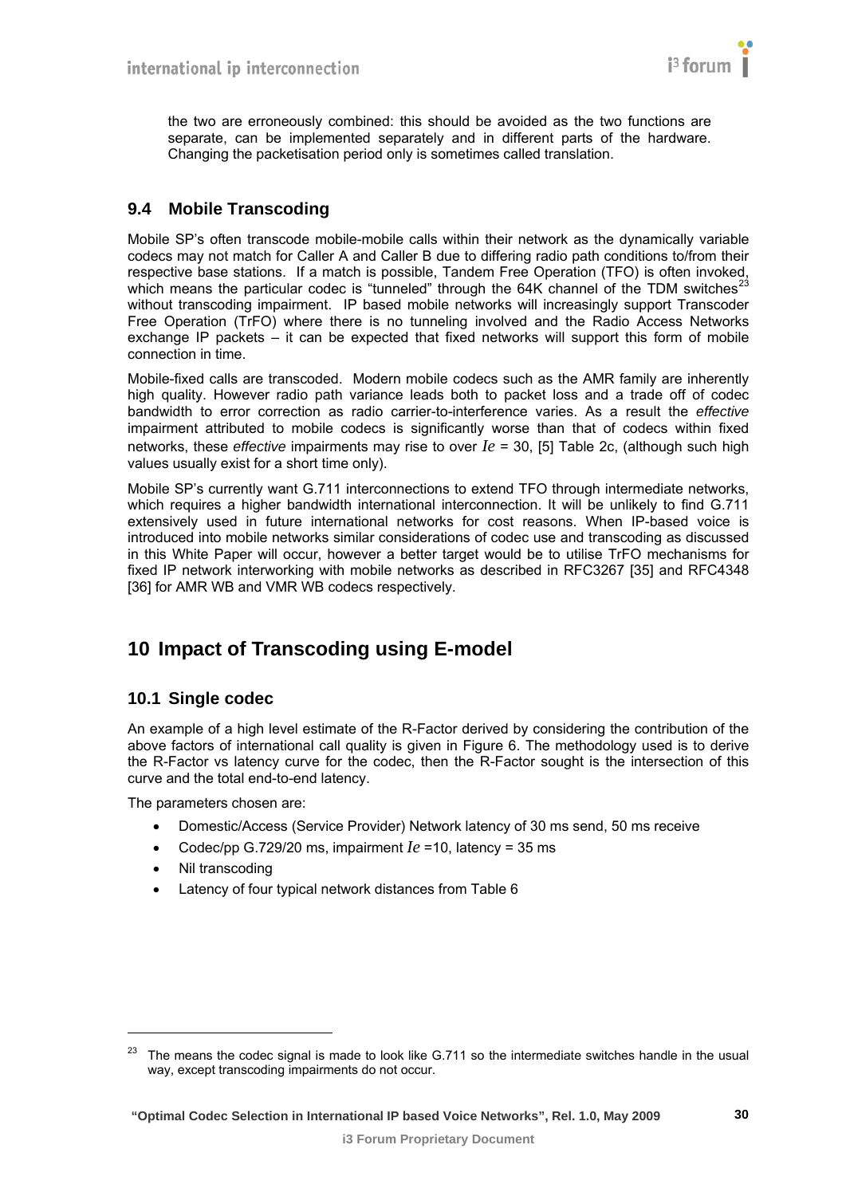the two are erroneously combined: this should be avoided as the two functions are separate, can be implemented separately and in different parts of the hardware. Changing the packetisation period only is sometimes called translation.

## 9.4 Mobile Transcoding

Mobile SP's often transcode mobile-mobile calls within their network as the dynamically variable codecs may not match for Caller A and Caller B due to differing radio path conditions to/from their respective base stations. If a match is possible, Tandem Free Operation (TFO) is often invoked, which means the particular codec is "tunneled" through the 64K channel of the TDM switches[23] without transcoding impairment. IP based mobile networks will increasingly support Transcoder Free Operation (TrFO) where there is no tunneling involved and the Radio Access Networks exchange IP packets – it can be expected that fixed networks will support this form of mobile connection in time.

Mobile-fixed calls are transcoded. Modern mobile codecs such as the AMR family are inherently high quality. However radio path variance leads both to packet loss and a trade off of codec bandwidth to error correction as radio carrier-to-interference varies. As a result the *effective* impairment attributed to mobile codecs is significantly worse than that of codecs within fixed networks, these *effective* impairments may rise to over $Ie$ = 30, [5] Table 2c, (although such high values usually exist for a short time only).

Mobile SP's currently want G.711 interconnections to extend TFO through intermediate networks, which requires a higher bandwidth international interconnection. It will be unlikely to find G.711 extensively used in future international networks for cost reasons. When IP-based voice is introduced into mobile networks similar considerations of codec use and transcoding as discussed in this White Paper will occur, however a better target would be to utilise TrFO mechanisms for fixed IP network interworking with mobile networks as described in RFC3267 [35] and RFC4348 [36] for AMR WB and VMR WB codecs respectively.

# 10 Impact of Transcoding using E-model

## 10.1 Single codec

An example of a high level estimate of the R-Factor derived by considering the contribution of the above factors of international call quality is given in Figure 6. The methodology used is to derive the R-Factor vs latency curve for the codec, then the R-Factor sought is the intersection of this curve and the total end-to-end latency.

The parameters chosen are:

- Domestic/Access (Service Provider) Network latency of 30 ms send, 50 ms receive
- Codec/pp G.729/20 ms, impairment $Ie$ =10, latency = 35 ms
- Nil transcoding
- Latency of four typical network distances from Table 6

[23] The means the codec signal is made to look like G.711 so the intermediate switches handle in the usual way, except transcoding impairments do not occur.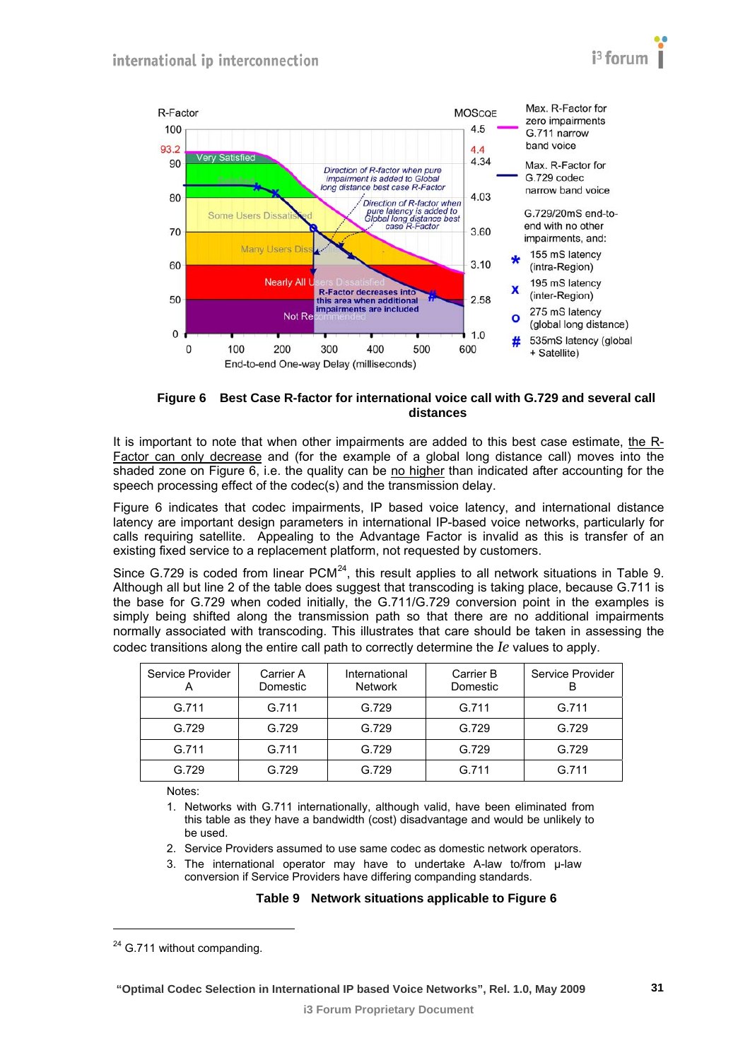**Figure 6 Best Case R-factor for international voice call with G.729 and several call distances**

It is important to note that when other impairments are added to this best case estimate, the R-Factor can only decrease and (for the example of a global long distance call) moves into the shaded zone on Figure 6, i.e. the quality can be no higher than indicated after accounting for the speech processing effect of the codec(s) and the transmission delay.

Figure 6 indicates that codec impairments, IP based voice latency, and international distance latency are important design parameters in international IP-based voice networks, particularly for calls requiring satellite. Appealing to the Advantage Factor is invalid as this is transfer of an existing fixed service to a replacement platform, not requested by customers.

Since G.729 is coded from linear PCM[24], this result applies to all network situations in Table 9. Although all but line 2 of the table does suggest that transcoding is taking place, because G.711 is the base for G.729 when coded initially, the G.711/G.729 conversion point in the examples is simply being shifted along the transmission path so that there are no additional impairments normally associated with transcoding. This illustrates that care should be taken in assessing the codec transitions along the entire call path to correctly determine the *Ie* values to apply.

| Service Provider A | Carrier A Domestic | International Network | Carrier B Domestic | Service Provider B |
|---|---|---|---|---|
| G.711 | G.711 | G.729 | G.711 | G.711 |
| G.729 | G.729 | G.729 | G.729 | G.729 |
| G.711 | G.711 | G.729 | G.729 | G.729 |
| G.729 | G.729 | G.729 | G.711 | G.711 |

Notes:

1. Networks with G.711 internationally, although valid, have been eliminated from this table as they have a bandwidth (cost) disadvantage and would be unlikely to be used.
2. Service Providers assumed to use same codec as domestic network operators.
3. The international operator may have to undertake A-law to/from μ-law conversion if Service Providers have differing companding standards.

**Table 9 Network situations applicable to Figure 6**

[24] G.711 without companding.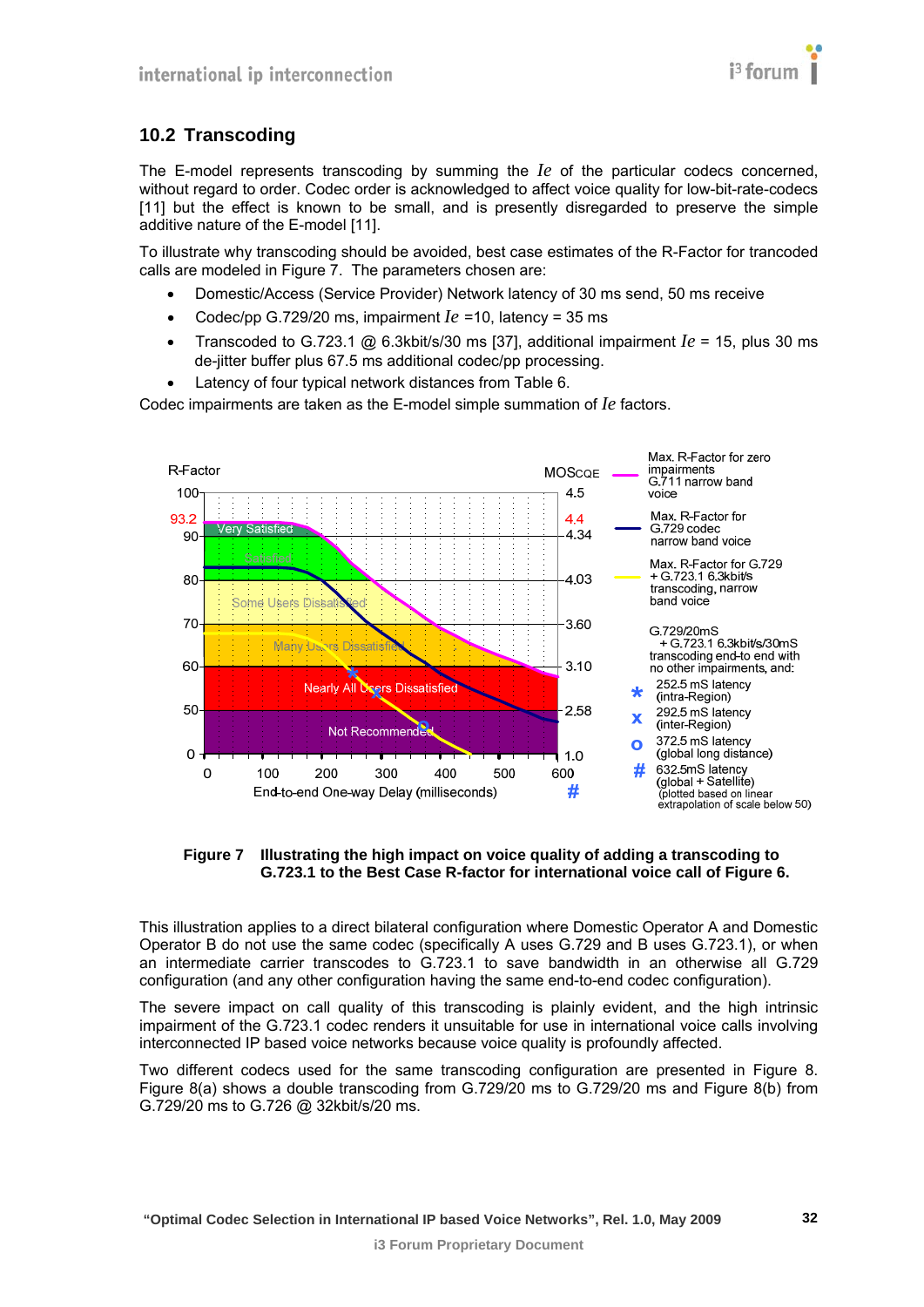## 10.2 Transcoding

The E-model represents transcoding by summing the *Ie* of the particular codecs concerned, without regard to order. Codec order is acknowledged to affect voice quality for low-bit-rate-codecs [11] but the effect is known to be small, and is presently disregarded to preserve the simple additive nature of the E-model [11].

To illustrate why transcoding should be avoided, best case estimates of the R-Factor for trancoded calls are modeled in Figure 7. The parameters chosen are:

- Domestic/Access (Service Provider) Network latency of 30 ms send, 50 ms receive
- Codec/pp G.729/20 ms, impairment *Ie* =10, latency = 35 ms
- Transcoded to G.723.1 @ 6.3kbit/s/30 ms [37], additional impairment *Ie* = 15, plus 30 ms de-jitter buffer plus 67.5 ms additional codec/pp processing.
- Latency of four typical network distances from Table 6.

Codec impairments are taken as the E-model simple summation of *Ie* factors.

**Figure 7 Illustrating the high impact on voice quality of adding a transcoding to G.723.1 to the Best Case R-factor for international voice call of Figure 6.**

This illustration applies to a direct bilateral configuration where Domestic Operator A and Domestic Operator B do not use the same codec (specifically A uses G.729 and B uses G.723.1), or when an intermediate carrier transcodes to G.723.1 to save bandwidth in an otherwise all G.729 configuration (and any other configuration having the same end-to-end codec configuration).

The severe impact on call quality of this transcoding is plainly evident, and the high intrinsic impairment of the G.723.1 codec renders it unsuitable for use in international voice calls involving interconnected IP based voice networks because voice quality is profoundly affected.

Two different codecs used for the same transcoding configuration are presented in Figure 8. Figure 8(a) shows a double transcoding from G.729/20 ms to G.729/20 ms and Figure 8(b) from G.729/20 ms to G.726 @ 32kbit/s/20 ms.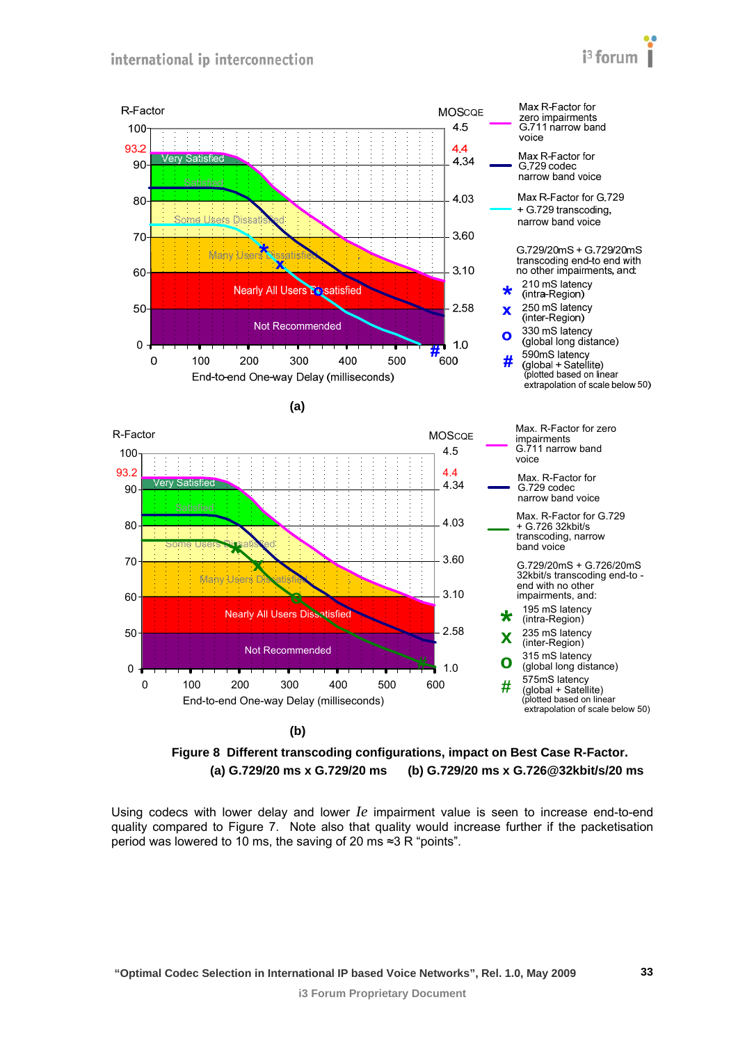**Figure 8 Different transcoding configurations, impact on Best Case R-Factor. (a) G.729/20 ms x G.729/20 ms (b) G.729/20 ms x G.726@32kbit/s/20 ms**

Using codecs with lower delay and lower *Ie* impairment value is seen to increase end-to-end quality compared to Figure 7. Note also that quality would increase further if the packetisation period was lowered to 10 ms, the saving of 20 ms ≈3 R "points".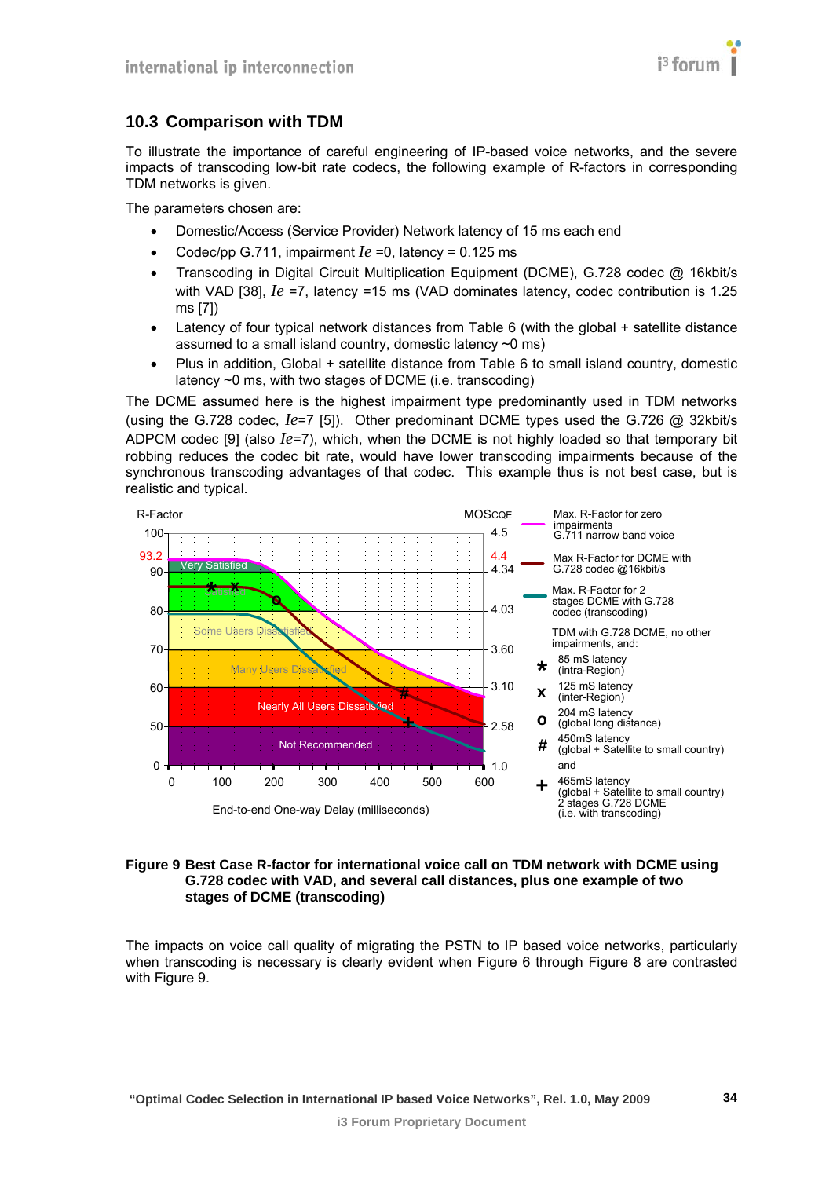## 10.3 Comparison with TDM

To illustrate the importance of careful engineering of IP-based voice networks, and the severe impacts of transcoding low-bit rate codecs, the following example of R-factors in corresponding TDM networks is given.

The parameters chosen are:

- Domestic/Access (Service Provider) Network latency of 15 ms each end
- Codec/pp G.711, impairment $Ie$ =0, latency = 0.125 ms
- Transcoding in Digital Circuit Multiplication Equipment (DCME), G.728 codec @ 16kbit/s with VAD [38], $Ie$ =7, latency =15 ms (VAD dominates latency, codec contribution is 1.25 ms [7])
- Latency of four typical network distances from Table 6 (with the global + satellite distance assumed to a small island country, domestic latency ~0 ms)
- Plus in addition, Global + satellite distance from Table 6 to small island country, domestic latency ~0 ms, with two stages of DCME (i.e. transcoding)

The DCME assumed here is the highest impairment type predominantly used in TDM networks (using the G.728 codec, $Ie$=7 [5]). Other predominant DCME types used the G.726 @ 32kbit/s ADPCM codec [9] (also $Ie$=7), which, when the DCME is not highly loaded so that temporary bit robbing reduces the codec bit rate, would have lower transcoding impairments because of the synchronous transcoding advantages of that codec. This example thus is not best case, but is realistic and typical.

**Figure 9 Best Case R-factor for international voice call on TDM network with DCME using G.728 codec with VAD, and several call distances, plus one example of two stages of DCME (transcoding)**

The impacts on voice call quality of migrating the PSTN to IP based voice networks, particularly when transcoding is necessary is clearly evident when Figure 6 through Figure 8 are contrasted with Figure 9.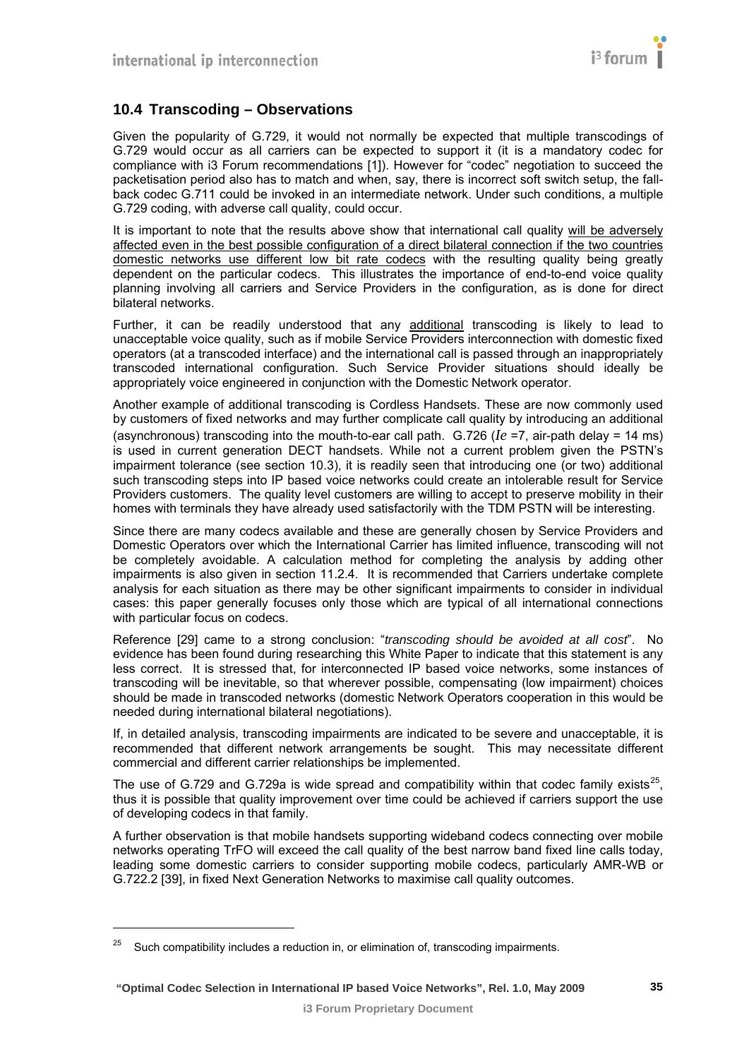## 10.4 Transcoding – Observations

Given the popularity of G.729, it would not normally be expected that multiple transcodings of G.729 would occur as all carriers can be expected to support it (it is a mandatory codec for compliance with i3 Forum recommendations [1]). However for "codec" negotiation to succeed the packetisation period also has to match and when, say, there is incorrect soft switch setup, the fall-back codec G.711 could be invoked in an intermediate network. Under such conditions, a multiple G.729 coding, with adverse call quality, could occur.

It is important to note that the results above show that international call quality <u>will be adversely affected even in the best possible configuration of a direct bilateral connection if the two countries domestic networks use different low bit rate codecs</u> with the resulting quality being greatly dependent on the particular codecs. This illustrates the importance of end-to-end voice quality planning involving all carriers and Service Providers in the configuration, as is done for direct bilateral networks.

Further, it can be readily understood that any <u>additional</u> transcoding is likely to lead to unacceptable voice quality, such as if mobile Service Providers interconnection with domestic fixed operators (at a transcoded interface) and the international call is passed through an inappropriately transcoded international configuration. Such Service Provider situations should ideally be appropriately voice engineered in conjunction with the Domestic Network operator.

Another example of additional transcoding is Cordless Handsets. These are now commonly used by customers of fixed networks and may further complicate call quality by introducing an additional (asynchronous) transcoding into the mouth-to-ear call path. G.726 ($Ie$ =7, air-path delay = 14 ms) is used in current generation DECT handsets. While not a current problem given the PSTN's impairment tolerance (see section 10.3), it is readily seen that introducing one (or two) additional such transcoding steps into IP based voice networks could create an intolerable result for Service Providers customers. The quality level customers are willing to accept to preserve mobility in their homes with terminals they have already used satisfactorily with the TDM PSTN will be interesting.

Since there are many codecs available and these are generally chosen by Service Providers and Domestic Operators over which the International Carrier has limited influence, transcoding will not be completely avoidable. A calculation method for completing the analysis by adding other impairments is also given in section 11.2.4. It is recommended that Carriers undertake complete analysis for each situation as there may be other significant impairments to consider in individual cases: this paper generally focuses only those which are typical of all international connections with particular focus on codecs.

Reference [29] came to a strong conclusion: "*transcoding should be avoided at all cost*". No evidence has been found during researching this White Paper to indicate that this statement is any less correct. It is stressed that, for interconnected IP based voice networks, some instances of transcoding will be inevitable, so that wherever possible, compensating (low impairment) choices should be made in transcoded networks (domestic Network Operators cooperation in this would be needed during international bilateral negotiations).

If, in detailed analysis, transcoding impairments are indicated to be severe and unacceptable, it is recommended that different network arrangements be sought. This may necessitate different commercial and different carrier relationships be implemented.

The use of G.729 and G.729a is wide spread and compatibility within that codec family exists[25], thus it is possible that quality improvement over time could be achieved if carriers support the use of developing codecs in that family.

A further observation is that mobile handsets supporting wideband codecs connecting over mobile networks operating TrFO will exceed the call quality of the best narrow band fixed line calls today, leading some domestic carriers to consider supporting mobile codecs, particularly AMR-WB or G.722.2 [39], in fixed Next Generation Networks to maximise call quality outcomes.

---

[25] Such compatibility includes a reduction in, or elimination of, transcoding impairments.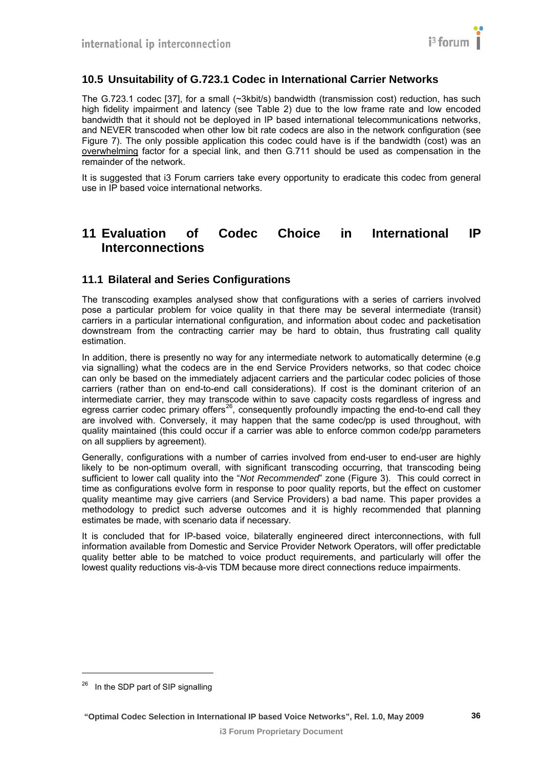## 10.5 Unsuitability of G.723.1 Codec in International Carrier Networks

The G.723.1 codec [37], for a small (~3kbit/s) bandwidth (transmission cost) reduction, has such high fidelity impairment and latency (see Table 2) due to the low frame rate and low encoded bandwidth that it should not be deployed in IP based international telecommunications networks, and NEVER transcoded when other low bit rate codecs are also in the network configuration (see Figure 7). The only possible application this codec could have is if the bandwidth (cost) was an overwhelming factor for a special link, and then G.711 should be used as compensation in the remainder of the network.

It is suggested that i3 Forum carriers take every opportunity to eradicate this codec from general use in IP based voice international networks.

# 11 Evaluation of Codec Choice in International IP Interconnections

## 11.1 Bilateral and Series Configurations

The transcoding examples analysed show that configurations with a series of carriers involved pose a particular problem for voice quality in that there may be several intermediate (transit) carriers in a particular international configuration, and information about codec and packetisation downstream from the contracting carrier may be hard to obtain, thus frustrating call quality estimation.

In addition, there is presently no way for any intermediate network to automatically determine (e.g via signalling) what the codecs are in the end Service Providers networks, so that codec choice can only be based on the immediately adjacent carriers and the particular codec policies of those carriers (rather than on end-to-end call considerations). If cost is the dominant criterion of an intermediate carrier, they may transcode within to save capacity costs regardless of ingress and egress carrier codec primary offers[26], consequently profoundly impacting the end-to-end call they are involved with. Conversely, it may happen that the same codec/pp is used throughout, with quality maintained (this could occur if a carrier was able to enforce common code/pp parameters on all suppliers by agreement).

Generally, configurations with a number of carries involved from end-user to end-user are highly likely to be non-optimum overall, with significant transcoding occurring, that transcoding being sufficient to lower call quality into the "*Not Recommended*" zone (Figure 3). This could correct in time as configurations evolve form in response to poor quality reports, but the effect on customer quality meantime may give carriers (and Service Providers) a bad name. This paper provides a methodology to predict such adverse outcomes and it is highly recommended that planning estimates be made, with scenario data if necessary.

It is concluded that for IP-based voice, bilaterally engineered direct interconnections, with full information available from Domestic and Service Provider Network Operators, will offer predictable quality better able to be matched to voice product requirements, and particularly will offer the lowest quality reductions vis-à-vis TDM because more direct connections reduce impairments.

---

[26] In the SDP part of SIP signalling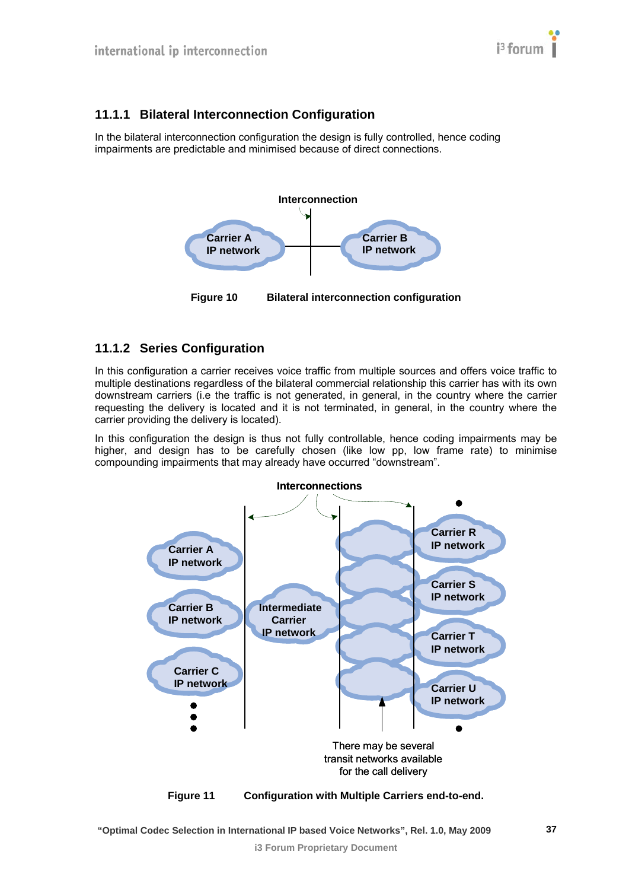### 11.1.1 Bilateral Interconnection Configuration

In the bilateral interconnection configuration the design is fully controlled, hence coding impairments are predictable and minimised because of direct connections.

**Figure 10 Bilateral interconnection configuration**

### 11.1.2 Series Configuration

In this configuration a carrier receives voice traffic from multiple sources and offers voice traffic to multiple destinations regardless of the bilateral commercial relationship this carrier has with its own downstream carriers (i.e the traffic is not generated, in general, in the country where the carrier requesting the delivery is located and it is not terminated, in general, in the country where the carrier providing the delivery is located).

In this configuration the design is thus not fully controllable, hence coding impairments may be higher, and design has to be carefully chosen (like low pp, low frame rate) to minimise compounding impairments that may already have occurred "downstream".

**Figure 11 Configuration with Multiple Carriers end-to-end.**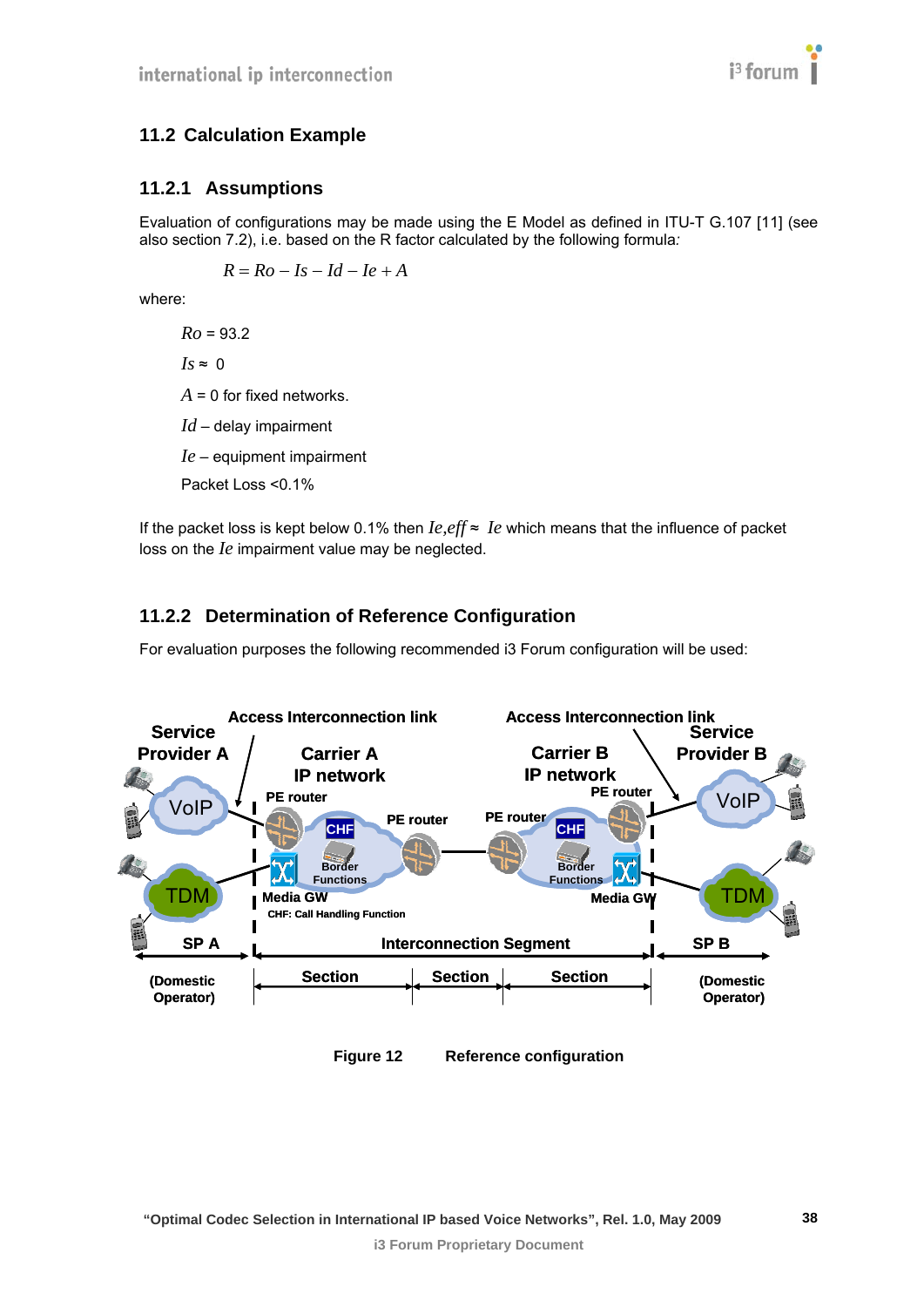## 11.2 Calculation Example

### 11.2.1 Assumptions

Evaluation of configurations may be made using the E Model as defined in ITU-T G.107 [11] (see also section 7.2), i.e. based on the R factor calculated by the following formula:

$$R = Ro - Is - Id - Ie + A$$

where:

$Ro$ = 93.2

$Is \approx 0$

$A$ = 0 for fixed networks.

$Id$ – delay impairment

$Ie$ – equipment impairment

Packet Loss <0.1%

If the packet loss is kept below 0.1% then $Ie{,}eff \approx Ie$ which means that the influence of packet loss on the $Ie$ impairment value may be neglected.

### 11.2.2 Determination of Reference Configuration

For evaluation purposes the following recommended i3 Forum configuration will be used:

Figure 12 Reference configuration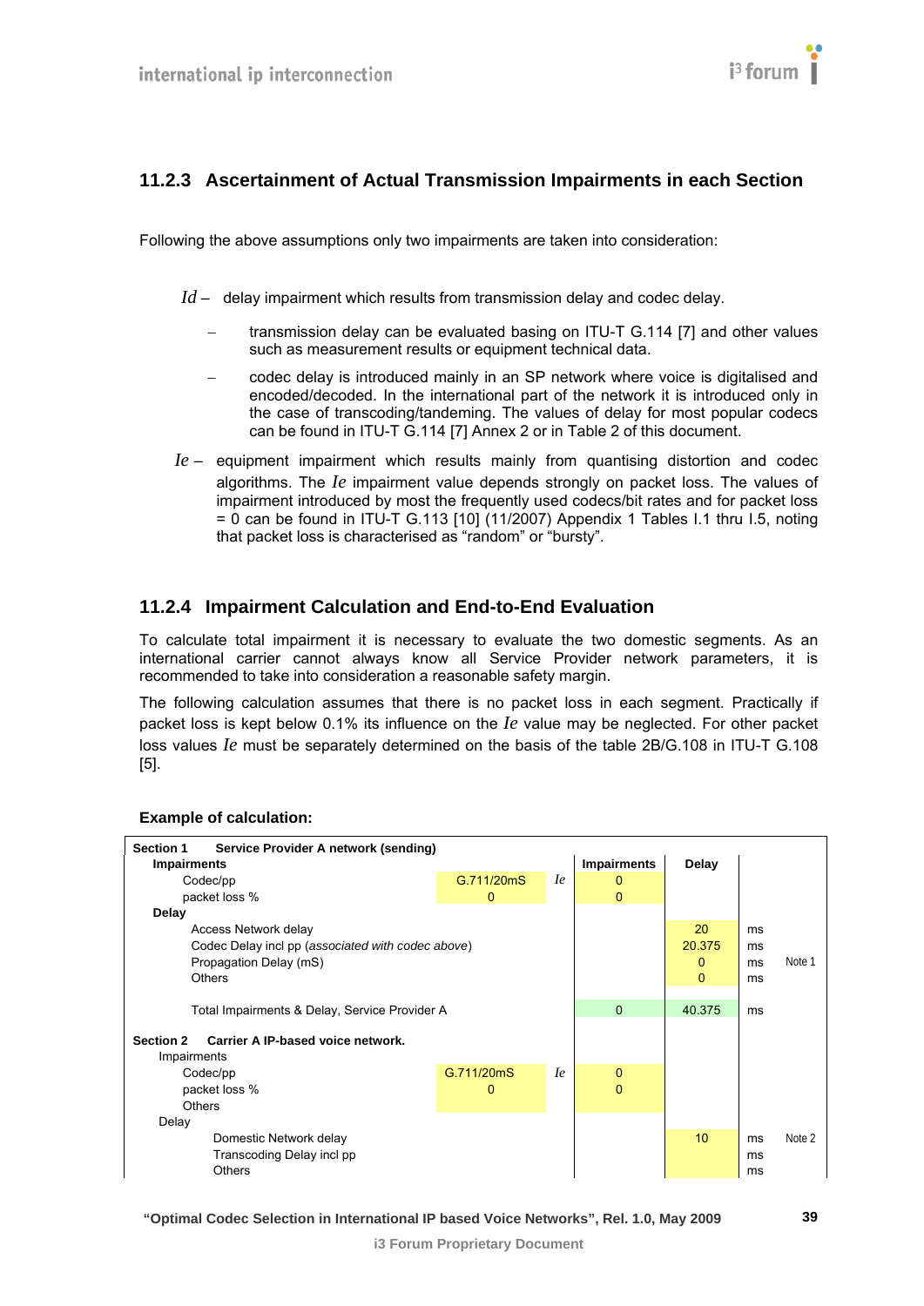### 11.2.3 Ascertainment of Actual Transmission Impairments in each Section

Following the above assumptions only two impairments are taken into consideration:

*Id* – delay impairment which results from transmission delay and codec delay.

- transmission delay can be evaluated basing on ITU-T G.114 [7] and other values such as measurement results or equipment technical data.
- codec delay is introduced mainly in an SP network where voice is digitalised and encoded/decoded. In the international part of the network it is introduced only in the case of transcoding/tandeming. The values of delay for most popular codecs can be found in ITU-T G.114 [7] Annex 2 or in Table 2 of this document.

*Ie* – equipment impairment which results mainly from quantising distortion and codec algorithms. The *Ie* impairment value depends strongly on packet loss. The values of impairment introduced by most the frequently used codecs/bit rates and for packet loss = 0 can be found in ITU-T G.113 [10] (11/2007) Appendix 1 Tables I.1 thru I.5, noting that packet loss is characterised as “random” or “bursty”.

### 11.2.4 Impairment Calculation and End-to-End Evaluation

To calculate total impairment it is necessary to evaluate the two domestic segments. As an international carrier cannot always know all Service Provider network parameters, it is recommended to take into consideration a reasonable safety margin.

The following calculation assumes that there is no packet loss in each segment. Practically if packet loss is kept below 0.1% its influence on the *Ie* value may be neglected. For other packet loss values *Ie* must be separately determined on the basis of the table 2B/G.108 in ITU-T G.108 [5].

**Example of calculation:**

| | | | Impairments | Delay | | |
|---|---|---|---|---|---|---|
| **Section 1 Service Provider A network (sending)** | | | | | | |
| **Impairments** | | | | | | |
| Codec/pp | G.711/20mS | *Ie* | 0 | | | |
| packet loss % | 0 | | 0 | | | |
| **Delay** | | | | | | |
| Access Network delay | | | | 20 | ms | |
| Codec Delay incl pp (*associated with codec above*) | | | | 20.375 | ms | |
| Propagation Delay (mS) | | | | 0 | ms | Note 1 |
| Others | | | | 0 | ms | |
| Total Impairments & Delay, Service Provider A | | | 0 | 40.375 | ms | |
| **Section 2 Carrier A IP-based voice network.** | | | | | | |
| Impairments | | | | | | |
| Codec/pp | G.711/20mS | *Ie* | 0 | | | |
| packet loss % | 0 | | 0 | | | |
| Others | | | | | | |
| Delay | | | | | | |
| Domestic Network delay | | | | 10 | ms | Note 2 |
| Transcoding Delay incl pp | | | | | ms | |
| Others | | | | | ms | |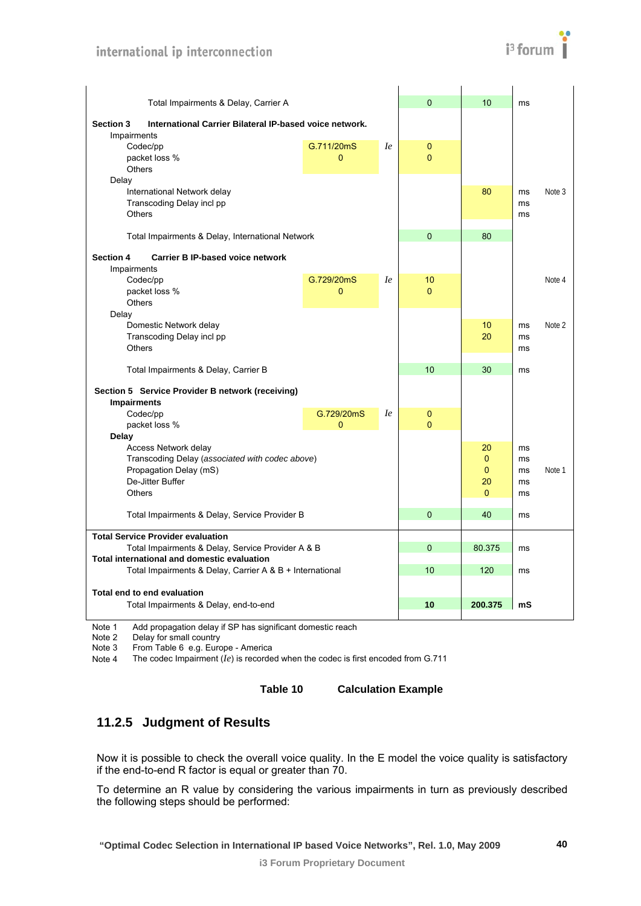| | | | Ie | Delay | Unit | Note |
|---|---|---|---|---|---|---|
| Total Impairments & Delay, Carrier A | | | 0 | 10 | ms | |
| **Section 3 International Carrier Bilateral IP-based voice network.** | | | | | | |
| Impairments | | | | | | |
| Codec/pp | G.711/20mS | *Ie* | 0 | | | |
| packet loss % | 0 | | 0 | | | |
| Others | | | | | | |
| Delay | | | | | | |
| International Network delay | | | | 80 | ms | Note 3 |
| Transcoding Delay incl pp | | | | | ms | |
| Others | | | | | ms | |
| Total Impairments & Delay, International Network | | | 0 | 80 | | |
| **Section 4 Carrier B IP-based voice network** | | | | | | |
| Impairments | | | | | | |
| Codec/pp | G.729/20mS | *Ie* | 10 | | | Note 4 |
| packet loss % | 0 | | 0 | | | |
| Others | | | | | | |
| Delay | | | | | | |
| Domestic Network delay | | | | 10 | ms | Note 2 |
| Transcoding Delay incl pp | | | | 20 | ms | |
| Others | | | | | ms | |
| Total Impairments & Delay, Carrier B | | | 10 | 30 | ms | |
| **Section 5 Service Provider B network (receiving)** | | | | | | |
| **Impairments** | | | | | | |
| Codec/pp | G.729/20mS | *Ie* | 0 | | | |
| packet loss % | 0 | | 0 | | | |
| **Delay** | | | | | | |
| Access Network delay | | | | 20 | ms | |
| Transcoding Delay (*associated with codec above*) | | | | 0 | ms | |
| Propagation Delay (mS) | | | | 0 | ms | Note 1 |
| De-Jitter Buffer | | | | 20 | ms | |
| Others | | | | 0 | ms | |
| Total Impairments & Delay, Service Provider B | | | 0 | 40 | ms | |
| **Total Service Provider evaluation** | | | | | | |
| Total Impairments & Delay, Service Provider A & B | | | 0 | 80.375 | ms | |
| **Total international and domestic evaluation** | | | | | | |
| Total Impairments & Delay, Carrier A & B + International | | | 10 | 120 | ms | |
| **Total end to end evaluation** | | | | | | |
| Total Impairments & Delay, end-to-end | | | **10** | **200.375** | **mS** | |

Note 1 Add propagation delay if SP has significant domestic reach

Note 2 Delay for small country

Note 3 From Table 6 e.g. Europe - America

Note 4 The codec Impairment (*Ie*) is recorded when the codec is first encoded from G.711

**Table 10 Calculation Example**

## 11.2.5 Judgment of Results

Now it is possible to check the overall voice quality. In the E model the voice quality is satisfactory if the end-to-end R factor is equal or greater than 70.

To determine an R value by considering the various impairments in turn as previously described the following steps should be performed: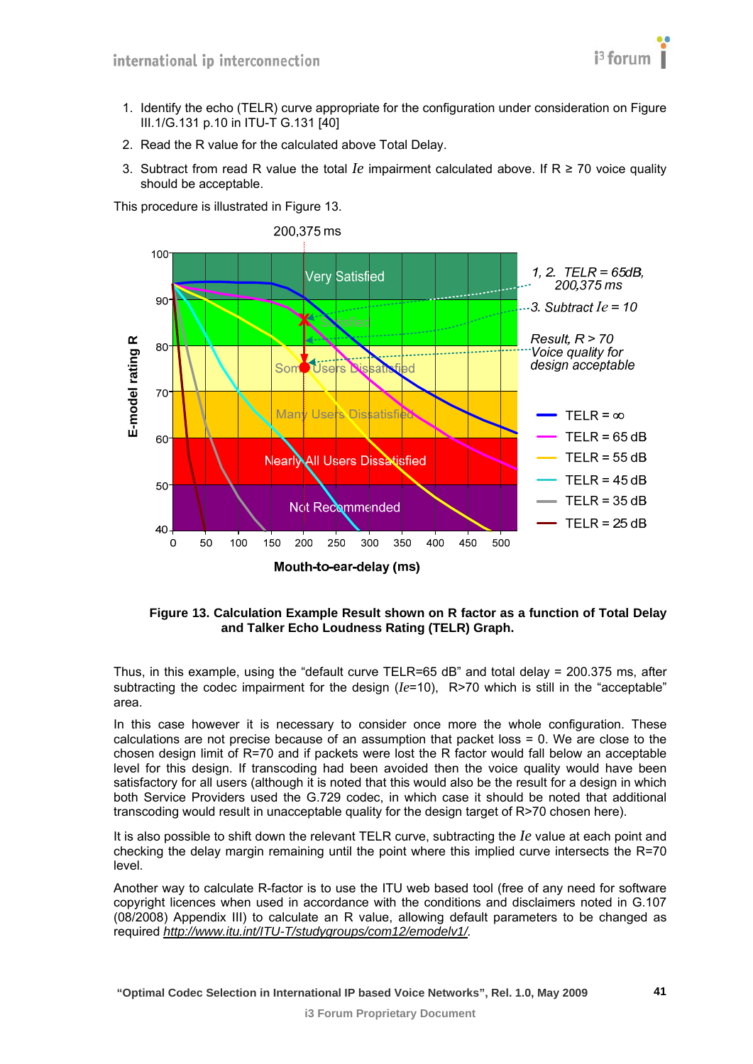1. Identify the echo (TELR) curve appropriate for the configuration under consideration on Figure III.1/G.131 p.10 in ITU-T G.131 [40]
2. Read the R value for the calculated above Total Delay.
3. Subtract from read R value the total $Ie$ impairment calculated above. If R ≥ 70 voice quality should be acceptable.

This procedure is illustrated in Figure 13.

**Figure 13. Calculation Example Result shown on R factor as a function of Total Delay and Talker Echo Loudness Rating (TELR) Graph.**

Thus, in this example, using the "default curve TELR=65 dB" and total delay = 200.375 ms, after subtracting the codec impairment for the design ($Ie$=10), R>70 which is still in the "acceptable" area.

In this case however it is necessary to consider once more the whole configuration. These calculations are not precise because of an assumption that packet loss = 0. We are close to the chosen design limit of R=70 and if packets were lost the R factor would fall below an acceptable level for this design. If transcoding had been avoided then the voice quality would have been satisfactory for all users (although it is noted that this would also be the result for a design in which both Service Providers used the G.729 codec, in which case it should be noted that additional transcoding would result in unacceptable quality for the design target of R>70 chosen here).

It is also possible to shift down the relevant TELR curve, subtracting the $Ie$ value at each point and checking the delay margin remaining until the point where this implied curve intersects the R=70 level.

Another way to calculate R-factor is to use the ITU web based tool (free of any need for software copyright licences when used in accordance with the conditions and disclaimers noted in G.107 (08/2008) Appendix III) to calculate an R value, allowing default parameters to be changed as required *http://www.itu.int/ITU-T/studygroups/com12/emodelv1/*.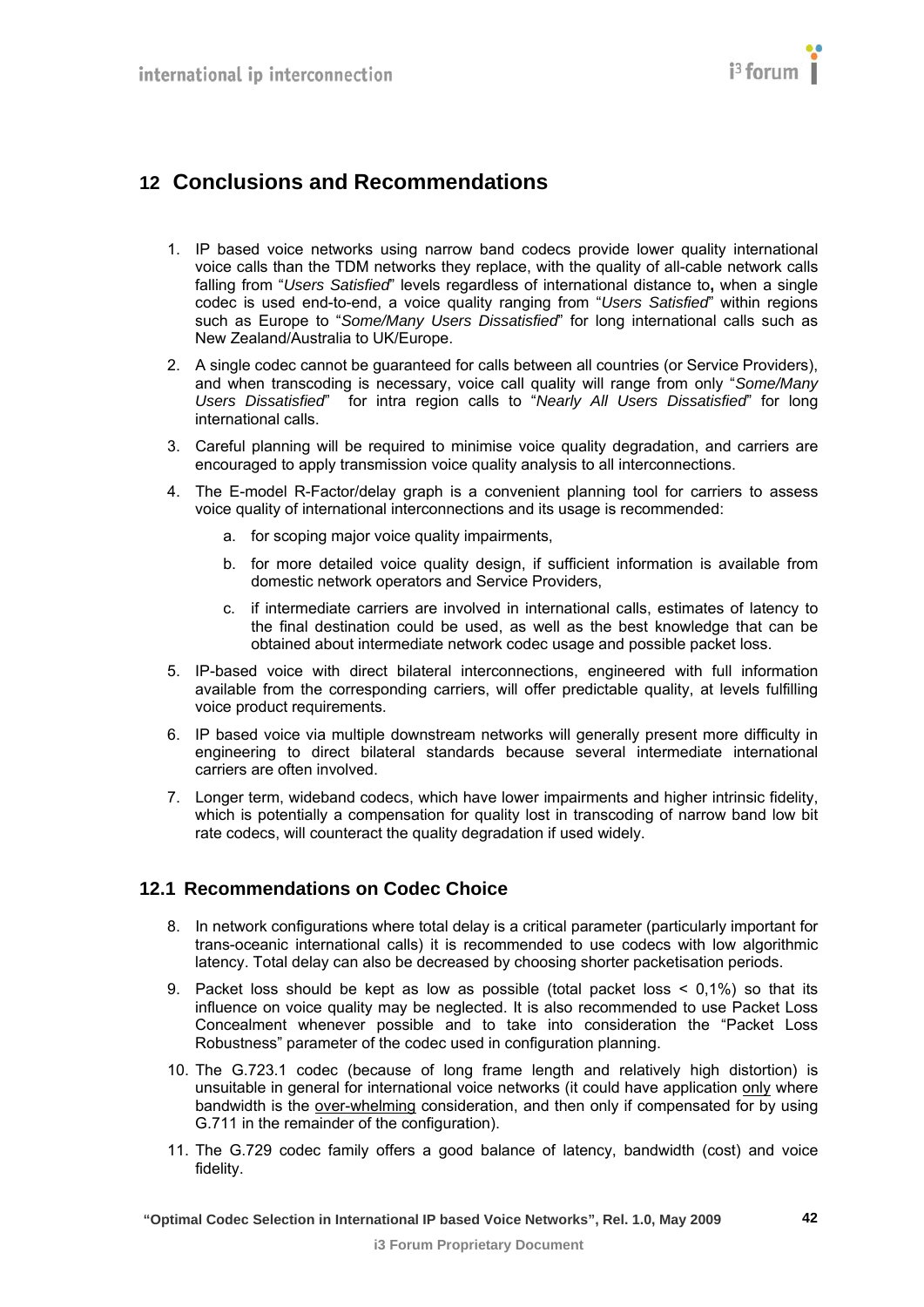# 12 Conclusions and Recommendations

1. IP based voice networks using narrow band codecs provide lower quality international voice calls than the TDM networks they replace, with the quality of all-cable network calls falling from "*Users Satisfied*" levels regardless of international distance to**,** when a single codec is used end-to-end, a voice quality ranging from "*Users Satisfied*" within regions such as Europe to "*Some/Many Users Dissatisfied*" for long international calls such as New Zealand/Australia to UK/Europe.

2. A single codec cannot be guaranteed for calls between all countries (or Service Providers), and when transcoding is necessary, voice call quality will range from only "*Some/Many Users Dissatisfied*" for intra region calls to "*Nearly All Users Dissatisfied*" for long international calls.

3. Careful planning will be required to minimise voice quality degradation, and carriers are encouraged to apply transmission voice quality analysis to all interconnections.

4. The E-model R-Factor/delay graph is a convenient planning tool for carriers to assess voice quality of international interconnections and its usage is recommended:

   a. for scoping major voice quality impairments,

   b. for more detailed voice quality design, if sufficient information is available from domestic network operators and Service Providers,

   c. if intermediate carriers are involved in international calls, estimates of latency to the final destination could be used, as well as the best knowledge that can be obtained about intermediate network codec usage and possible packet loss.

5. IP-based voice with direct bilateral interconnections, engineered with full information available from the corresponding carriers, will offer predictable quality, at levels fulfilling voice product requirements.

6. IP based voice via multiple downstream networks will generally present more difficulty in engineering to direct bilateral standards because several intermediate international carriers are often involved.

7. Longer term, wideband codecs, which have lower impairments and higher intrinsic fidelity, which is potentially a compensation for quality lost in transcoding of narrow band low bit rate codecs, will counteract the quality degradation if used widely.

## 12.1 Recommendations on Codec Choice

8. In network configurations where total delay is a critical parameter (particularly important for trans-oceanic international calls) it is recommended to use codecs with low algorithmic latency. Total delay can also be decreased by choosing shorter packetisation periods.

9. Packet loss should be kept as low as possible (total packet loss < 0,1%) so that its influence on voice quality may be neglected. It is also recommended to use Packet Loss Concealment whenever possible and to take into consideration the "Packet Loss Robustness" parameter of the codec used in configuration planning.

10. The G.723.1 codec (because of long frame length and relatively high distortion) is unsuitable in general for international voice networks (it could have application only where bandwidth is the over-whelming consideration, and then only if compensated for by using G.711 in the remainder of the configuration).

11. The G.729 codec family offers a good balance of latency, bandwidth (cost) and voice fidelity.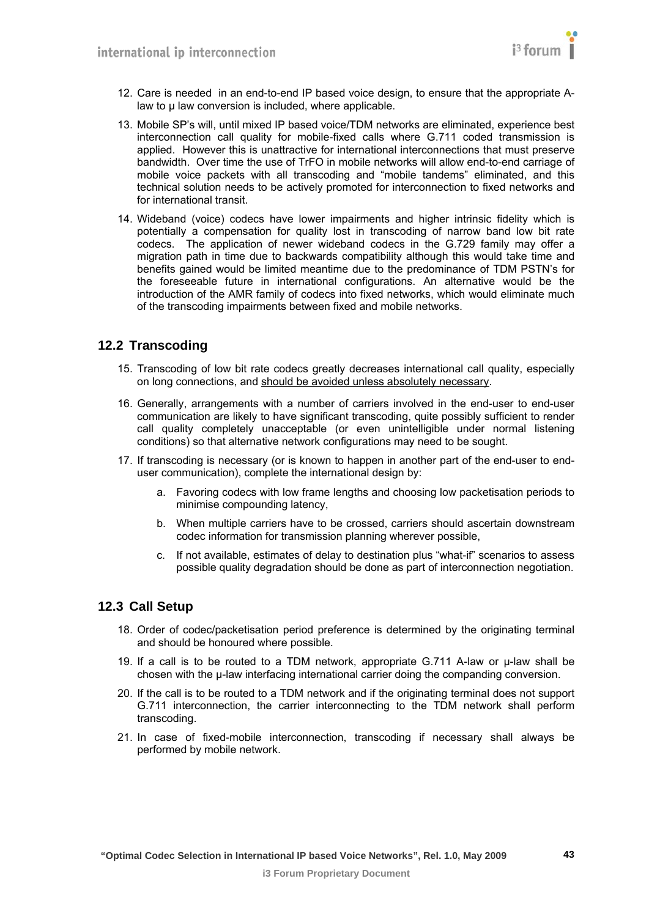12. Care is needed in an end-to-end IP based voice design, to ensure that the appropriate A-law to μ law conversion is included, where applicable.

13. Mobile SP's will, until mixed IP based voice/TDM networks are eliminated, experience best interconnection call quality for mobile-fixed calls where G.711 coded transmission is applied. However this is unattractive for international interconnections that must preserve bandwidth. Over time the use of TrFO in mobile networks will allow end-to-end carriage of mobile voice packets with all transcoding and "mobile tandems" eliminated, and this technical solution needs to be actively promoted for interconnection to fixed networks and for international transit.

14. Wideband (voice) codecs have lower impairments and higher intrinsic fidelity which is potentially a compensation for quality lost in transcoding of narrow band low bit rate codecs. The application of newer wideband codecs in the G.729 family may offer a migration path in time due to backwards compatibility although this would take time and benefits gained would be limited meantime due to the predominance of TDM PSTN's for the foreseeable future in international configurations. An alternative would be the introduction of the AMR family of codecs into fixed networks, which would eliminate much of the transcoding impairments between fixed and mobile networks.

## 12.2 Transcoding

15. Transcoding of low bit rate codecs greatly decreases international call quality, especially on long connections, and should be avoided unless absolutely necessary.

16. Generally, arrangements with a number of carriers involved in the end-user to end-user communication are likely to have significant transcoding, quite possibly sufficient to render call quality completely unacceptable (or even unintelligible under normal listening conditions) so that alternative network configurations may need to be sought.

17. If transcoding is necessary (or is known to happen in another part of the end-user to end-user communication), complete the international design by:

    a. Favoring codecs with low frame lengths and choosing low packetisation periods to minimise compounding latency,

    b. When multiple carriers have to be crossed, carriers should ascertain downstream codec information for transmission planning wherever possible,

    c. If not available, estimates of delay to destination plus "what-if" scenarios to assess possible quality degradation should be done as part of interconnection negotiation.

## 12.3 Call Setup

18. Order of codec/packetisation period preference is determined by the originating terminal and should be honoured where possible.

19. If a call is to be routed to a TDM network, appropriate G.711 A-law or μ-law shall be chosen with the μ-law interfacing international carrier doing the companding conversion.

20. If the call is to be routed to a TDM network and if the originating terminal does not support G.711 interconnection, the carrier interconnecting to the TDM network shall perform transcoding.

21. In case of fixed-mobile interconnection, transcoding if necessary shall always be performed by mobile network.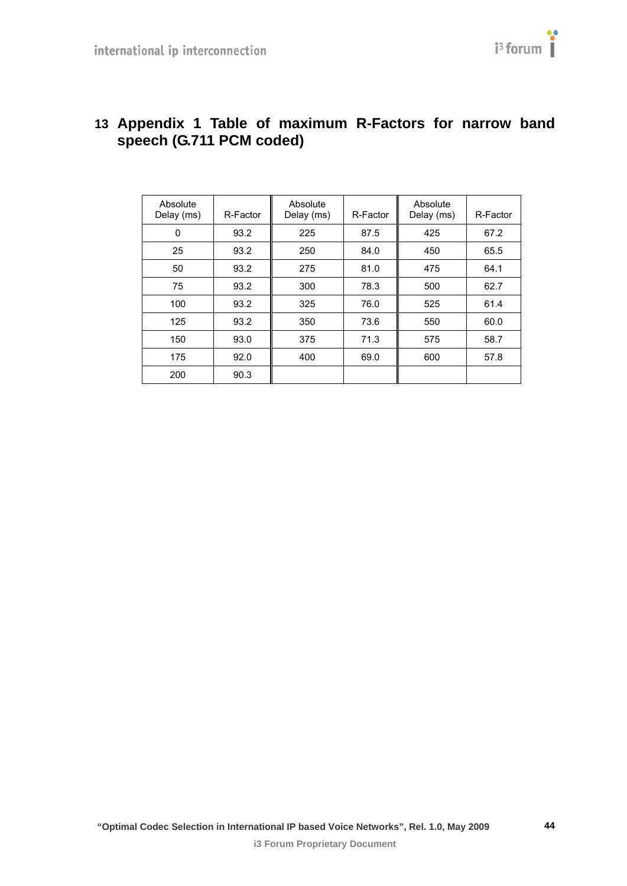# 13 Appendix 1 Table of maximum R-Factors for narrow band speech (G.711 PCM coded)

| Absolute Delay (ms) | R-Factor | Absolute Delay (ms) | R-Factor | Absolute Delay (ms) | R-Factor |
|---|---|---|---|---|---|
| 0 | 93.2 | 225 | 87.5 | 425 | 67.2 |
| 25 | 93.2 | 250 | 84.0 | 450 | 65.5 |
| 50 | 93.2 | 275 | 81.0 | 475 | 64.1 |
| 75 | 93.2 | 300 | 78.3 | 500 | 62.7 |
| 100 | 93.2 | 325 | 76.0 | 525 | 61.4 |
| 125 | 93.2 | 350 | 73.6 | 550 | 60.0 |
| 150 | 93.0 | 375 | 71.3 | 575 | 58.7 |
| 175 | 92.0 | 400 | 69.0 | 600 | 57.8 |
| 200 | 90.3 | | | | |